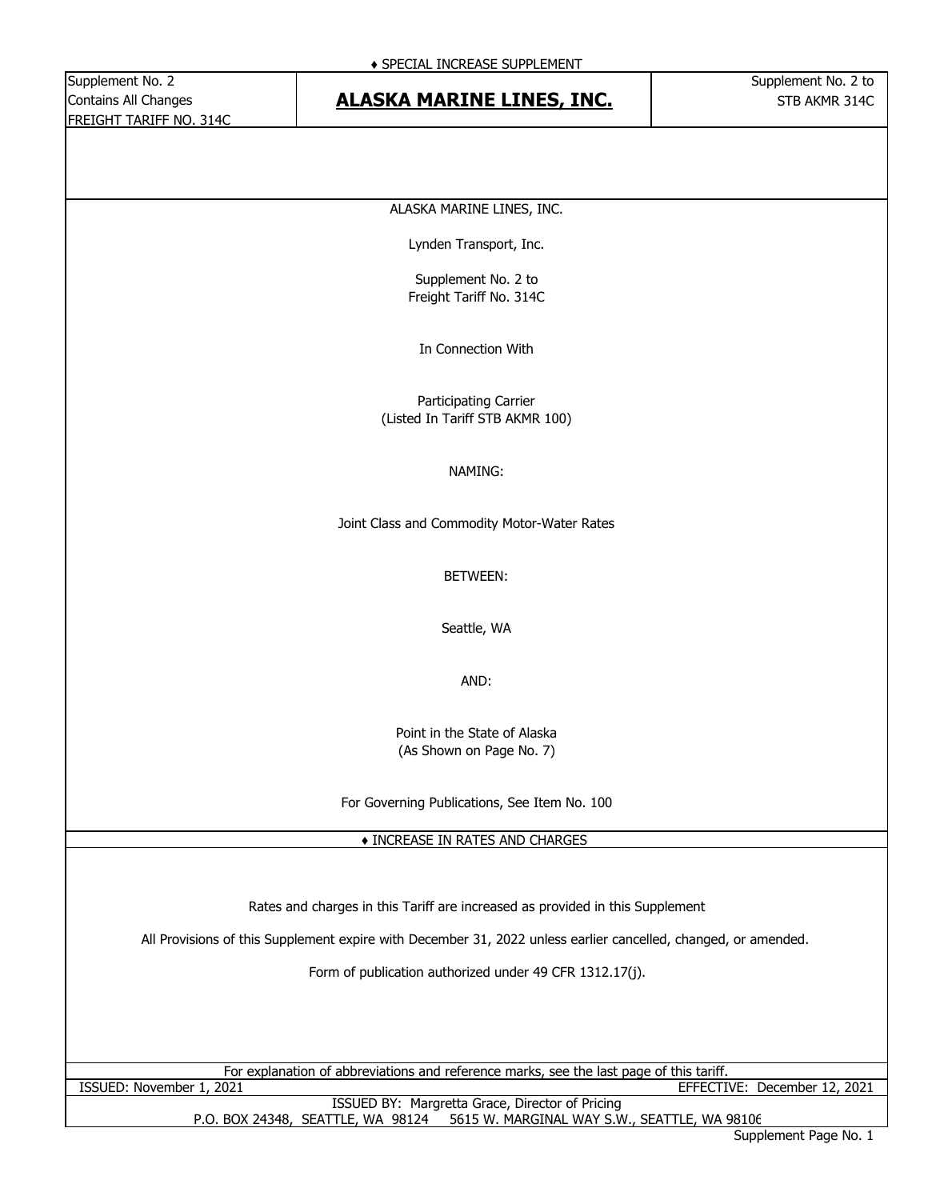♦ SPECIAL INCREASE SUPPLEMENT

| Supplement No. 2<br>Contains All Changes<br>FREIGHT TARIFF NO. 314C | **ALASKA MARINE LINES, INC.** | Supplement No. 2 to<br>STB AKMR 314C |
|---|---|---|

ALASKA MARINE LINES, INC.

Lynden Transport, Inc.

Supplement No. 2 to
Freight Tariff No. 314C

In Connection With

Participating Carrier
(Listed In Tariff STB AKMR 100)

NAMING:

Joint Class and Commodity Motor-Water Rates

BETWEEN:

Seattle, WA

AND:

Point in the State of Alaska
(As Shown on Page No. 7)

For Governing Publications, See Item No. 100

♦ INCREASE IN RATES AND CHARGES

Rates and charges in this Tariff are increased as provided in this Supplement

All Provisions of this Supplement expire with December 31, 2022 unless earlier cancelled, changed, or amended.

Form of publication authorized under 49 CFR 1312.17(j).

For explanation of abbreviations and reference marks, see the last page of this tariff.

ISSUED: November 1, 2021 EFFECTIVE: December 12, 2021

ISSUED BY: Margretta Grace, Director of Pricing
P.O. BOX 24348, SEATTLE, WA 98124 5615 W. MARGINAL WAY S.W., SEATTLE, WA 98106

Supplement Page No. 1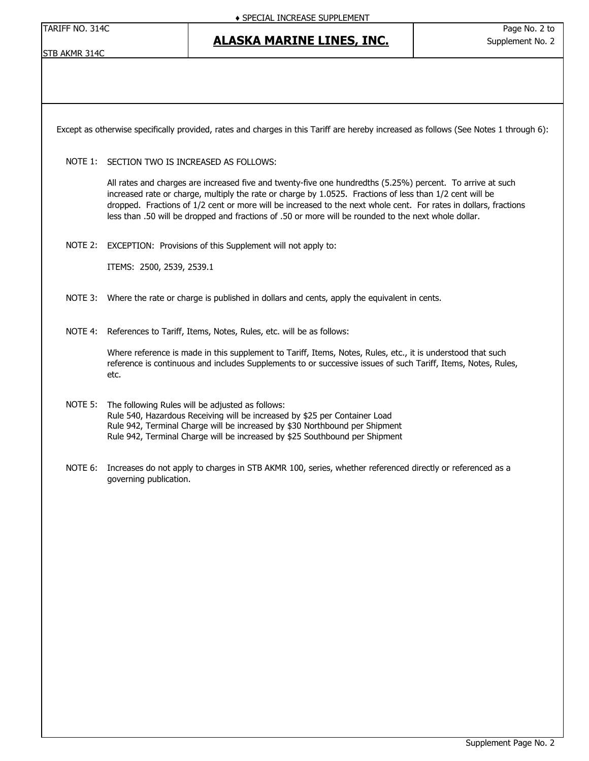Except as otherwise specifically provided, rates and charges in this Tariff are hereby increased as follows (See Notes 1 through 6):

NOTE 1: SECTION TWO IS INCREASED AS FOLLOWS:

All rates and charges are increased five and twenty-five one hundredths (5.25%) percent. To arrive at such increased rate or charge, multiply the rate or charge by 1.0525. Fractions of less than 1/2 cent will be dropped. Fractions of 1/2 cent or more will be increased to the next whole cent. For rates in dollars, fractions less than .50 will be dropped and fractions of .50 or more will be rounded to the next whole dollar.

NOTE 2: EXCEPTION: Provisions of this Supplement will not apply to:

ITEMS: 2500, 2539, 2539.1

NOTE 3: Where the rate or charge is published in dollars and cents, apply the equivalent in cents.

NOTE 4: References to Tariff, Items, Notes, Rules, etc. will be as follows:

Where reference is made in this supplement to Tariff, Items, Notes, Rules, etc., it is understood that such reference is continuous and includes Supplements to or successive issues of such Tariff, Items, Notes, Rules, etc.

NOTE 5: The following Rules will be adjusted as follows:
Rule 540, Hazardous Receiving will be increased by $25 per Container Load
Rule 942, Terminal Charge will be increased by $30 Northbound per Shipment
Rule 942, Terminal Charge will be increased by $25 Southbound per Shipment

NOTE 6: Increases do not apply to charges in STB AKMR 100, series, whether referenced directly or referenced as a governing publication.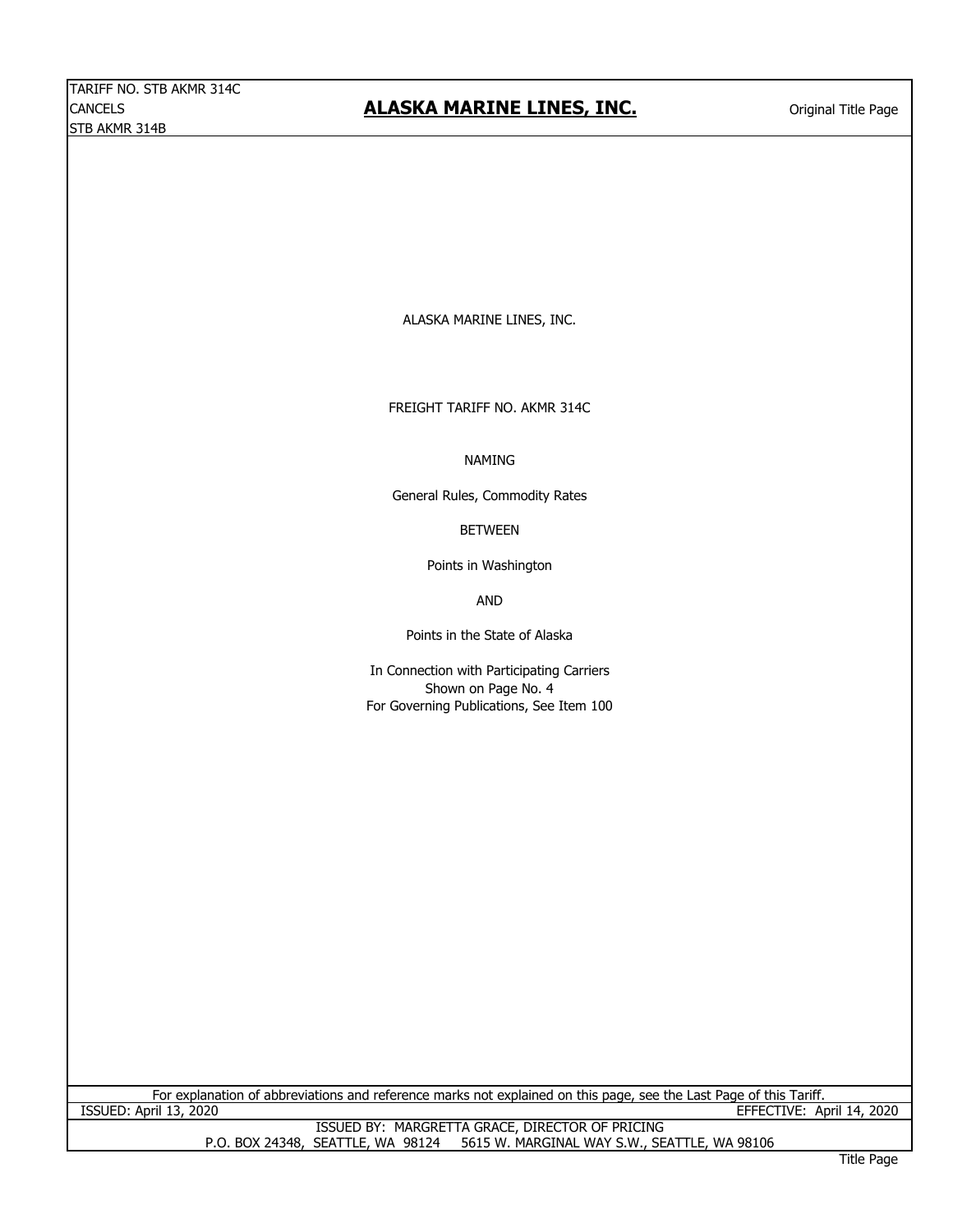TARIFF NO. STB AKMR 314C
CANCELS
STB AKMR 314B

# ALASKA MARINE LINES, INC.

Original Title Page

ALASKA MARINE LINES, INC.

FREIGHT TARIFF NO. AKMR 314C

NAMING

General Rules, Commodity Rates

BETWEEN

Points in Washington

AND

Points in the State of Alaska

In Connection with Participating Carriers
Shown on Page No. 4
For Governing Publications, See Item 100

For explanation of abbreviations and reference marks not explained on this page, see the Last Page of this Tariff.

ISSUED: April 13, 2020 EFFECTIVE: April 14, 2020

ISSUED BY: MARGRETTA GRACE, DIRECTOR OF PRICING
P.O. BOX 24348, SEATTLE, WA 98124 5615 W. MARGINAL WAY S.W., SEATTLE, WA 98106

Title Page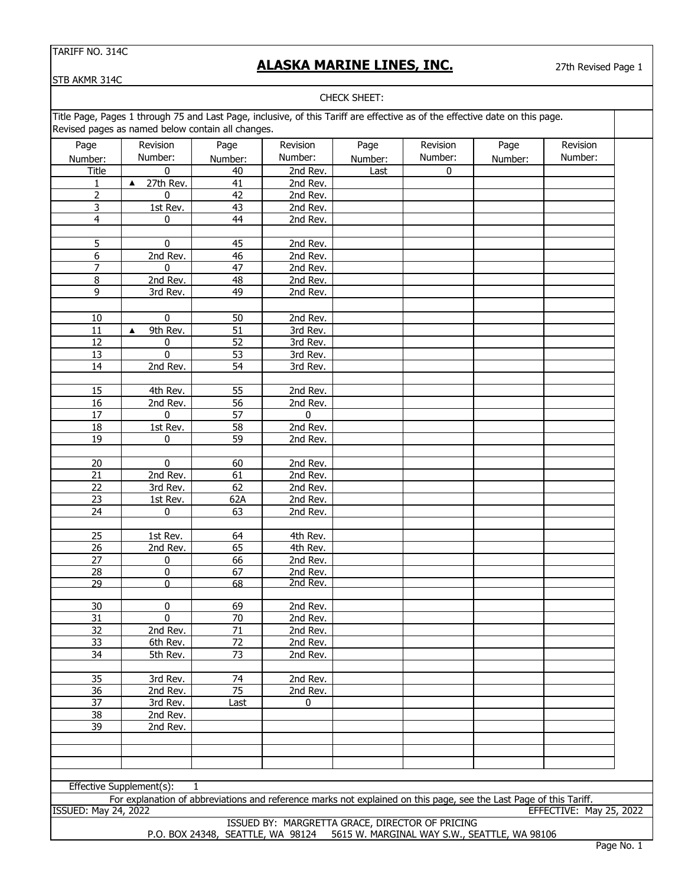TARIFF NO. 314C

STB AKMR 314C

# ALASKA MARINE LINES, INC.

27th Revised Page 1

CHECK SHEET:

Title Page, Pages 1 through 75 and Last Page, inclusive, of this Tariff are effective as of the effective date on this page.
Revised pages as named below contain all changes.

| Page Number: | Revision Number: | Page Number: | Revision Number: | Page Number: | Revision Number: | Page Number: | Revision Number: |
|---|---|---|---|---|---|---|---|
| Title | 0 | 40 | 2nd Rev. | Last | 0 | | |
| 1 | ▲ 27th Rev. | 41 | 2nd Rev. | | | | |
| 2 | 0 | 42 | 2nd Rev. | | | | |
| 3 | 1st Rev. | 43 | 2nd Rev. | | | | |
| 4 | 0 | 44 | 2nd Rev. | | | | |
| | | | | | | | |
| 5 | 0 | 45 | 2nd Rev. | | | | |
| 6 | 2nd Rev. | 46 | 2nd Rev. | | | | |
| 7 | 0 | 47 | 2nd Rev. | | | | |
| 8 | 2nd Rev. | 48 | 2nd Rev. | | | | |
| 9 | 3rd Rev. | 49 | 2nd Rev. | | | | |
| | | | | | | | |
| 10 | 0 | 50 | 2nd Rev. | | | | |
| 11 | ▲ 9th Rev. | 51 | 3rd Rev. | | | | |
| 12 | 0 | 52 | 3rd Rev. | | | | |
| 13 | 0 | 53 | 3rd Rev. | | | | |
| 14 | 2nd Rev. | 54 | 3rd Rev. | | | | |
| | | | | | | | |
| 15 | 4th Rev. | 55 | 2nd Rev. | | | | |
| 16 | 2nd Rev. | 56 | 2nd Rev. | | | | |
| 17 | 0 | 57 | 0 | | | | |
| 18 | 1st Rev. | 58 | 2nd Rev. | | | | |
| 19 | 0 | 59 | 2nd Rev. | | | | |
| | | | | | | | |
| 20 | 0 | 60 | 2nd Rev. | | | | |
| 21 | 2nd Rev. | 61 | 2nd Rev. | | | | |
| 22 | 3rd Rev. | 62 | 2nd Rev. | | | | |
| 23 | 1st Rev. | 62A | 2nd Rev. | | | | |
| 24 | 0 | 63 | 2nd Rev. | | | | |
| | | | | | | | |
| 25 | 1st Rev. | 64 | 4th Rev. | | | | |
| 26 | 2nd Rev. | 65 | 4th Rev. | | | | |
| 27 | 0 | 66 | 2nd Rev. | | | | |
| 28 | 0 | 67 | 2nd Rev. | | | | |
| 29 | 0 | 68 | 2nd Rev. | | | | |
| | | | | | | | |
| 30 | 0 | 69 | 2nd Rev. | | | | |
| 31 | 0 | 70 | 2nd Rev. | | | | |
| 32 | 2nd Rev. | 71 | 2nd Rev. | | | | |
| 33 | 6th Rev. | 72 | 2nd Rev. | | | | |
| 34 | 5th Rev. | 73 | 2nd Rev. | | | | |
| | | | | | | | |
| 35 | 3rd Rev. | 74 | 2nd Rev. | | | | |
| 36 | 2nd Rev. | 75 | 2nd Rev. | | | | |
| 37 | 3rd Rev. | Last | 0 | | | | |
| 38 | 2nd Rev. | | | | | | |
| 39 | 2nd Rev. | | | | | | |

Effective Supplement(s): 1

For explanation of abbreviations and reference marks not explained on this page, see the Last Page of this Tariff.

ISSUED: May 24, 2022 EFFECTIVE: May 25, 2022

ISSUED BY: MARGRETTA GRACE, DIRECTOR OF PRICING
P.O. BOX 24348, SEATTLE, WA 98124 5615 W. MARGINAL WAY S.W., SEATTLE, WA 98106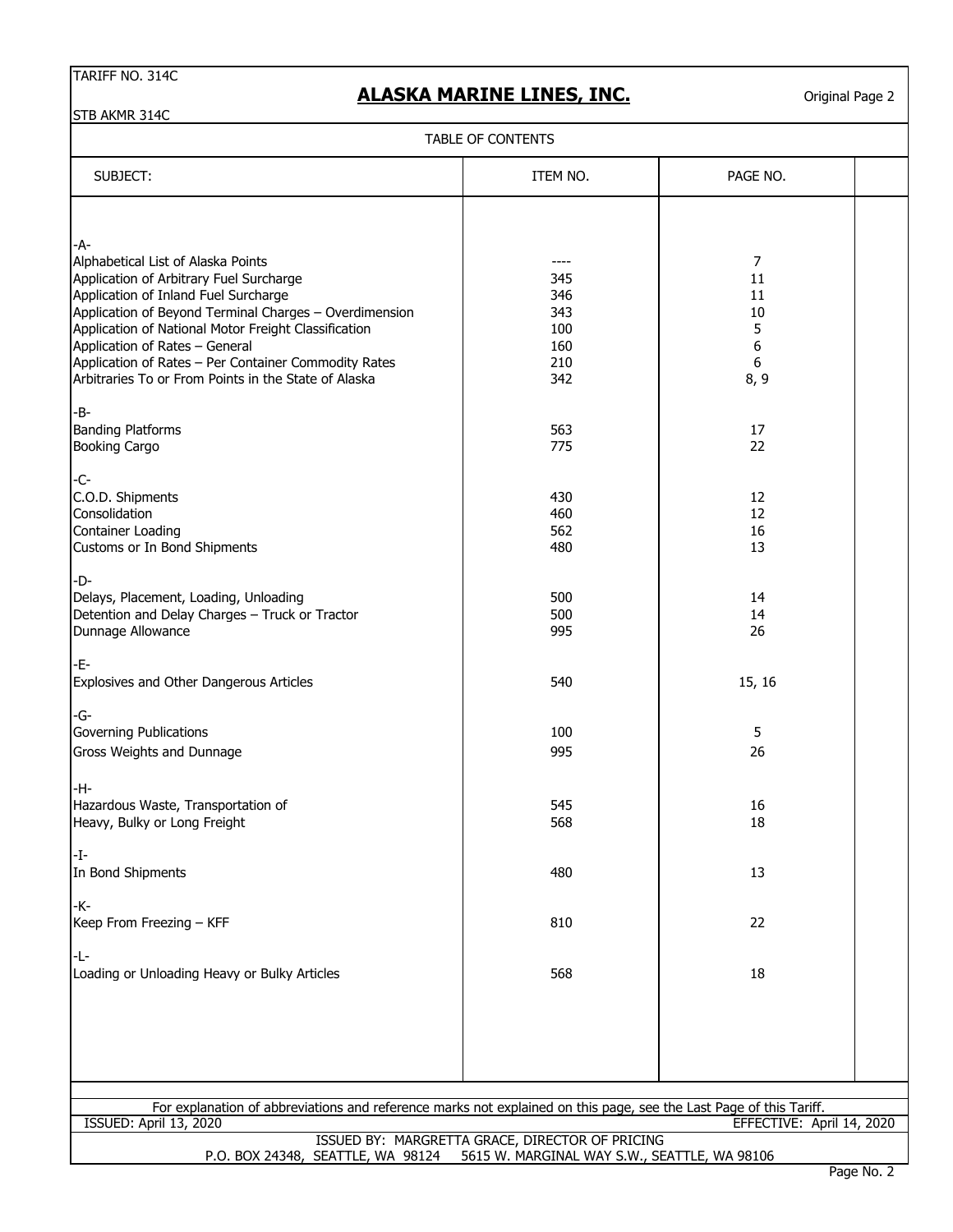TARIFF NO. 314C

STB AKMR 314C

# ALASKA MARINE LINES, INC.

Original Page 2

## TABLE OF CONTENTS

| SUBJECT: | ITEM NO. | PAGE NO. |
|---|---|---|
| **-A-** | | |
| Alphabetical List of Alaska Points | ---- | 7 |
| Application of Arbitrary Fuel Surcharge | 345 | 11 |
| Application of Inland Fuel Surcharge | 346 | 11 |
| Application of Beyond Terminal Charges – Overdimension | 343 | 10 |
| Application of National Motor Freight Classification | 100 | 5 |
| Application of Rates – General | 160 | 6 |
| Application of Rates – Per Container Commodity Rates | 210 | 6 |
| Arbitraries To or From Points in the State of Alaska | 342 | 8, 9 |
| **-B-** | | |
| Banding Platforms | 563 | 17 |
| Booking Cargo | 775 | 22 |
| **-C-** | | |
| C.O.D. Shipments | 430 | 12 |
| Consolidation | 460 | 12 |
| Container Loading | 562 | 16 |
| Customs or In Bond Shipments | 480 | 13 |
| **-D-** | | |
| Delays, Placement, Loading, Unloading | 500 | 14 |
| Detention and Delay Charges – Truck or Tractor | 500 | 14 |
| Dunnage Allowance | 995 | 26 |
| **-E-** | | |
| Explosives and Other Dangerous Articles | 540 | 15, 16 |
| **-G-** | | |
| Governing Publications | 100 | 5 |
| Gross Weights and Dunnage | 995 | 26 |
| **-H-** | | |
| Hazardous Waste, Transportation of | 545 | 16 |
| Heavy, Bulky or Long Freight | 568 | 18 |
| **-I-** | | |
| In Bond Shipments | 480 | 13 |
| **-K-** | | |
| Keep From Freezing – KFF | 810 | 22 |
| **-L-** | | |
| Loading or Unloading Heavy or Bulky Articles | 568 | 18 |

For explanation of abbreviations and reference marks not explained on this page, see the Last Page of this Tariff.

ISSUED: April 13, 2020

EFFECTIVE: April 14, 2020

ISSUED BY: MARGRETTA GRACE, DIRECTOR OF PRICING

P.O. BOX 24348, SEATTLE, WA 98124 5615 W. MARGINAL WAY S.W., SEATTLE, WA 98106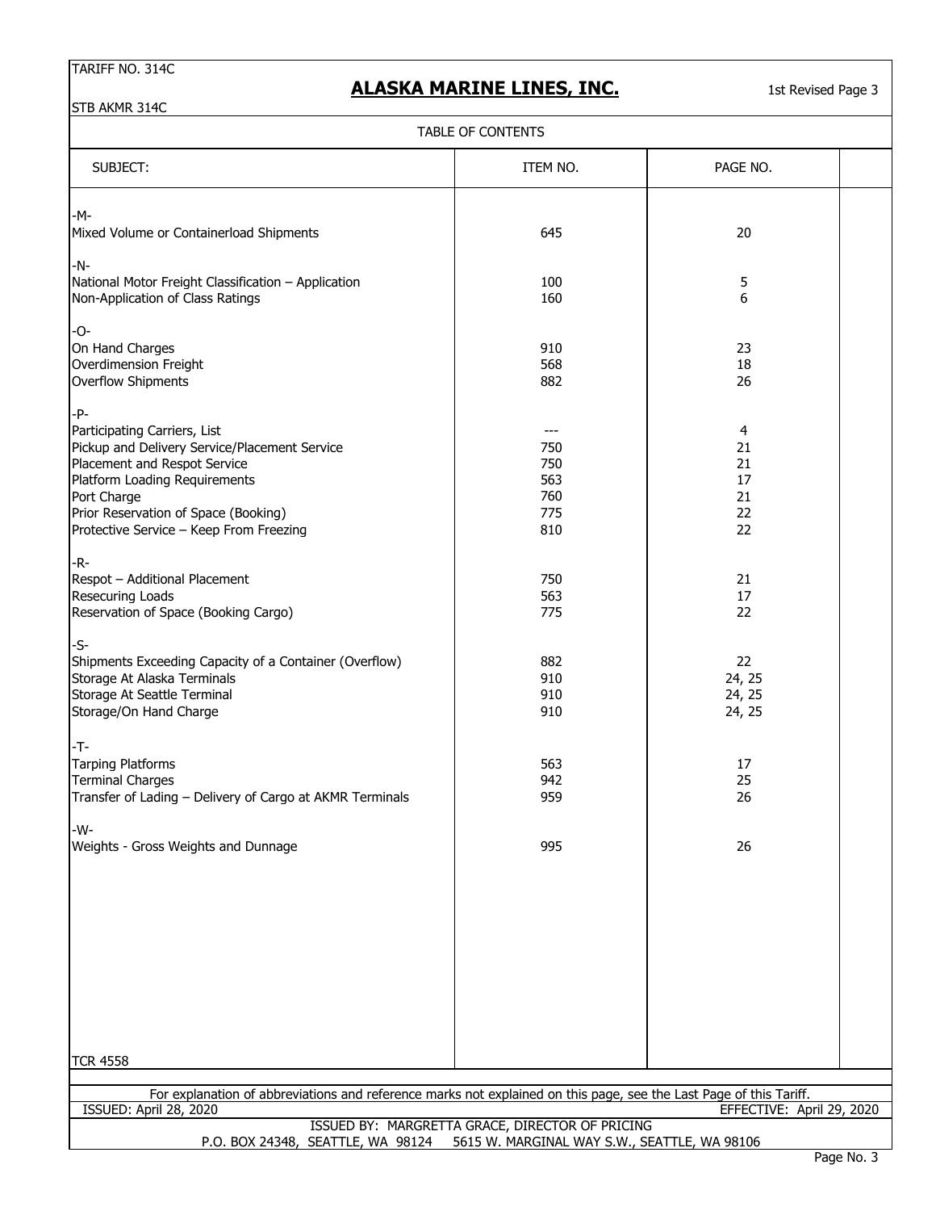TARIFF NO. 314C

STB AKMR 314C

# ALASKA MARINE LINES, INC.

1st Revised Page 3

## TABLE OF CONTENTS

| SUBJECT: | ITEM NO. | PAGE NO. |
|---|---|---|
| -M- | | |
| Mixed Volume or Containerload Shipments | 645 | 20 |
| -N- | | |
| National Motor Freight Classification – Application | 100 | 5 |
| Non-Application of Class Ratings | 160 | 6 |
| -O- | | |
| On Hand Charges | 910 | 23 |
| Overdimension Freight | 568 | 18 |
| Overflow Shipments | 882 | 26 |
| -P- | | |
| Participating Carriers, List | --- | 4 |
| Pickup and Delivery Service/Placement Service | 750 | 21 |
| Placement and Respot Service | 750 | 21 |
| Platform Loading Requirements | 563 | 17 |
| Port Charge | 760 | 21 |
| Prior Reservation of Space (Booking) | 775 | 22 |
| Protective Service – Keep From Freezing | 810 | 22 |
| -R- | | |
| Respot – Additional Placement | 750 | 21 |
| Resecuring Loads | 563 | 17 |
| Reservation of Space (Booking Cargo) | 775 | 22 |
| -S- | | |
| Shipments Exceeding Capacity of a Container (Overflow) | 882 | 22 |
| Storage At Alaska Terminals | 910 | 24, 25 |
| Storage At Seattle Terminal | 910 | 24, 25 |
| Storage/On Hand Charge | 910 | 24, 25 |
| -T- | | |
| Tarping Platforms | 563 | 17 |
| Terminal Charges | 942 | 25 |
| Transfer of Lading – Delivery of Cargo at AKMR Terminals | 959 | 26 |
| -W- | | |
| Weights - Gross Weights and Dunnage | 995 | 26 |

TCR 4558

For explanation of abbreviations and reference marks not explained on this page, see the Last Page of this Tariff.

ISSUED: April 28, 2020 EFFECTIVE: April 29, 2020

ISSUED BY: MARGRETTA GRACE, DIRECTOR OF PRICING

P.O. BOX 24348, SEATTLE, WA 98124 5615 W. MARGINAL WAY S.W., SEATTLE, WA 98106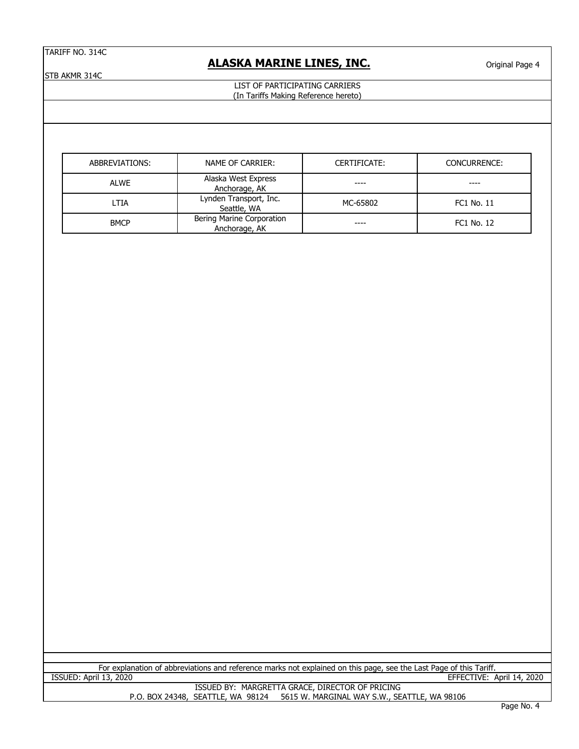LIST OF PARTICIPATING CARRIERS
(In Tariffs Making Reference hereto)

| ABBREVIATIONS: | NAME OF CARRIER: | CERTIFICATE: | CONCURRENCE: |
|---|---|---|---|
| ALWE | Alaska West Express<br>Anchorage, AK | ---- | ---- |
| LTIA | Lynden Transport, Inc.<br>Seattle, WA | MC-65802 | FC1 No. 11 |
| BMCP | Bering Marine Corporation<br>Anchorage, AK | ---- | FC1 No. 12 |

For explanation of abbreviations and reference marks not explained on this page, see the Last Page of this Tariff.

ISSUED: April 13, 2020 EFFECTIVE: April 14, 2020

ISSUED BY: MARGRETTA GRACE, DIRECTOR OF PRICING
P.O. BOX 24348, SEATTLE, WA 98124 5615 W. MARGINAL WAY S.W., SEATTLE, WA 98106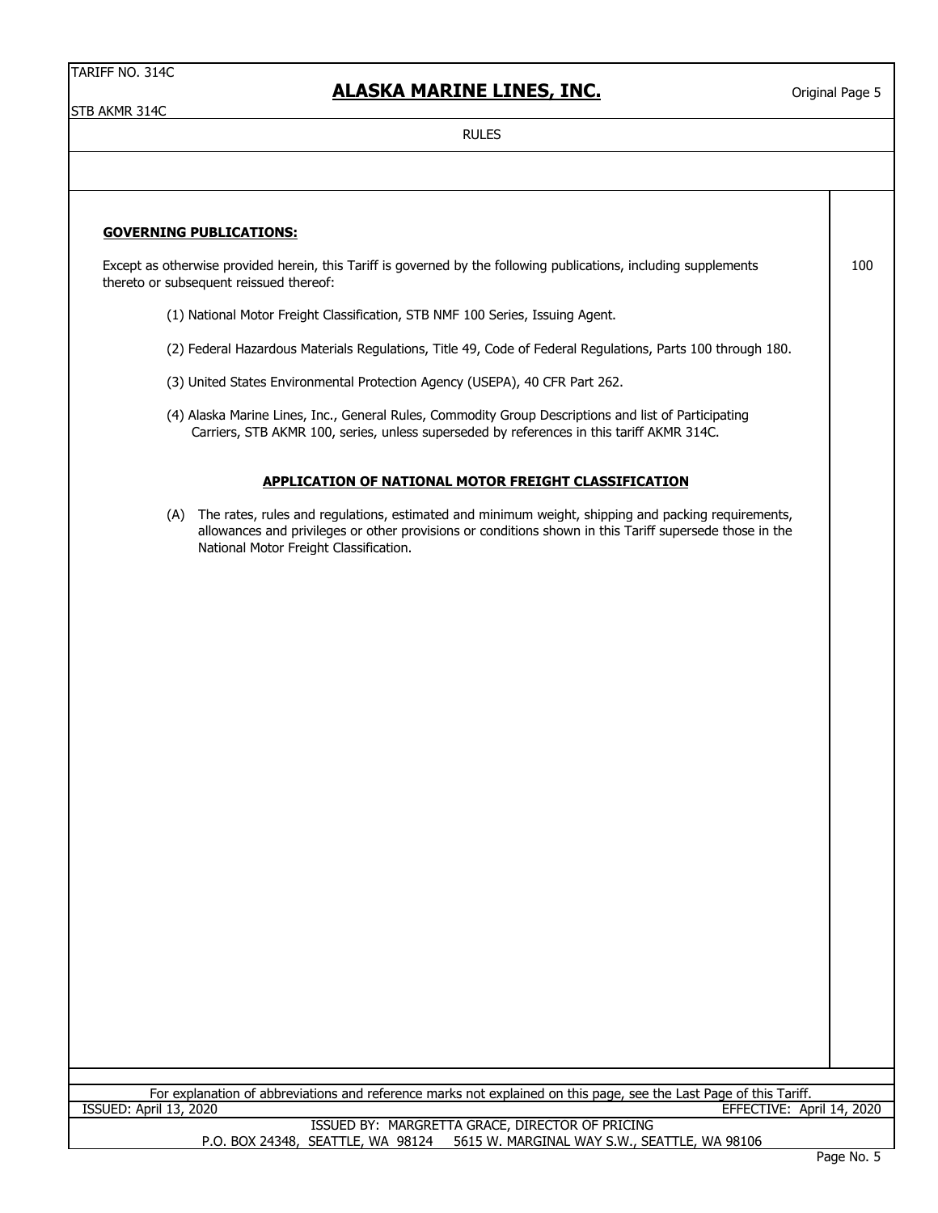## RULES

**GOVERNING PUBLICATIONS:**

100

Except as otherwise provided herein, this Tariff is governed by the following publications, including supplements thereto or subsequent reissued thereof:

(1) National Motor Freight Classification, STB NMF 100 Series, Issuing Agent.

(2) Federal Hazardous Materials Regulations, Title 49, Code of Federal Regulations, Parts 100 through 180.

(3) United States Environmental Protection Agency (USEPA), 40 CFR Part 262.

(4) Alaska Marine Lines, Inc., General Rules, Commodity Group Descriptions and list of Participating Carriers, STB AKMR 100, series, unless superseded by references in this tariff AKMR 314C.

**APPLICATION OF NATIONAL MOTOR FREIGHT CLASSIFICATION**

(A) The rates, rules and regulations, estimated and minimum weight, shipping and packing requirements, allowances and privileges or other provisions or conditions shown in this Tariff supersede those in the National Motor Freight Classification.

For explanation of abbreviations and reference marks not explained on this page, see the Last Page of this Tariff.

ISSUED: April 13, 2020 EFFECTIVE: April 14, 2020

ISSUED BY: MARGRETTA GRACE, DIRECTOR OF PRICING
P.O. BOX 24348, SEATTLE, WA 98124 5615 W. MARGINAL WAY S.W., SEATTLE, WA 98106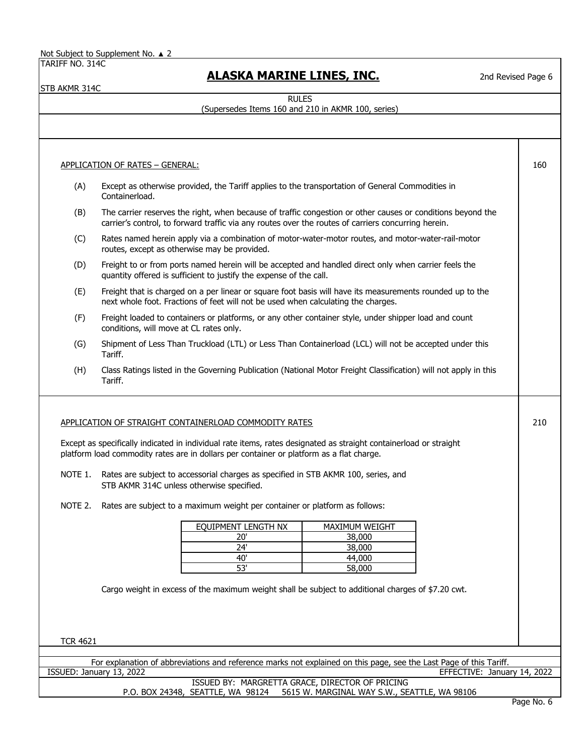RULES

(Supersedes Items 160 and 210 in AKMR 100, series)

## APPLICATION OF RATES – GENERAL: (Item 160)

(A) Except as otherwise provided, the Tariff applies to the transportation of General Commodities in Containerload.

(B) The carrier reserves the right, when because of traffic congestion or other causes or conditions beyond the carrier's control, to forward traffic via any routes over the routes of carriers concurring herein.

(C) Rates named herein apply via a combination of motor-water-motor routes, and motor-water-rail-motor routes, except as otherwise may be provided.

(D) Freight to or from ports named herein will be accepted and handled direct only when carrier feels the quantity offered is sufficient to justify the expense of the call.

(E) Freight that is charged on a per linear or square foot basis will have its measurements rounded up to the next whole foot. Fractions of feet will not be used when calculating the charges.

(F) Freight loaded to containers or platforms, or any other container style, under shipper load and count conditions, will move at CL rates only.

(G) Shipment of Less Than Truckload (LTL) or Less Than Containerload (LCL) will not be accepted under this Tariff.

(H) Class Ratings listed in the Governing Publication (National Motor Freight Classification) will not apply in this Tariff.

## APPLICATION OF STRAIGHT CONTAINERLOAD COMMODITY RATES (Item 210)

Except as specifically indicated in individual rate items, rates designated as straight containerload or straight platform load commodity rates are in dollars per container or platform as a flat charge.

NOTE 1. Rates are subject to accessorial charges as specified in STB AKMR 100, series, and STB AKMR 314C unless otherwise specified.

NOTE 2. Rates are subject to a maximum weight per container or platform as follows:

| EQUIPMENT LENGTH NX | MAXIMUM WEIGHT |
|---|---|
| 20' | 38,000 |
| 24' | 38,000 |
| 40' | 44,000 |
| 53' | 58,000 |

Cargo weight in excess of the maximum weight shall be subject to additional charges of $7.20 cwt.

TCR 4621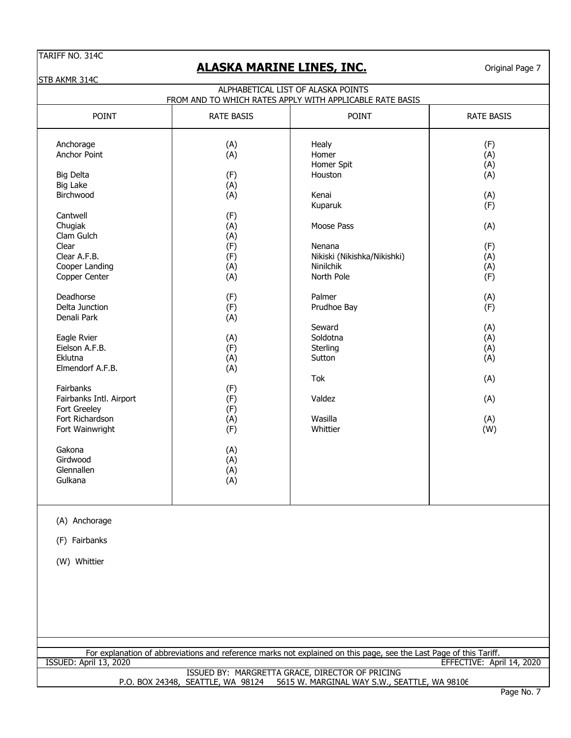## ALASKA MARINE LINES, INC.

TARIFF NO. 314C

STB AKMR 314C

Original Page 7

### ALPHABETICAL LIST OF ALASKA POINTS FROM AND TO WHICH RATES APPLY WITH APPLICABLE RATE BASIS

| POINT | RATE BASIS | POINT | RATE BASIS |
|---|---|---|---|
| Anchorage | (A) | Healy | (F) |
| Anchor Point | (A) | Homer | (A) |
| | | Homer Spit | (A) |
| Big Delta | (F) | Houston | (A) |
| Big Lake | (A) | | |
| Birchwood | (A) | Kenai | (A) |
| | | Kuparuk | (F) |
| Cantwell | (F) | | |
| Chugiak | (A) | Moose Pass | (A) |
| Clam Gulch | (A) | | |
| Clear | (F) | Nenana | (F) |
| Clear A.F.B. | (F) | Nikiski (Nikishka/Nikishki) | (A) |
| Cooper Landing | (A) | Ninilchik | (A) |
| Copper Center | (A) | North Pole | (F) |
| | | | |
| Deadhorse | (F) | Palmer | (A) |
| Delta Junction | (F) | Prudhoe Bay | (F) |
| Denali Park | (A) | | |
| | | Seward | (A) |
| Eagle Rvier | (A) | Soldotna | (A) |
| Eielson A.F.B. | (F) | Sterling | (A) |
| Eklutna | (A) | Sutton | (A) |
| Elmendorf A.F.B. | (A) | | |
| | | Tok | (A) |
| Fairbanks | (F) | | |
| Fairbanks Intl. Airport | (F) | Valdez | (A) |
| Fort Greeley | (F) | | |
| Fort Richardson | (A) | Wasilla | (A) |
| Fort Wainwright | (F) | Whittier | (W) |
| | | | |
| Gakona | (A) | | |
| Girdwood | (A) | | |
| Glennallen | (A) | | |
| Gulkana | (A) | | |

(A) Anchorage

(F) Fairbanks

(W) Whittier

For explanation of abbreviations and reference marks not explained on this page, see the Last Page of this Tariff.

ISSUED: April 13, 2020

EFFECTIVE: April 14, 2020

ISSUED BY: MARGRETTA GRACE, DIRECTOR OF PRICING

P.O. BOX 24348, SEATTLE, WA 98124 5615 W. MARGINAL WAY S.W., SEATTLE, WA 98106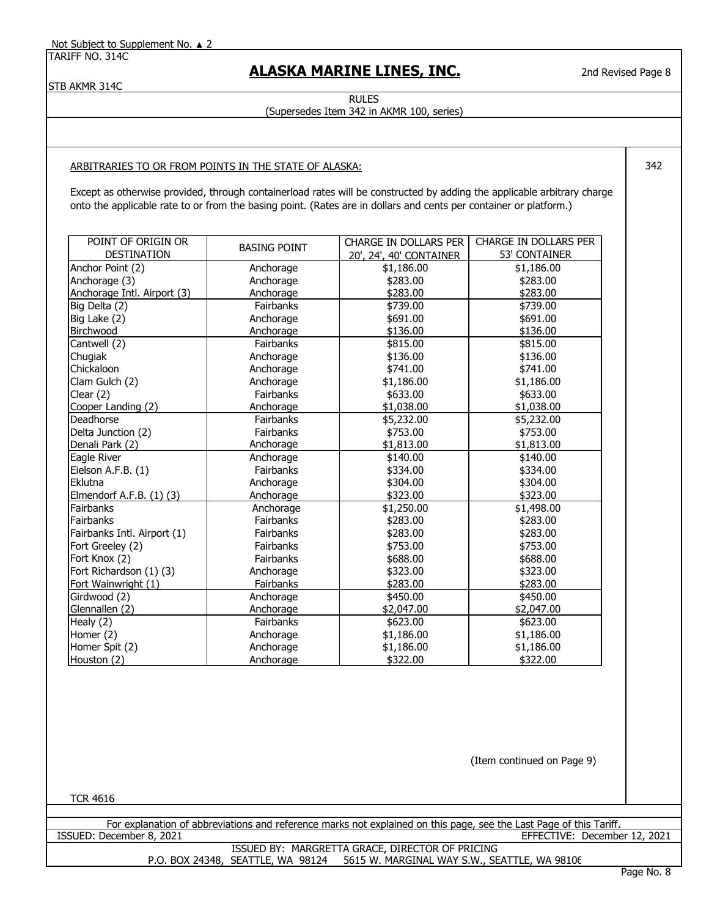Not Subject to Supplement No. ▲ 2

TARIFF NO. 314C

STB AKMR 314C

# ALASKA MARINE LINES, INC.

2nd Revised Page 8

RULES

(Supersedes Item 342 in AKMR 100, series)

342

ARBITRARIES TO OR FROM POINTS IN THE STATE OF ALASKA:

Except as otherwise provided, through containerload rates will be constructed by adding the applicable arbitrary charge onto the applicable rate to or from the basing point. (Rates are in dollars and cents per container or platform.)

| POINT OF ORIGIN OR DESTINATION | BASING POINT | CHARGE IN DOLLARS PER 20', 24', 40' CONTAINER | CHARGE IN DOLLARS PER 53' CONTAINER |
|---|---|---|---|
| Anchor Point (2) | Anchorage | $1,186.00 | $1,186.00 |
| Anchorage (3) | Anchorage | $283.00 | $283.00 |
| Anchorage Intl. Airport (3) | Anchorage | $283.00 | $283.00 |
| Big Delta (2) | Fairbanks | $739.00 | $739.00 |
| Big Lake (2) | Anchorage | $691.00 | $691.00 |
| Birchwood | Anchorage | $136.00 | $136.00 |
| Cantwell (2) | Fairbanks | $815.00 | $815.00 |
| Chugiak | Anchorage | $136.00 | $136.00 |
| Chickaloon | Anchorage | $741.00 | $741.00 |
| Clam Gulch (2) | Anchorage | $1,186.00 | $1,186.00 |
| Clear (2) | Fairbanks | $633.00 | $633.00 |
| Cooper Landing (2) | Anchorage | $1,038.00 | $1,038.00 |
| Deadhorse | Fairbanks | $5,232.00 | $5,232.00 |
| Delta Junction (2) | Fairbanks | $753.00 | $753.00 |
| Denali Park (2) | Anchorage | $1,813.00 | $1,813.00 |
| Eagle River | Anchorage | $140.00 | $140.00 |
| Eielson A.F.B. (1) | Fairbanks | $334.00 | $334.00 |
| Eklutna | Anchorage | $304.00 | $304.00 |
| Elmendorf A.F.B. (1) (3) | Anchorage | $323.00 | $323.00 |
| Fairbanks | Anchorage | $1,250.00 | $1,498.00 |
| Fairbanks | Fairbanks | $283.00 | $283.00 |
| Fairbanks Intl. Airport (1) | Fairbanks | $283.00 | $283.00 |
| Fort Greeley (2) | Fairbanks | $753.00 | $753.00 |
| Fort Knox (2) | Fairbanks | $688.00 | $688.00 |
| Fort Richardson (1) (3) | Anchorage | $323.00 | $323.00 |
| Fort Wainwright (1) | Fairbanks | $283.00 | $283.00 |
| Girdwood (2) | Anchorage | $450.00 | $450.00 |
| Glennallen (2) | Anchorage | $2,047.00 | $2,047.00 |
| Healy (2) | Fairbanks | $623.00 | $623.00 |
| Homer (2) | Anchorage | $1,186.00 | $1,186.00 |
| Homer Spit (2) | Anchorage | $1,186.00 | $1,186.00 |
| Houston (2) | Anchorage | $322.00 | $322.00 |

(Item continued on Page 9)

TCR 4616

For explanation of abbreviations and reference marks not explained on this page, see the Last Page of this Tariff.

ISSUED: December 8, 2021

EFFECTIVE: December 12, 2021

ISSUED BY: MARGRETTA GRACE, DIRECTOR OF PRICING

P.O. BOX 24348, SEATTLE, WA 98124 5615 W. MARGINAL WAY S.W., SEATTLE, WA 98106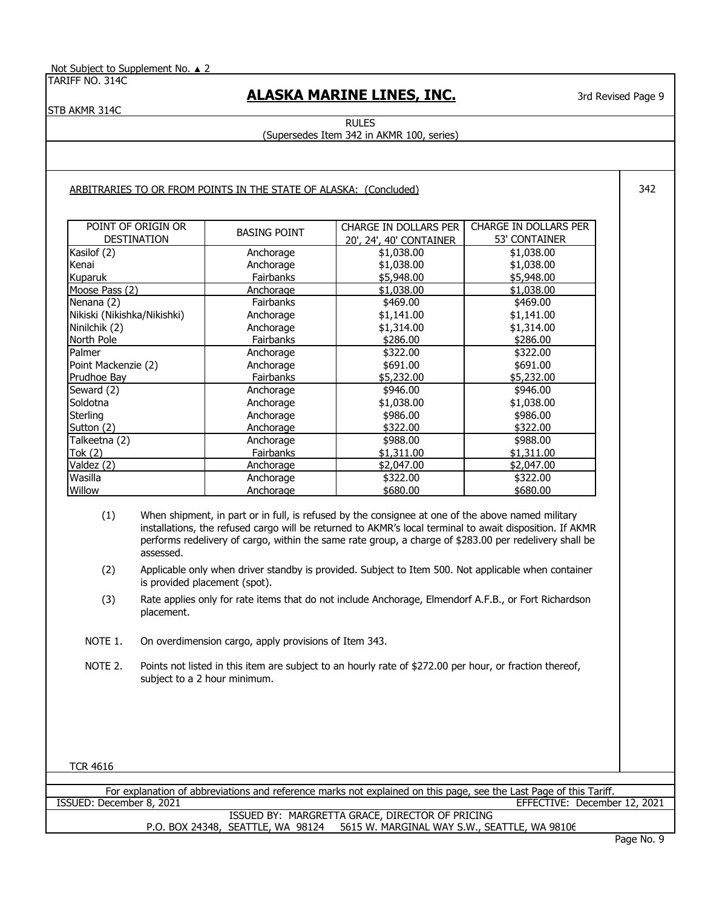Not Subject to Supplement No. ▲ 2

TARIFF NO. 314C

STB AKMR 314C

## ALASKA MARINE LINES, INC.

3rd Revised Page 9

RULES
(Supersedes Item 342 in AKMR 100, series)

342

ARBITRARIES TO OR FROM POINTS IN THE STATE OF ALASKA: (Concluded)

| POINT OF ORIGIN OR DESTINATION | BASING POINT | CHARGE IN DOLLARS PER 20', 24', 40' CONTAINER | CHARGE IN DOLLARS PER 53' CONTAINER |
|---|---|---|---|
| Kasilof (2) | Anchorage | $1,038.00 | $1,038.00 |
| Kenai | Anchorage | $1,038.00 | $1,038.00 |
| Kuparuk | Fairbanks | $5,948.00 | $5,948.00 |
| Moose Pass (2) | Anchorage | $1,038.00 | $1,038.00 |
| Nenana (2) | Fairbanks | $469.00 | $469.00 |
| Nikiski (Nikishka/Nikishki) | Anchorage | $1,141.00 | $1,141.00 |
| Ninilchik (2) | Anchorage | $1,314.00 | $1,314.00 |
| North Pole | Fairbanks | $286.00 | $286.00 |
| Palmer | Anchorage | $322.00 | $322.00 |
| Point Mackenzie (2) | Anchorage | $691.00 | $691.00 |
| Prudhoe Bay | Fairbanks | $5,232.00 | $5,232.00 |
| Seward (2) | Anchorage | $946.00 | $946.00 |
| Soldotna | Anchorage | $1,038.00 | $1,038.00 |
| Sterling | Anchorage | $986.00 | $986.00 |
| Sutton (2) | Anchorage | $322.00 | $322.00 |
| Talkeetna (2) | Anchorage | $988.00 | $988.00 |
| Tok (2) | Fairbanks | $1,311.00 | $1,311.00 |
| Valdez (2) | Anchorage | $2,047.00 | $2,047.00 |
| Wasilla | Anchorage | $322.00 | $322.00 |
| Willow | Anchorage | $680.00 | $680.00 |

(1) When shipment, in part or in full, is refused by the consignee at one of the above named military installations, the refused cargo will be returned to AKMR's local terminal to await disposition. If AKMR performs redelivery of cargo, within the same rate group, a charge of $283.00 per redelivery shall be assessed.

(2) Applicable only when driver standby is provided. Subject to Item 500. Not applicable when container is provided placement (spot).

(3) Rate applies only for rate items that do not include Anchorage, Elmendorf A.F.B., or Fort Richardson placement.

NOTE 1. On overdimension cargo, apply provisions of Item 343.

NOTE 2. Points not listed in this item are subject to an hourly rate of $272.00 per hour, or fraction thereof, subject to a 2 hour minimum.

TCR 4616

For explanation of abbreviations and reference marks not explained on this page, see the Last Page of this Tariff.

ISSUED: December 8, 2021 EFFECTIVE: December 12, 2021

ISSUED BY: MARGRETTA GRACE, DIRECTOR OF PRICING
P.O. BOX 24348, SEATTLE, WA 98124 5615 W. MARGINAL WAY S.W., SEATTLE, WA 98106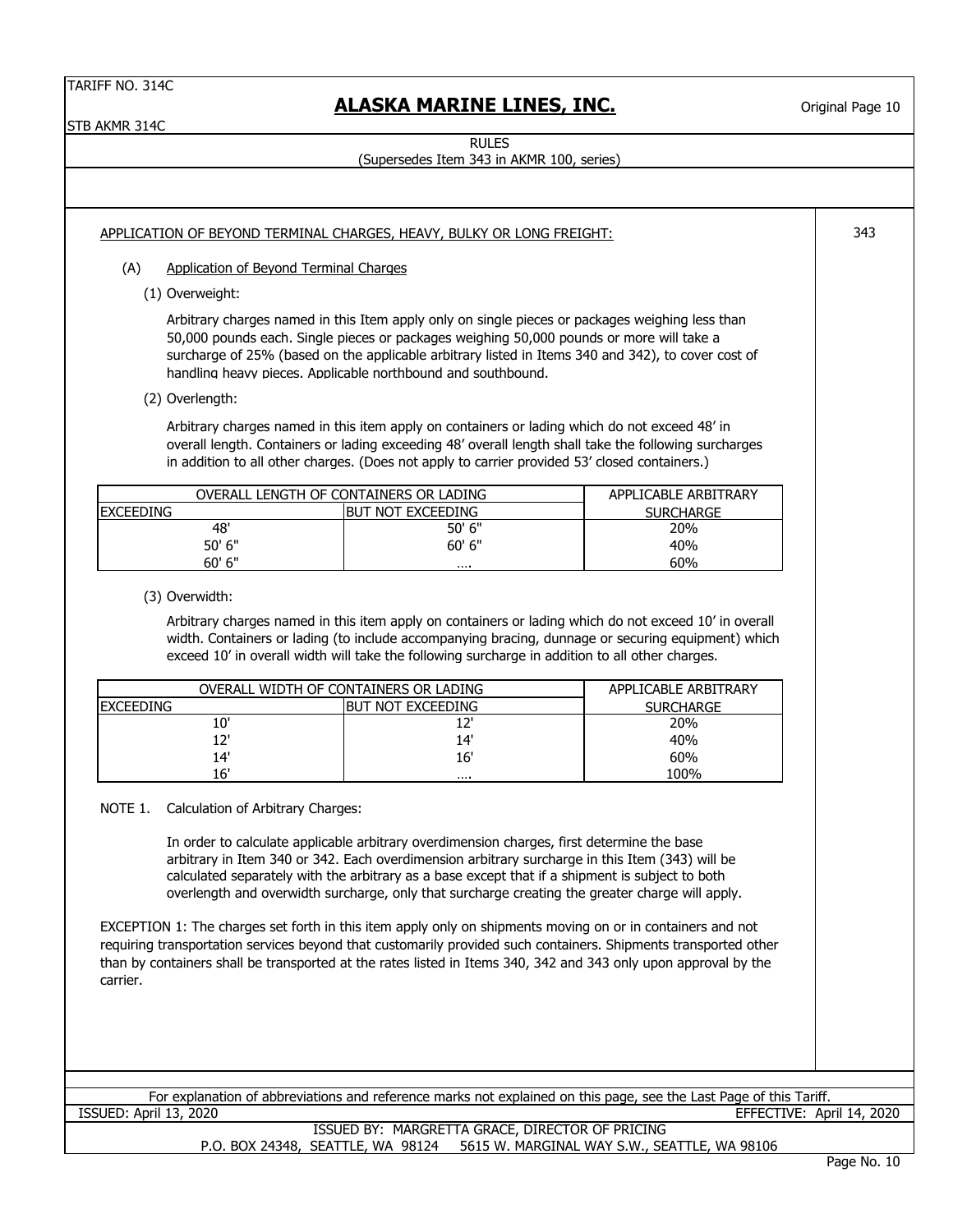RULES
(Supersedes Item 343 in AKMR 100, series)

343

## APPLICATION OF BEYOND TERMINAL CHARGES, HEAVY, BULKY OR LONG FREIGHT:

(A) Application of Beyond Terminal Charges

(1) Overweight:

Arbitrary charges named in this Item apply only on single pieces or packages weighing less than 50,000 pounds each. Single pieces or packages weighing 50,000 pounds or more will take a surcharge of 25% (based on the applicable arbitrary listed in Items 340 and 342), to cover cost of handling heavy pieces. Applicable northbound and southbound.

(2) Overlength:

Arbitrary charges named in this item apply on containers or lading which do not exceed 48' in overall length. Containers or lading exceeding 48' overall length shall take the following surcharges in addition to all other charges. (Does not apply to carrier provided 53' closed containers.)

| OVERALL LENGTH OF CONTAINERS OR LADING | | APPLICABLE ARBITRARY |
|---|---|---|
| EXCEEDING | BUT NOT EXCEEDING | SURCHARGE |
| 48' | 50' 6" | 20% |
| 50' 6" | 60' 6" | 40% |
| 60' 6" | .... | 60% |

(3) Overwidth:

Arbitrary charges named in this item apply on containers or lading which do not exceed 10' in overall width. Containers or lading (to include accompanying bracing, dunnage or securing equipment) which exceed 10' in overall width will take the following surcharge in addition to all other charges.

| OVERALL WIDTH OF CONTAINERS OR LADING | | APPLICABLE ARBITRARY |
|---|---|---|
| EXCEEDING | BUT NOT EXCEEDING | SURCHARGE |
| 10' | 12' | 20% |
| 12' | 14' | 40% |
| 14' | 16' | 60% |
| 16' | .... | 100% |

NOTE 1. Calculation of Arbitrary Charges:

In order to calculate applicable arbitrary overdimension charges, first determine the base arbitrary in Item 340 or 342. Each overdimension arbitrary surcharge in this Item (343) will be calculated separately with the arbitrary as a base except that if a shipment is subject to both overlength and overwidth surcharge, only that surcharge creating the greater charge will apply.

EXCEPTION 1: The charges set forth in this item apply only on shipments moving on or in containers and not requiring transportation services beyond that customarily provided such containers. Shipments transported other than by containers shall be transported at the rates listed in Items 340, 342 and 343 only upon approval by the carrier.

For explanation of abbreviations and reference marks not explained on this page, see the Last Page of this Tariff.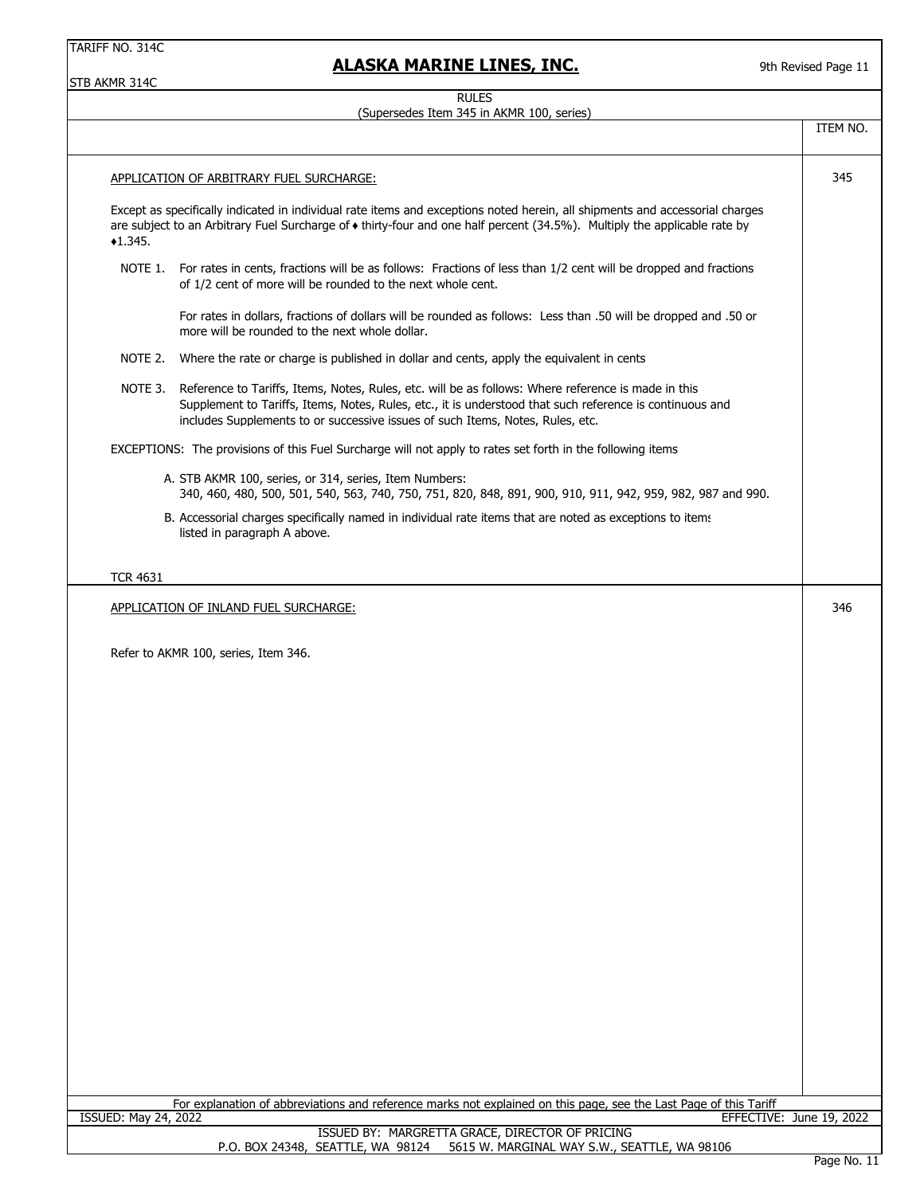TARIFF NO. 314C

STB AKMR 314C

## ALASKA MARINE LINES, INC.

9th Revised Page 11

RULES
(Supersedes Item 345 in AKMR 100, series)

| | ITEM NO. |
|---|---|
| APPLICATION OF ARBITRARY FUEL SURCHARGE: | 345 |

Except as specifically indicated in individual rate items and exceptions noted herein, all shipments and accessorial charges are subject to an Arbitrary Fuel Surcharge of ♦ thirty-four and one half percent (34.5%). Multiply the applicable rate by ♦1.345.

NOTE 1. For rates in cents, fractions will be as follows: Fractions of less than 1/2 cent will be dropped and fractions of 1/2 cent of more will be rounded to the next whole cent.

For rates in dollars, fractions of dollars will be rounded as follows: Less than .50 will be dropped and .50 or more will be rounded to the next whole dollar.

NOTE 2. Where the rate or charge is published in dollar and cents, apply the equivalent in cents

NOTE 3. Reference to Tariffs, Items, Notes, Rules, etc. will be as follows: Where reference is made in this Supplement to Tariffs, Items, Notes, Rules, etc., it is understood that such reference is continuous and includes Supplements to or successive issues of such Items, Notes, Rules, etc.

EXCEPTIONS: The provisions of this Fuel Surcharge will not apply to rates set forth in the following items

A. STB AKMR 100, series, or 314, series, Item Numbers:
340, 460, 480, 500, 501, 540, 563, 740, 750, 751, 820, 848, 891, 900, 910, 911, 942, 959, 982, 987 and 990.

B. Accessorial charges specifically named in individual rate items that are noted as exceptions to items listed in paragraph A above.

TCR 4631

| | |
|---|---|
| APPLICATION OF INLAND FUEL SURCHARGE: | 346 |

Refer to AKMR 100, series, Item 346.

For explanation of abbreviations and reference marks not explained on this page, see the Last Page of this Tariff

ISSUED: May 24, 2022 EFFECTIVE: June 19, 2022

ISSUED BY: MARGRETTA GRACE, DIRECTOR OF PRICING
P.O. BOX 24348, SEATTLE, WA 98124 5615 W. MARGINAL WAY S.W., SEATTLE, WA 98106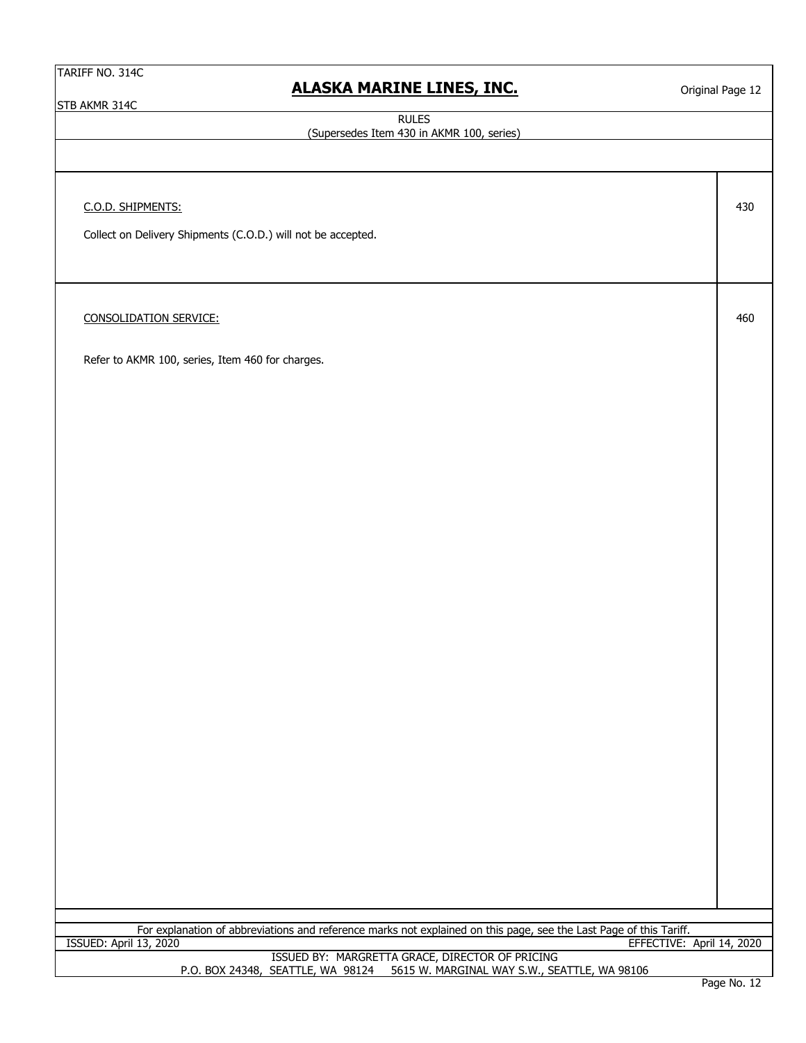RULES

(Supersedes Item 430 in AKMR 100, series)

| | Item |
|---|---|
| C.O.D. SHIPMENTS:<br><br>Collect on Delivery Shipments (C.O.D.) will not be accepted. | 430 |
| CONSOLIDATION SERVICE:<br><br>Refer to AKMR 100, series, Item 460 for charges. | 460 |

For explanation of abbreviations and reference marks not explained on this page, see the Last Page of this Tariff.

ISSUED: April 13, 2020 EFFECTIVE: April 14, 2020

ISSUED BY: MARGRETTA GRACE, DIRECTOR OF PRICING

P.O. BOX 24348, SEATTLE, WA 98124 5615 W. MARGINAL WAY S.W., SEATTLE, WA 98106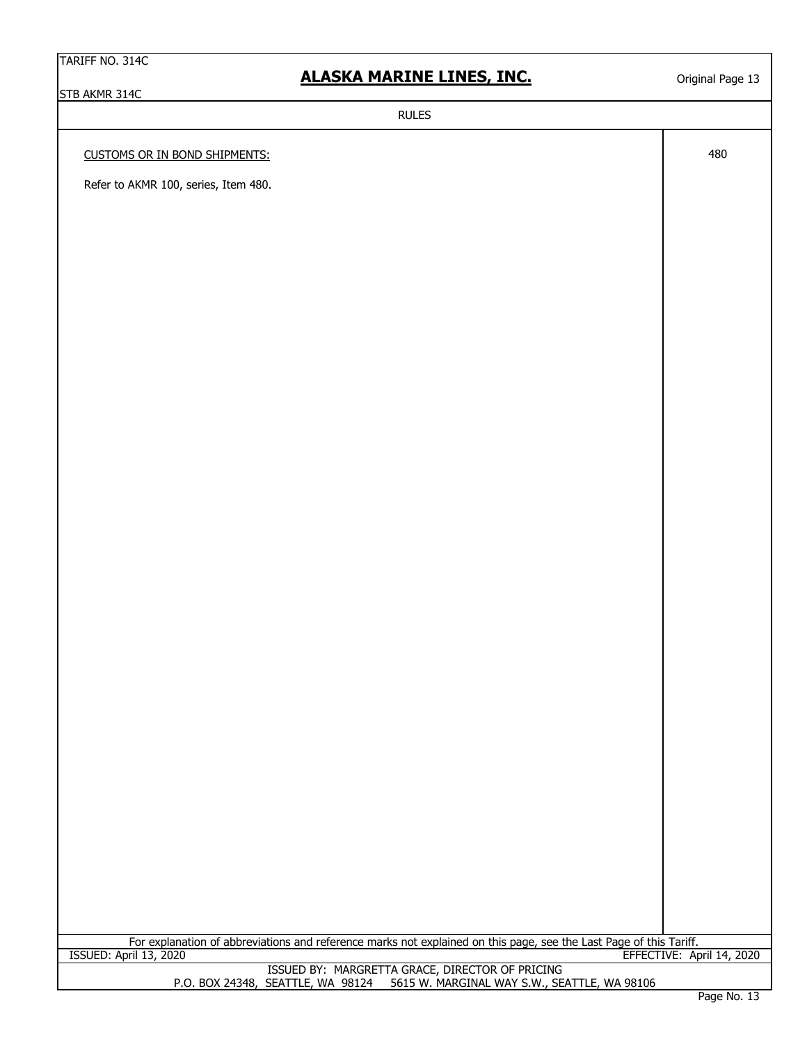## RULES

CUSTOMS OR IN BOND SHIPMENTS: 480

Refer to AKMR 100, series, Item 480.

For explanation of abbreviations and reference marks not explained on this page, see the Last Page of this Tariff.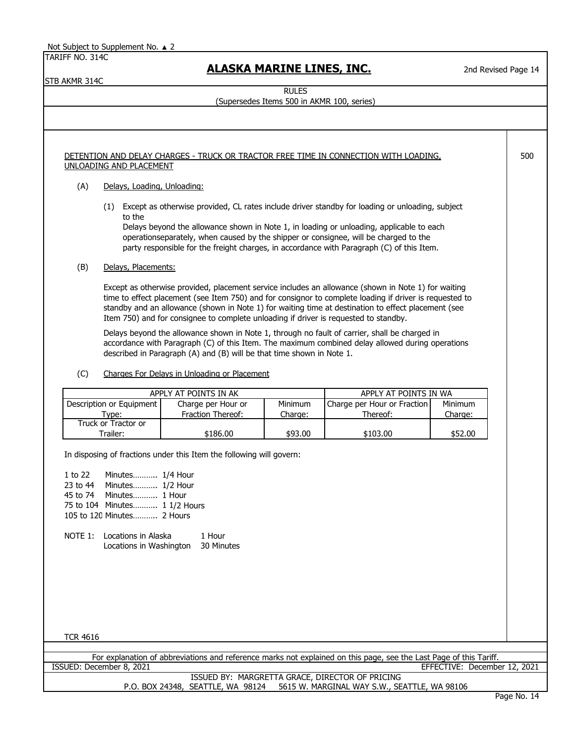Not Subject to Supplement No. ▲ 2

TARIFF NO. 314C

STB AKMR 314C

# ALASKA MARINE LINES, INC.

2nd Revised Page 14

RULES

(Supersedes Items 500 in AKMR 100, series)

500

DETENTION AND DELAY CHARGES - TRUCK OR TRACTOR FREE TIME IN CONNECTION WITH LOADING, UNLOADING AND PLACEMENT

(A) Delays, Loading, Unloading:

(1) Except as otherwise provided, CL rates include driver standby for loading or unloading, subject to the
Delays beyond the allowance shown in Note 1, in loading or unloading, applicable to each operationseparately, when caused by the shipper or consignee, will be charged to the party responsible for the freight charges, in accordance with Paragraph (C) of this Item.

(B) Delays, Placements:

Except as otherwise provided, placement service includes an allowance (shown in Note 1) for waiting time to effect placement (see Item 750) and for consignor to complete loading if driver is requested to standby and an allowance (shown in Note 1) for waiting time at destination to effect placement (see Item 750) and for consignee to complete unloading if driver is requested to standby.

Delays beyond the allowance shown in Note 1, through no fault of carrier, shall be charged in accordance with Paragraph (C) of this Item. The maximum combined delay allowed during operations described in Paragraph (A) and (B) will be that time shown in Note 1.

(C) Charges For Delays in Unloading or Placement

| | APPLY AT POINTS IN AK | | APPLY AT POINTS IN WA | |
|---|---|---|---|---|
| Description or Equipment Type: | Charge per Hour or Fraction Thereof: | Minimum Charge: | Charge per Hour or Fraction Thereof: | Minimum Charge: |
| Truck or Tractor or Trailer: | $186.00 | $93.00 | $103.00 | $52.00 |

In disposing of fractions under this Item the following will govern:

1 to 22 Minutes……….. 1/4 Hour
23 to 44 Minutes……….. 1/2 Hour
45 to 74 Minutes……….. 1 Hour
75 to 104 Minutes……….. 1 1/2 Hours
105 to 120 Minutes……….. 2 Hours

NOTE 1: Locations in Alaska 1 Hour
Locations in Washington 30 Minutes

TCR 4616

For explanation of abbreviations and reference marks not explained on this page, see the Last Page of this Tariff.

ISSUED: December 8, 2021 EFFECTIVE: December 12, 2021

ISSUED BY: MARGRETTA GRACE, DIRECTOR OF PRICING
P.O. BOX 24348, SEATTLE, WA 98124 5615 W. MARGINAL WAY S.W., SEATTLE, WA 98106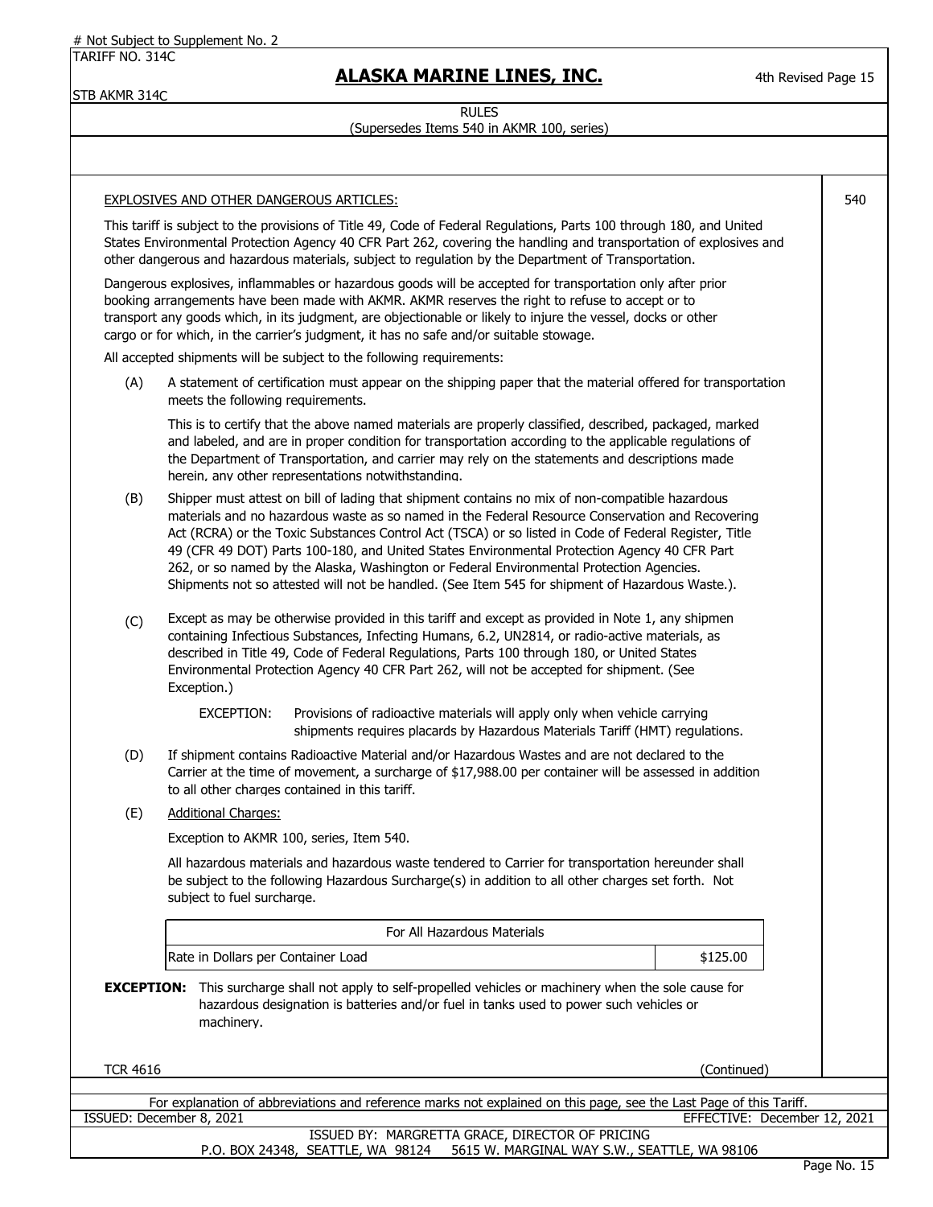# Not Subject to Supplement No. 2

TARIFF NO. 314C

STB AKMR 314C

## ALASKA MARINE LINES, INC.

4th Revised Page 15

RULES

(Supersedes Items 540 in AKMR 100, series)

EXPLOSIVES AND OTHER DANGEROUS ARTICLES: 540

This tariff is subject to the provisions of Title 49, Code of Federal Regulations, Parts 100 through 180, and United States Environmental Protection Agency 40 CFR Part 262, covering the handling and transportation of explosives and other dangerous and hazardous materials, subject to regulation by the Department of Transportation.

Dangerous explosives, inflammables or hazardous goods will be accepted for transportation only after prior booking arrangements have been made with AKMR. AKMR reserves the right to refuse to accept or to transport any goods which, in its judgment, are objectionable or likely to injure the vessel, docks or other cargo or for which, in the carrier's judgment, it has no safe and/or suitable stowage.

All accepted shipments will be subject to the following requirements:

(A) A statement of certification must appear on the shipping paper that the material offered for transportation meets the following requirements.

This is to certify that the above named materials are properly classified, described, packaged, marked and labeled, and are in proper condition for transportation according to the applicable regulations of the Department of Transportation, and carrier may rely on the statements and descriptions made herein, any other representations notwithstanding.

(B) Shipper must attest on bill of lading that shipment contains no mix of non-compatible hazardous materials and no hazardous waste as so named in the Federal Resource Conservation and Recovering Act (RCRA) or the Toxic Substances Control Act (TSCA) or so listed in Code of Federal Register, Title 49 (CFR 49 DOT) Parts 100-180, and United States Environmental Protection Agency 40 CFR Part 262, or so named by the Alaska, Washington or Federal Environmental Protection Agencies. Shipments not so attested will not be handled. (See Item 545 for shipment of Hazardous Waste.).

(C) Except as may be otherwise provided in this tariff and except as provided in Note 1, any shipmen containing Infectious Substances, Infecting Humans, 6.2, UN2814, or radio-active materials, as described in Title 49, Code of Federal Regulations, Parts 100 through 180, or United States Environmental Protection Agency 40 CFR Part 262, will not be accepted for shipment. (See Exception.)

EXCEPTION: Provisions of radioactive materials will apply only when vehicle carrying shipments requires placards by Hazardous Materials Tariff (HMT) regulations.

(D) If shipment contains Radioactive Material and/or Hazardous Wastes and are not declared to the Carrier at the time of movement, a surcharge of $17,988.00 per container will be assessed in addition to all other charges contained in this tariff.

(E) Additional Charges:

Exception to AKMR 100, series, Item 540.

All hazardous materials and hazardous waste tendered to Carrier for transportation hereunder shall be subject to the following Hazardous Surcharge(s) in addition to all other charges set forth. Not subject to fuel surcharge.

| For All Hazardous Materials | |
|---|---|
| Rate in Dollars per Container Load | $125.00 |

**EXCEPTION:** This surcharge shall not apply to self-propelled vehicles or machinery when the sole cause for hazardous designation is batteries and/or fuel in tanks used to power such vehicles or machinery.

TCR 4616

(Continued)

For explanation of abbreviations and reference marks not explained on this page, see the Last Page of this Tariff.

ISSUED: December 8, 2021 EFFECTIVE: December 12, 2021

ISSUED BY: MARGRETTA GRACE, DIRECTOR OF PRICING

P.O. BOX 24348, SEATTLE, WA 98124 5615 W. MARGINAL WAY S.W., SEATTLE, WA 98106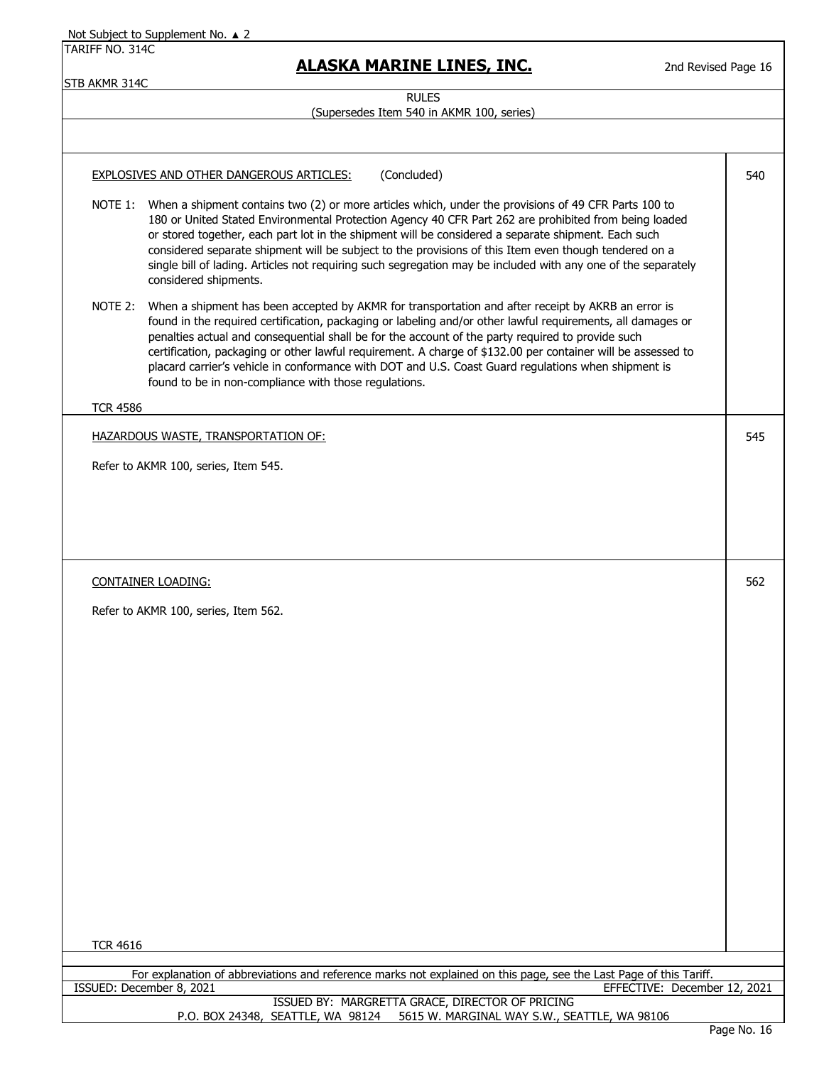Not Subject to Supplement No. ▲ 2

TARIFF NO. 314C

STB AKMR 314C

# ALASKA MARINE LINES, INC.

2nd Revised Page 16

RULES
(Supersedes Item 540 in AKMR 100, series)

## EXPLOSIVES AND OTHER DANGEROUS ARTICLES: (Concluded) — 540

NOTE 1: When a shipment contains two (2) or more articles which, under the provisions of 49 CFR Parts 100 to 180 or United Stated Environmental Protection Agency 40 CFR Part 262 are prohibited from being loaded or stored together, each part lot in the shipment will be considered a separate shipment. Each such considered separate shipment will be subject to the provisions of this Item even though tendered on a single bill of lading. Articles not requiring such segregation may be included with any one of the separately considered shipments.

NOTE 2: When a shipment has been accepted by AKMR for transportation and after receipt by AKRB an error is found in the required certification, packaging or labeling and/or other lawful requirements, all damages or penalties actual and consequential shall be for the account of the party required to provide such certification, packaging or other lawful requirement. A charge of $132.00 per container will be assessed to placard carrier's vehicle in conformance with DOT and U.S. Coast Guard regulations when shipment is found to be in non-compliance with those regulations.

TCR 4586

## HAZARDOUS WASTE, TRANSPORTATION OF: — 545

Refer to AKMR 100, series, Item 545.

## CONTAINER LOADING: — 562

Refer to AKMR 100, series, Item 562.

TCR 4616

For explanation of abbreviations and reference marks not explained on this page, see the Last Page of this Tariff.

ISSUED: December 8, 2021 EFFECTIVE: December 12, 2021

ISSUED BY: MARGRETTA GRACE, DIRECTOR OF PRICING
P.O. BOX 24348, SEATTLE, WA 98124 5615 W. MARGINAL WAY S.W., SEATTLE, WA 98106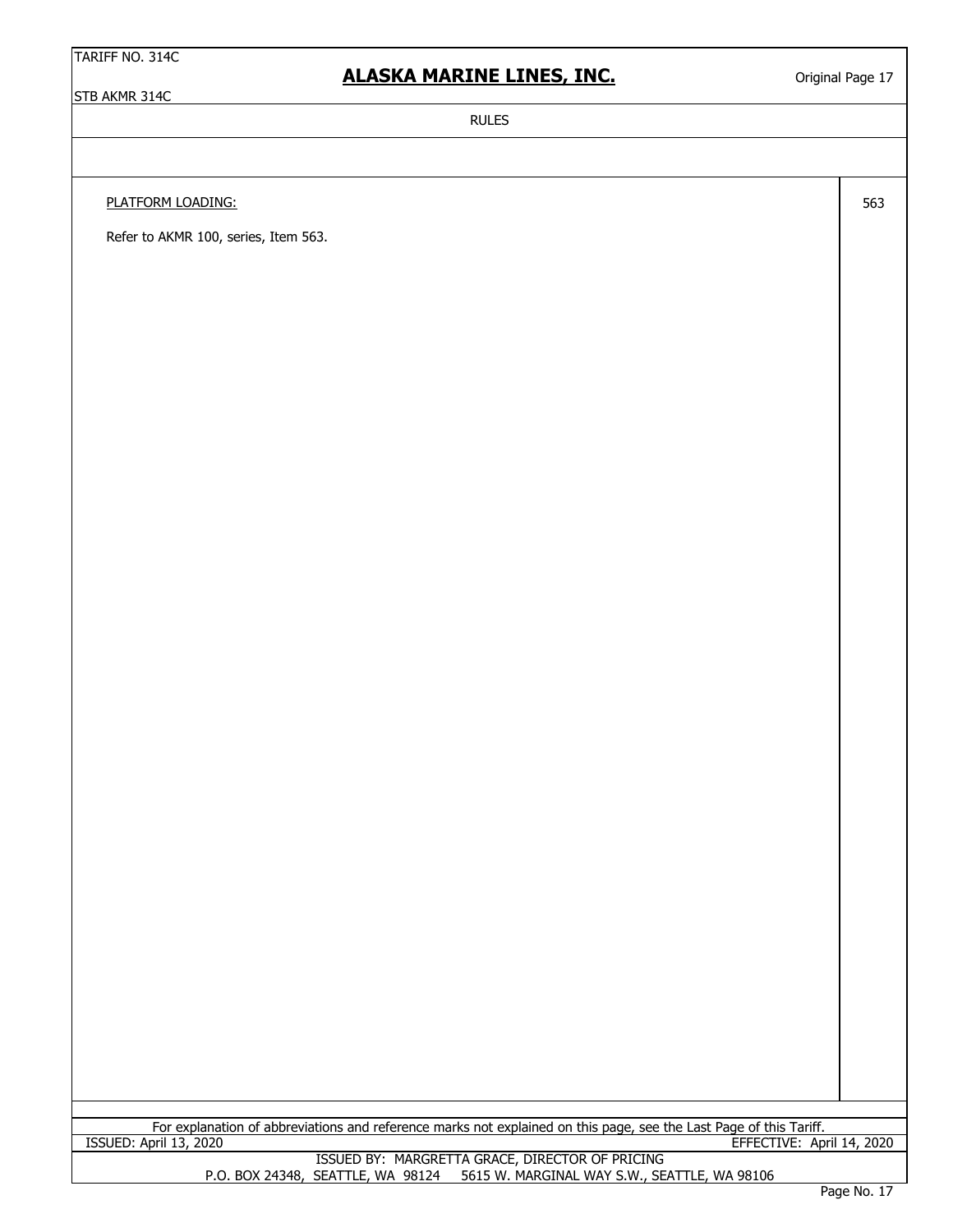## RULES

PLATFORM LOADING: 563

Refer to AKMR 100, series, Item 563.

For explanation of abbreviations and reference marks not explained on this page, see the Last Page of this Tariff.

ISSUED: April 13, 2020 EFFECTIVE: April 14, 2020

ISSUED BY: MARGRETTA GRACE, DIRECTOR OF PRICING
P.O. BOX 24348, SEATTLE, WA 98124 5615 W. MARGINAL WAY S.W., SEATTLE, WA 98106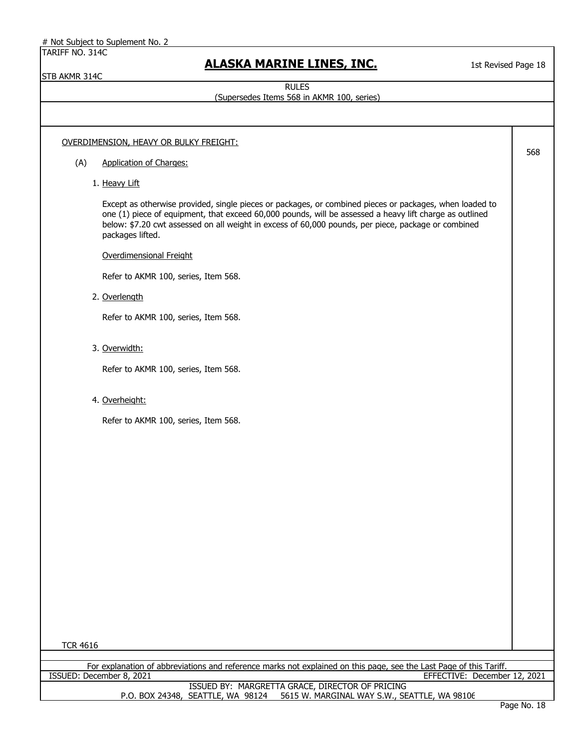# Not Subject to Suplement No. 2

TARIFF NO. 314C

STB AKMR 314C

## ALASKA MARINE LINES, INC.

1st Revised Page 18

RULES

(Supersedes Items 568 in AKMR 100, series)

568

OVERDIMENSION, HEAVY OR BULKY FREIGHT:

(A) Application of Charges:

1. Heavy Lift

Except as otherwise provided, single pieces or packages, or combined pieces or packages, when loaded to one (1) piece of equipment, that exceed 60,000 pounds, will be assessed a heavy lift charge as outlined below: $7.20 cwt assessed on all weight in excess of 60,000 pounds, per piece, package or combined packages lifted.

Overdimensional Freight

Refer to AKMR 100, series, Item 568.

2. Overlength

Refer to AKMR 100, series, Item 568.

3. Overwidth:

Refer to AKMR 100, series, Item 568.

4. Overheight:

Refer to AKMR 100, series, Item 568.

TCR 4616

For explanation of abbreviations and reference marks not explained on this page, see the Last Page of this Tariff.

ISSUED: December 8, 2021

EFFECTIVE: December 12, 2021

ISSUED BY: MARGRETTA GRACE, DIRECTOR OF PRICING

P.O. BOX 24348, SEATTLE, WA 98124 5615 W. MARGINAL WAY S.W., SEATTLE, WA 98106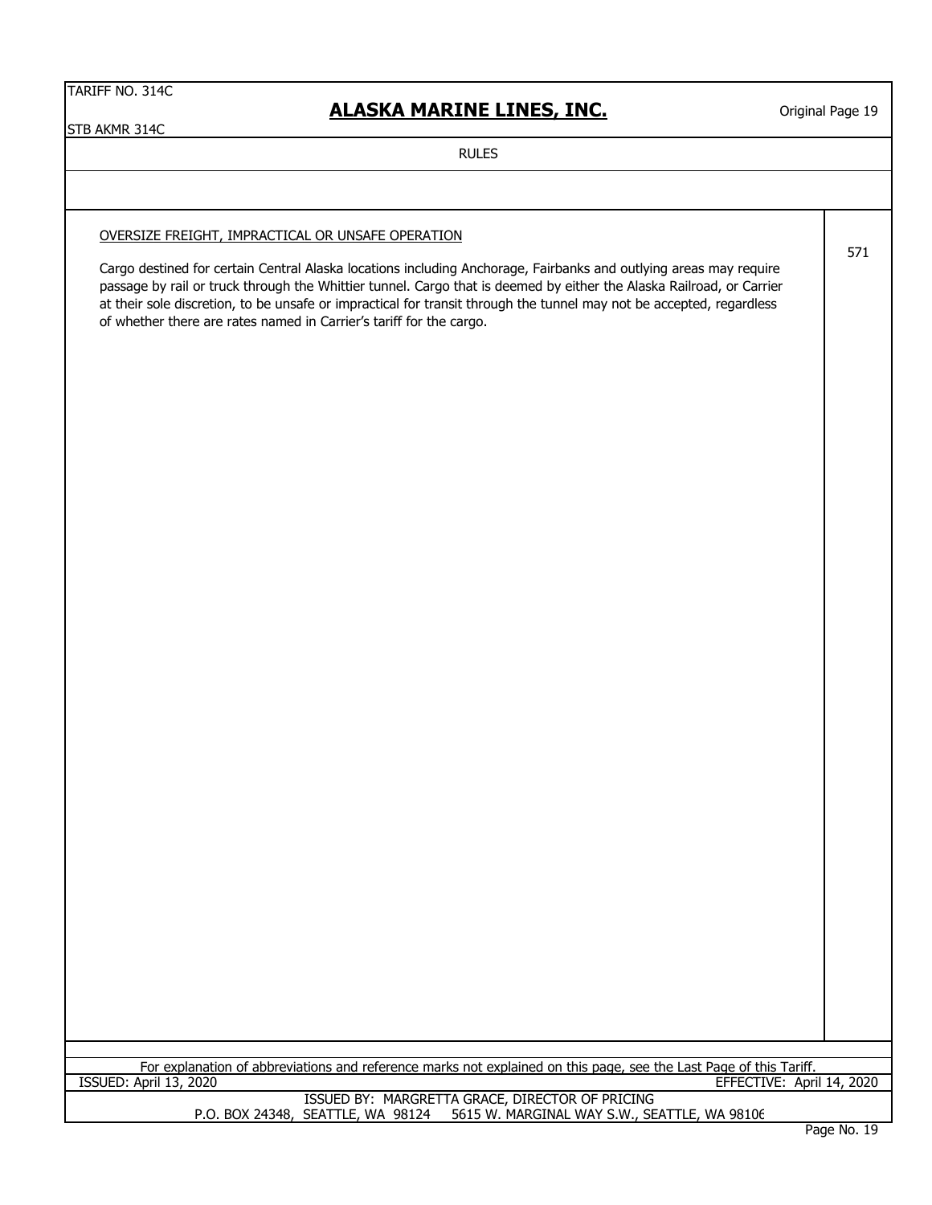RULES

## OVERSIZE FREIGHT, IMPRACTICAL OR UNSAFE OPERATION

571

Cargo destined for certain Central Alaska locations including Anchorage, Fairbanks and outlying areas may require passage by rail or truck through the Whittier tunnel. Cargo that is deemed by either the Alaska Railroad, or Carrier at their sole discretion, to be unsafe or impractical for transit through the tunnel may not be accepted, regardless of whether there are rates named in Carrier's tariff for the cargo.

For explanation of abbreviations and reference marks not explained on this page, see the Last Page of this Tariff.

ISSUED: April 13, 2020 EFFECTIVE: April 14, 2020

ISSUED BY: MARGRETTA GRACE, DIRECTOR OF PRICING
P.O. BOX 24348, SEATTLE, WA 98124 5615 W. MARGINAL WAY S.W., SEATTLE, WA 98106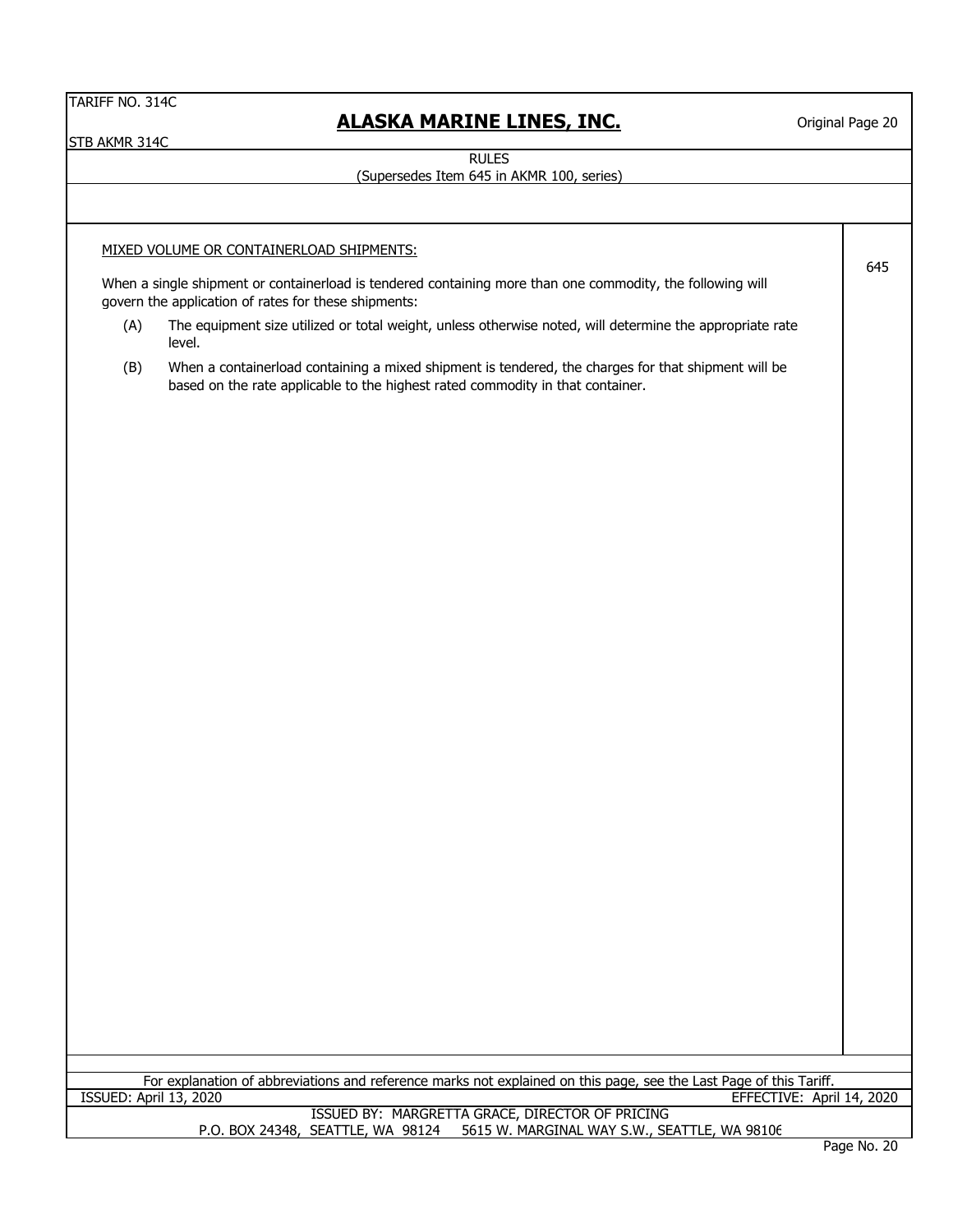RULES

(Supersedes Item 645 in AKMR 100, series)

| | Item |
|---|---|
| MIXED VOLUME OR CONTAINERLOAD SHIPMENTS: | 645 |

When a single shipment or containerload is tendered containing more than one commodity, the following will govern the application of rates for these shipments:

(A) The equipment size utilized or total weight, unless otherwise noted, will determine the appropriate rate level.

(B) When a containerload containing a mixed shipment is tendered, the charges for that shipment will be based on the rate applicable to the highest rated commodity in that container.

For explanation of abbreviations and reference marks not explained on this page, see the Last Page of this Tariff.

ISSUED: April 13, 2020 EFFECTIVE: April 14, 2020

ISSUED BY: MARGRETTA GRACE, DIRECTOR OF PRICING

P.O. BOX 24348, SEATTLE, WA 98124 5615 W. MARGINAL WAY S.W., SEATTLE, WA 98106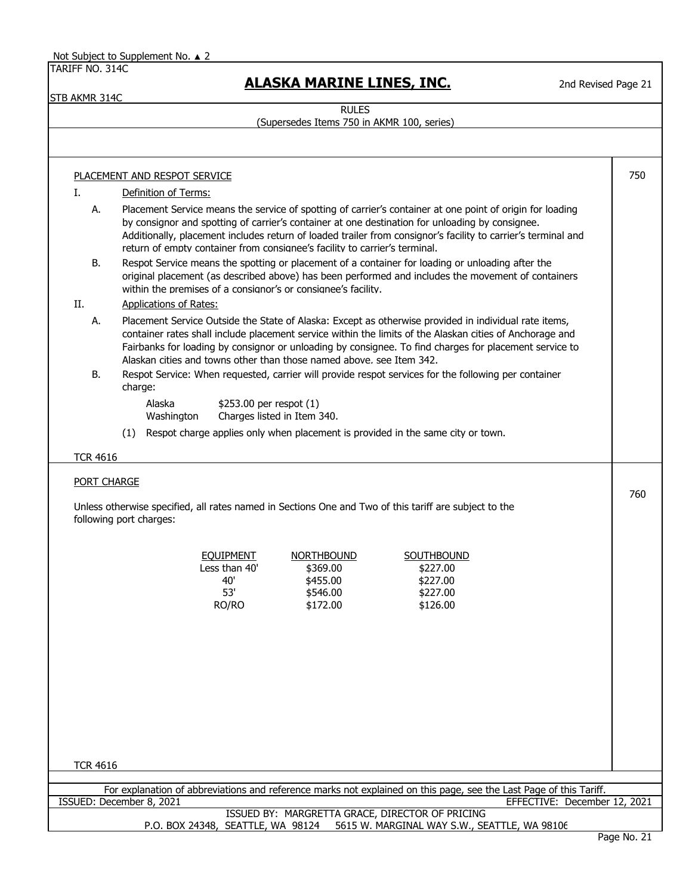Not Subject to Supplement No. ▲ 2

TARIFF NO. 314C

STB AKMR 314C

# ALASKA MARINE LINES, INC.

2nd Revised Page 21

RULES

(Supersedes Items 750 in AKMR 100, series)

## PLACEMENT AND RESPOT SERVICE — 750

I. Definition of Terms:

A. Placement Service means the service of spotting of carrier's container at one point of origin for loading by consignor and spotting of carrier's container at one destination for unloading by consignee. Additionally, placement includes return of loaded trailer from consignor's facility to carrier's terminal and return of empty container from consignee's facility to carrier's terminal.

B. Respot Service means the spotting or placement of a container for loading or unloading after the original placement (as described above) has been performed and includes the movement of containers within the premises of a consignor's or consignee's facility.

II. Applications of Rates:

A. Placement Service Outside the State of Alaska: Except as otherwise provided in individual rate items, container rates shall include placement service within the limits of the Alaskan cities of Anchorage and Fairbanks for loading by consignor or unloading by consignee. To find charges for placement service to Alaskan cities and towns other than those named above, see Item 342.

B. Respot Service: When requested, carrier will provide respot services for the following per container charge:

| | |
|---|---|
| Alaska | $253.00 per respot (1) |
| Washington | Charges listed in Item 340. |

(1) Respot charge applies only when placement is provided in the same city or town.

TCR 4616

## PORT CHARGE — 760

Unless otherwise specified, all rates named in Sections One and Two of this tariff are subject to the following port charges:

| EQUIPMENT | NORTHBOUND | SOUTHBOUND |
|---|---|---|
| Less than 40' | $369.00 | $227.00 |
| 40' | $455.00 | $227.00 |
| 53' | $546.00 | $227.00 |
| RO/RO | $172.00 | $126.00 |

TCR 4616

For explanation of abbreviations and reference marks not explained on this page, see the Last Page of this Tariff.

ISSUED: December 8, 2021 EFFECTIVE: December 12, 2021

ISSUED BY: MARGRETTA GRACE, DIRECTOR OF PRICING

P.O. BOX 24348, SEATTLE, WA 98124 5615 W. MARGINAL WAY S.W., SEATTLE, WA 98106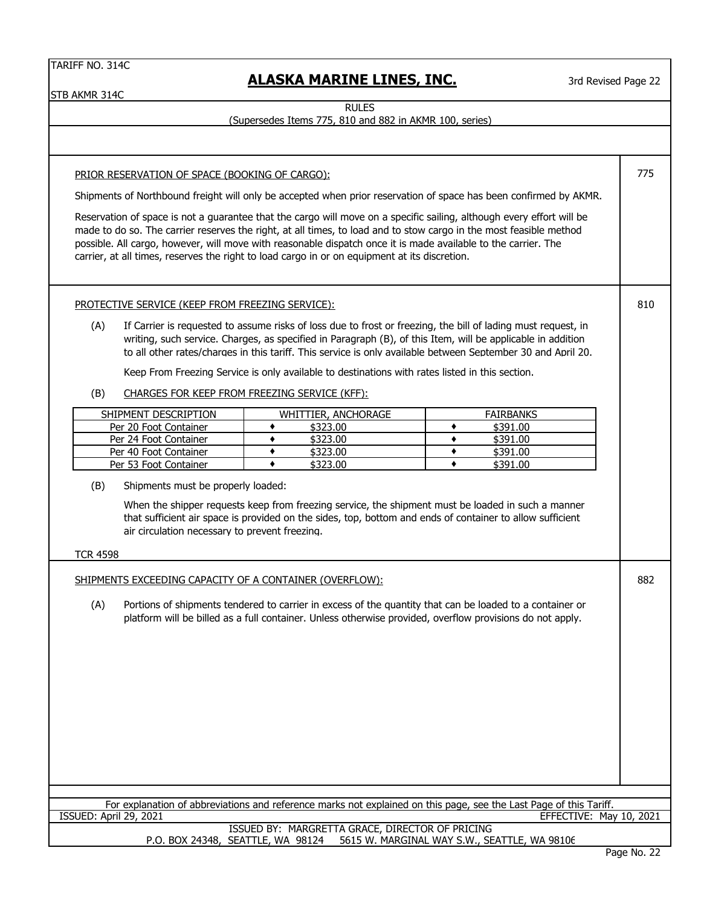TARIFF NO. 314C

STB AKMR 314C

# ALASKA MARINE LINES, INC.

3rd Revised Page 22

RULES

(Supersedes Items 775, 810 and 882 in AKMR 100, series)

## PRIOR RESERVATION OF SPACE (BOOKING OF CARGO): — 775

Shipments of Northbound freight will only be accepted when prior reservation of space has been confirmed by AKMR.

Reservation of space is not a guarantee that the cargo will move on a specific sailing, although every effort will be made to do so. The carrier reserves the right, at all times, to load and to stow cargo in the most feasible method possible. All cargo, however, will move with reasonable dispatch once it is made available to the carrier. The carrier, at all times, reserves the right to load cargo in or on equipment at its discretion.

## PROTECTIVE SERVICE (KEEP FROM FREEZING SERVICE): — 810

(A) If Carrier is requested to assume risks of loss due to frost or freezing, the bill of lading must request, in writing, such service. Charges, as specified in Paragraph (B), of this Item, will be applicable in addition to all other rates/charges in this tariff. This service is only available between September 30 and April 20.

Keep From Freezing Service is only available to destinations with rates listed in this section.

(B) CHARGES FOR KEEP FROM FREEZING SERVICE (KFF):

| SHIPMENT DESCRIPTION | WHITTIER, ANCHORAGE | FAIRBANKS |
|---|---|---|
| Per 20 Foot Container | ♦ $323.00 | ♦ $391.00 |
| Per 24 Foot Container | ♦ $323.00 | ♦ $391.00 |
| Per 40 Foot Container | ♦ $323.00 | ♦ $391.00 |
| Per 53 Foot Container | ♦ $323.00 | ♦ $391.00 |

(B) Shipments must be properly loaded:

When the shipper requests keep from freezing service, the shipment must be loaded in such a manner that sufficient air space is provided on the sides, top, bottom and ends of container to allow sufficient air circulation necessary to prevent freezing.

TCR 4598

## SHIPMENTS EXCEEDING CAPACITY OF A CONTAINER (OVERFLOW): — 882

(A) Portions of shipments tendered to carrier in excess of the quantity that can be loaded to a container or platform will be billed as a full container. Unless otherwise provided, overflow provisions do not apply.

For explanation of abbreviations and reference marks not explained on this page, see the Last Page of this Tariff.

ISSUED: April 29, 2021 — EFFECTIVE: May 10, 2021

ISSUED BY: MARGRETTA GRACE, DIRECTOR OF PRICING

P.O. BOX 24348, SEATTLE, WA 98124 — 5615 W. MARGINAL WAY S.W., SEATTLE, WA 98106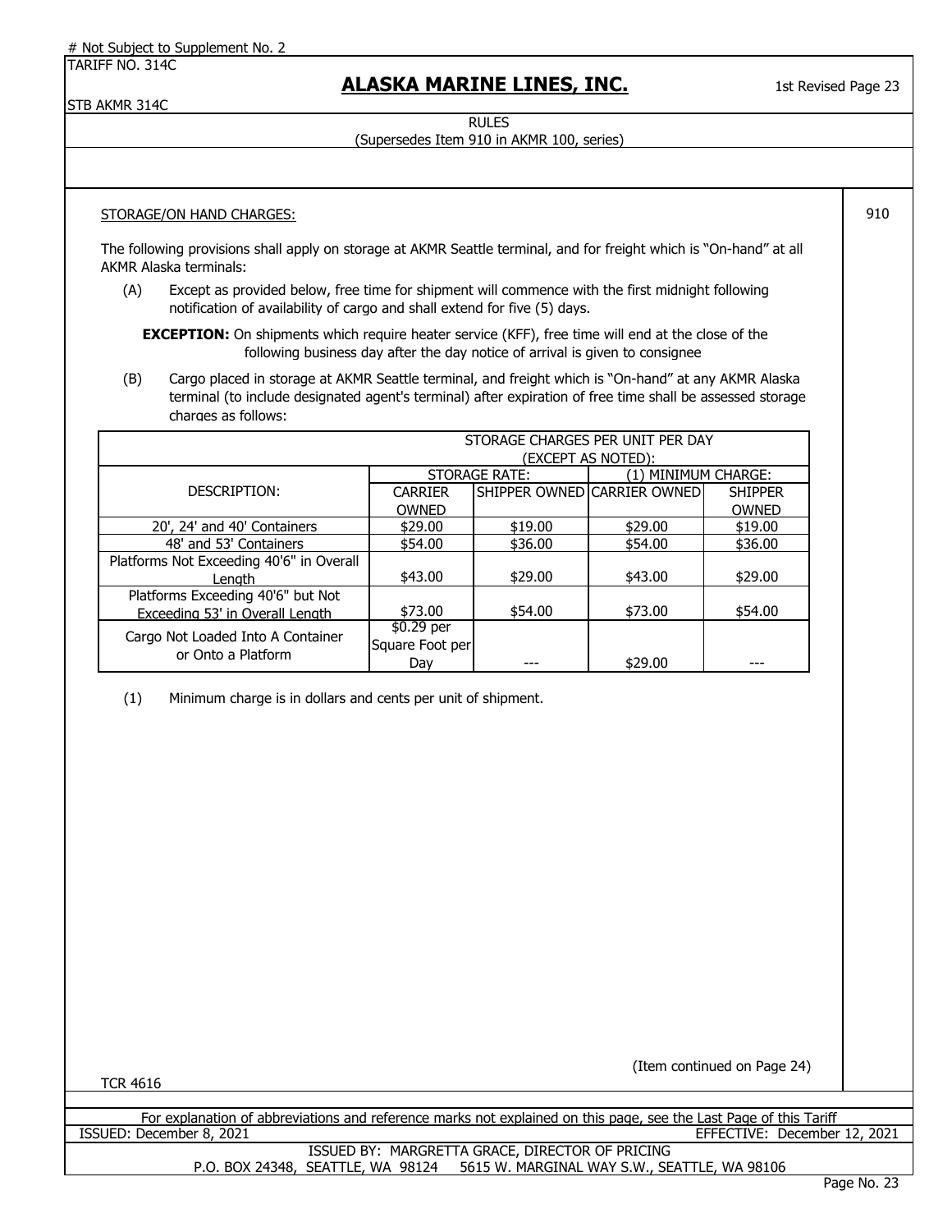RULES
(Supersedes Item 910 in AKMR 100, series)

910

STORAGE/ON HAND CHARGES:

The following provisions shall apply on storage at AKMR Seattle terminal, and for freight which is "On-hand" at all AKMR Alaska terminals:

(A) Except as provided below, free time for shipment will commence with the first midnight following notification of availability of cargo and shall extend for five (5) days.

**EXCEPTION:** On shipments which require heater service (KFF), free time will end at the close of the following business day after the day notice of arrival is given to consignee

(B) Cargo placed in storage at AKMR Seattle terminal, and freight which is "On-hand" at any AKMR Alaska terminal (to include designated agent's terminal) after expiration of free time shall be assessed storage charges as follows:

| | STORAGE CHARGES PER UNIT PER DAY (EXCEPT AS NOTED): | | | |
|---|---|---|---|---|
| | STORAGE RATE: | | (1) MINIMUM CHARGE: | |
| DESCRIPTION: | CARRIER OWNED | SHIPPER OWNED | CARRIER OWNED | SHIPPER OWNED |
| 20', 24' and 40' Containers | $29.00 | $19.00 | $29.00 | $19.00 |
| 48' and 53' Containers | $54.00 | $36.00 | $54.00 | $36.00 |
| Platforms Not Exceeding 40'6" in Overall Length | $43.00 | $29.00 | $43.00 | $29.00 |
| Platforms Exceeding 40'6" but Not Exceeding 53' in Overall Length | $73.00 | $54.00 | $73.00 | $54.00 |
| Cargo Not Loaded Into A Container or Onto a Platform | $0.29 per Square Foot per Day | --- | $29.00 | --- |

(1) Minimum charge is in dollars and cents per unit of shipment.

(Item continued on Page 24)

TCR 4616

For explanation of abbreviations and reference marks not explained on this page, see the Last Page of this Tariff

ISSUED: December 8, 2021 EFFECTIVE: December 12, 2021

ISSUED BY: MARGRETTA GRACE, DIRECTOR OF PRICING
P.O. BOX 24348, SEATTLE, WA 98124 5615 W. MARGINAL WAY S.W., SEATTLE, WA 98106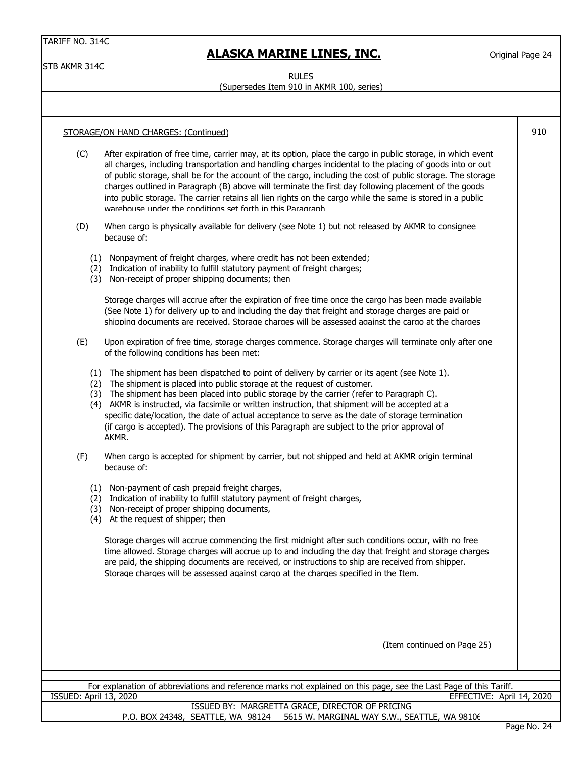RULES
(Supersedes Item 910 in AKMR 100, series)

STORAGE/ON HAND CHARGES: (Continued) — 910

(C) After expiration of free time, carrier may, at its option, place the cargo in public storage, in which event all charges, including transportation and handling charges incidental to the placing of goods into or out of public storage, shall be for the account of the cargo, including the cost of public storage. The storage charges outlined in Paragraph (B) above will terminate the first day following placement of the goods into public storage. The carrier retains all lien rights on the cargo while the same is stored in a public warehouse under the conditions set forth in this Paragraph.

(D) When cargo is physically available for delivery (see Note 1) but not released by AKMR to consignee because of:

(1) Nonpayment of freight charges, where credit has not been extended;
(2) Indication of inability to fulfill statutory payment of freight charges;
(3) Non-receipt of proper shipping documents; then

Storage charges will accrue after the expiration of free time once the cargo has been made available (See Note 1) for delivery up to and including the day that freight and storage charges are paid or shipping documents are received. Storage charges will be assessed against the cargo at the charges

(E) Upon expiration of free time, storage charges commence. Storage charges will terminate only after one of the following conditions has been met:

(1) The shipment has been dispatched to point of delivery by carrier or its agent (see Note 1).
(2) The shipment is placed into public storage at the request of customer.
(3) The shipment has been placed into public storage by the carrier (refer to Paragraph C).
(4) AKMR is instructed, via facsimile or written instruction, that shipment will be accepted at a specific date/location, the date of actual acceptance to serve as the date of storage termination (if cargo is accepted). The provisions of this Paragraph are subject to the prior approval of AKMR.

(F) When cargo is accepted for shipment by carrier, but not shipped and held at AKMR origin terminal because of:

(1) Non-payment of cash prepaid freight charges,
(2) Indication of inability to fulfill statutory payment of freight charges,
(3) Non-receipt of proper shipping documents,
(4) At the request of shipper; then

Storage charges will accrue commencing the first midnight after such conditions occur, with no free time allowed. Storage charges will accrue up to and including the day that freight and storage charges are paid, the shipping documents are received, or instructions to ship are received from shipper. Storage charges will be assessed against cargo at the charges specified in the Item.

(Item continued on Page 25)

For explanation of abbreviations and reference marks not explained on this page, see the Last Page of this Tariff.

ISSUED: April 13, 2020 — EFFECTIVE: April 14, 2020

ISSUED BY: MARGRETTA GRACE, DIRECTOR OF PRICING
P.O. BOX 24348, SEATTLE, WA 98124 — 5615 W. MARGINAL WAY S.W., SEATTLE, WA 98106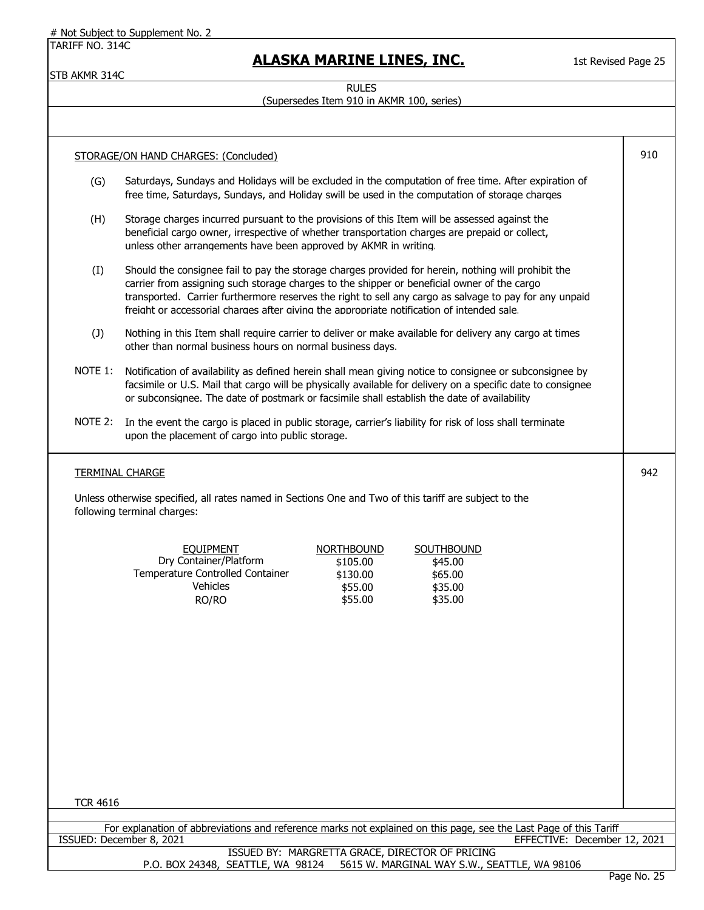RULES
(Supersedes Item 910 in AKMR 100, series)

## STORAGE/ON HAND CHARGES: (Concluded) — 910

(G) Saturdays, Sundays and Holidays will be excluded in the computation of free time. After expiration of free time, Saturdays, Sundays, and Holiday swill be used in the computation of storage charges

(H) Storage charges incurred pursuant to the provisions of this Item will be assessed against the beneficial cargo owner, irrespective of whether transportation charges are prepaid or collect, unless other arrangements have been approved by AKMR in writing.

(I) Should the consignee fail to pay the storage charges provided for herein, nothing will prohibit the carrier from assigning such storage charges to the shipper or beneficial owner of the cargo transported. Carrier furthermore reserves the right to sell any cargo as salvage to pay for any unpaid freight or accessorial charges after giving the appropriate notification of intended sale.

(J) Nothing in this Item shall require carrier to deliver or make available for delivery any cargo at times other than normal business hours on normal business days.

NOTE 1: Notification of availability as defined herein shall mean giving notice to consignee or subconsignee by facsimile or U.S. Mail that cargo will be physically available for delivery on a specific date to consignee or subconsignee. The date of postmark or facsimile shall establish the date of availability

NOTE 2: In the event the cargo is placed in public storage, carrier's liability for risk of loss shall terminate upon the placement of cargo into public storage.

## TERMINAL CHARGE — 942

Unless otherwise specified, all rates named in Sections One and Two of this tariff are subject to the following terminal charges:

| EQUIPMENT | NORTHBOUND | SOUTHBOUND |
|---|---|---|
| Dry Container/Platform | $105.00 | $45.00 |
| Temperature Controlled Container | $130.00 | $65.00 |
| Vehicles | $55.00 | $35.00 |
| RO/RO | $55.00 | $35.00 |

TCR 4616

For explanation of abbreviations and reference marks not explained on this page, see the Last Page of this Tariff

ISSUED: December 8, 2021 — EFFECTIVE: December 12, 2021

ISSUED BY: MARGRETTA GRACE, DIRECTOR OF PRICING
P.O. BOX 24348, SEATTLE, WA 98124 — 5615 W. MARGINAL WAY S.W., SEATTLE, WA 98106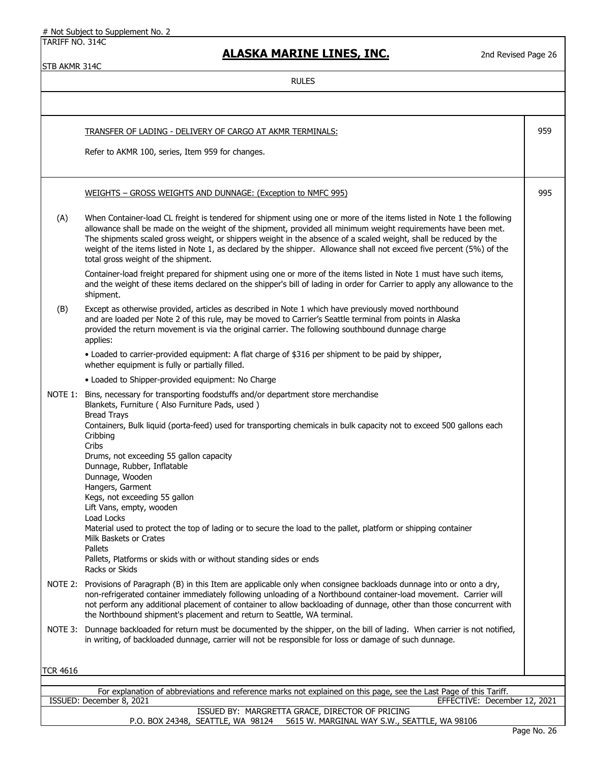# Not Subject to Supplement No. 2

TARIFF NO. 314C
STB AKMR 314C

## ALASKA MARINE LINES, INC.

2nd Revised Page 26

RULES

### TRANSFER OF LADING - DELIVERY OF CARGO AT AKMR TERMINALS: — 959

Refer to AKMR 100, series, Item 959 for changes.

### WEIGHTS – GROSS WEIGHTS AND DUNNAGE: (Exception to NMFC 995) — 995

(A) When Container-load CL freight is tendered for shipment using one or more of the items listed in Note 1 the following allowance shall be made on the weight of the shipment, provided all minimum weight requirements have been met. The shipments scaled gross weight, or shippers weight in the absence of a scaled weight, shall be reduced by the weight of the items listed in Note 1, as declared by the shipper. Allowance shall not exceed five percent (5%) of the total gross weight of the shipment.

Container-load freight prepared for shipment using one or more of the items listed in Note 1 must have such items, and the weight of these items declared on the shipper's bill of lading in order for Carrier to apply any allowance to the shipment.

(B) Except as otherwise provided, articles as described in Note 1 which have previously moved northbound and are loaded per Note 2 of this rule, may be moved to Carrier's Seattle terminal from points in Alaska provided the return movement is via the original carrier. The following southbound dunnage charge applies:

- Loaded to carrier-provided equipment: A flat charge of $316 per shipment to be paid by shipper, whether equipment is fully or partially filled.
- Loaded to Shipper-provided equipment: No Charge

NOTE 1:
Bins, necessary for transporting foodstuffs and/or department store merchandise
Blankets, Furniture ( Also Furniture Pads, used )
Bread Trays
Containers, Bulk liquid (porta-feed) used for transporting chemicals in bulk capacity not to exceed 500 gallons each
Cribbing
Cribs
Drums, not exceeding 55 gallon capacity
Dunnage, Rubber, Inflatable
Dunnage, Wooden
Hangers, Garment
Kegs, not exceeding 55 gallon
Lift Vans, empty, wooden
Load Locks
Material used to protect the top of lading or to secure the load to the pallet, platform or shipping container
Milk Baskets or Crates
Pallets
Pallets, Platforms or skids with or without standing sides or ends
Racks or Skids

NOTE 2: Provisions of Paragraph (B) in this Item are applicable only when consignee backloads dunnage into or onto a dry, non-refrigerated container immediately following unloading of a Northbound container-load movement. Carrier will not perform any additional placement of container to allow backloading of dunnage, other than those concurrent with the Northbound shipment's placement and return to Seattle, WA terminal.

NOTE 3: Dunnage backloaded for return must be documented by the shipper, on the bill of lading. When carrier is not notified, in writing, of backloaded dunnage, carrier will not be responsible for loss or damage of such dunnage.

TCR 4616

For explanation of abbreviations and reference marks not explained on this page, see the Last Page of this Tariff.

ISSUED: December 8, 2021 — EFFECTIVE: December 12, 2021

ISSUED BY: MARGRETTA GRACE, DIRECTOR OF PRICING
P.O. BOX 24348, SEATTLE, WA 98124 — 5615 W. MARGINAL WAY S.W., SEATTLE, WA 98106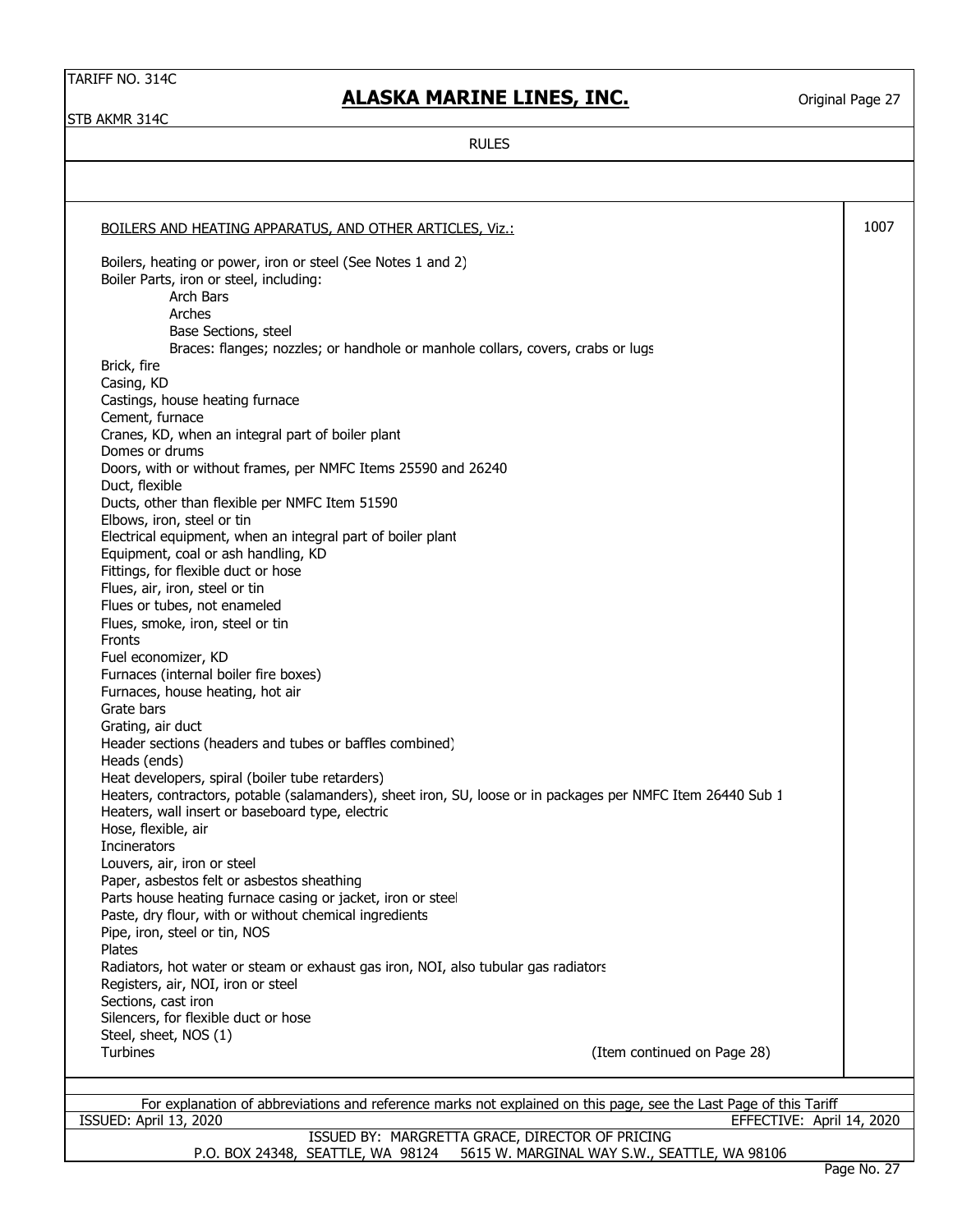TARIFF NO. 314C

STB AKMR 314C

## ALASKA MARINE LINES, INC.

Original Page 27

RULES

BOILERS AND HEATING APPARATUS, AND OTHER ARTICLES, Viz.: **1007**

Boilers, heating or power, iron or steel (See Notes 1 and 2)
Boiler Parts, iron or steel, including:
- Arch Bars
- Arches
- Base Sections, steel
- Braces: flanges; nozzles; or handhole or manhole collars, covers, crabs or lugs

Brick, fire
Casing, KD
Castings, house heating furnace
Cement, furnace
Cranes, KD, when an integral part of boiler plant
Domes or drums
Doors, with or without frames, per NMFC Items 25590 and 26240
Duct, flexible
Ducts, other than flexible per NMFC Item 51590
Elbows, iron, steel or tin
Electrical equipment, when an integral part of boiler plant
Equipment, coal or ash handling, KD
Fittings, for flexible duct or hose
Flues, air, iron, steel or tin
Flues or tubes, not enameled
Flues, smoke, iron, steel or tin
Fronts
Fuel economizer, KD
Furnaces (internal boiler fire boxes)
Furnaces, house heating, hot air
Grate bars
Grating, air duct
Header sections (headers and tubes or baffles combined)
Heads (ends)
Heat developers, spiral (boiler tube retarders)
Heaters, contractors, potable (salamanders), sheet iron, SU, loose or in packages per NMFC Item 26440 Sub 1
Heaters, wall insert or baseboard type, electric
Hose, flexible, air
Incinerators
Louvers, air, iron or steel
Paper, asbestos felt or asbestos sheathing
Parts house heating furnace casing or jacket, iron or steel
Paste, dry flour, with or without chemical ingredients
Pipe, iron, steel or tin, NOS
Plates
Radiators, hot water or steam or exhaust gas iron, NOI, also tubular gas radiators
Registers, air, NOI, iron or steel
Sections, cast iron
Silencers, for flexible duct or hose
Steel, sheet, NOS (1)
Turbines

(Item continued on Page 28)

For explanation of abbreviations and reference marks not explained on this page, see the Last Page of this Tariff

ISSUED: April 13, 2020 EFFECTIVE: April 14, 2020

ISSUED BY: MARGRETTA GRACE, DIRECTOR OF PRICING
P.O. BOX 24348, SEATTLE, WA 98124 5615 W. MARGINAL WAY S.W., SEATTLE, WA 98106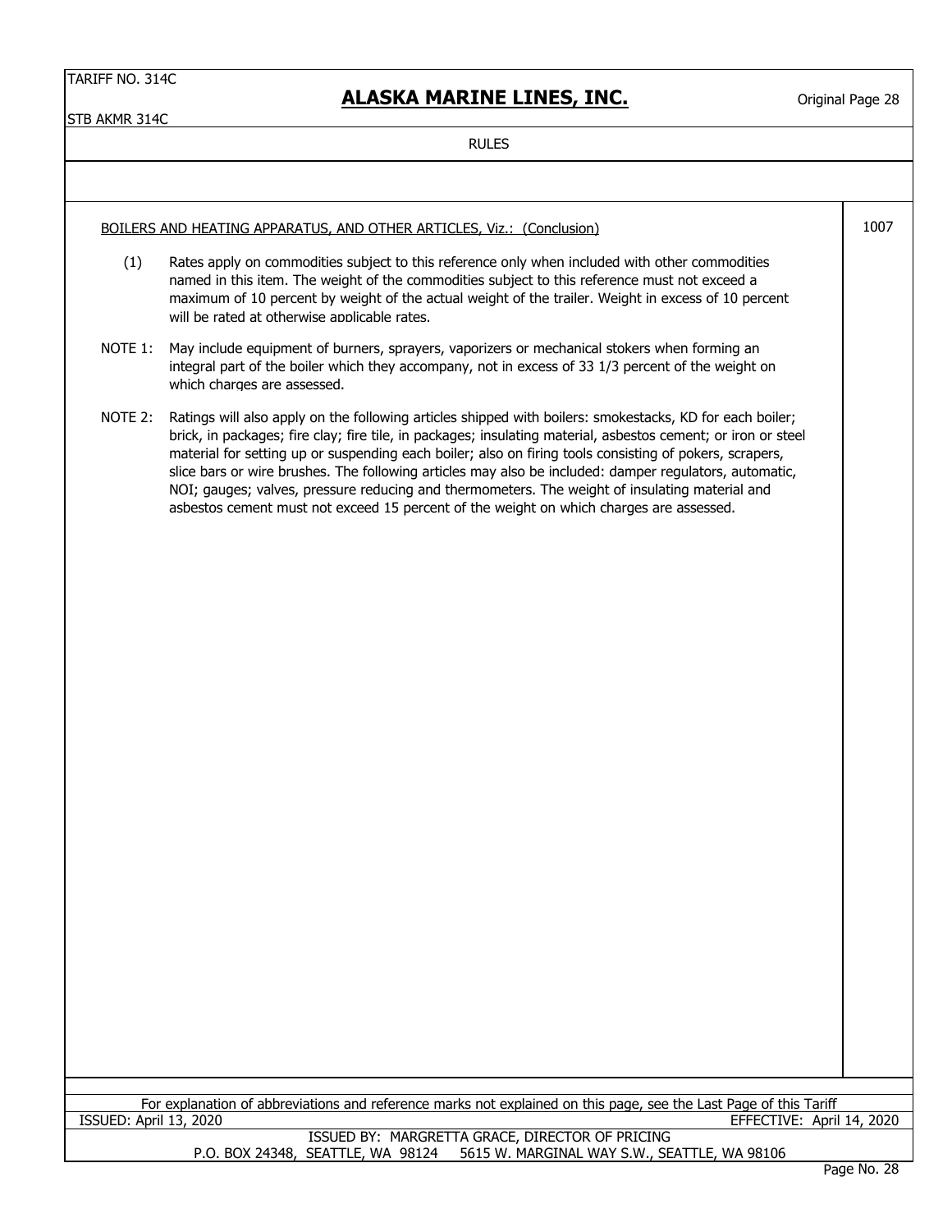RULES

BOILERS AND HEATING APPARATUS, AND OTHER ARTICLES, Viz.: (Conclusion) — 1007

(1) Rates apply on commodities subject to this reference only when included with other commodities named in this item. The weight of the commodities subject to this reference must not exceed a maximum of 10 percent by weight of the actual weight of the trailer. Weight in excess of 10 percent will be rated at otherwise applicable rates.

NOTE 1: May include equipment of burners, sprayers, vaporizers or mechanical stokers when forming an integral part of the boiler which they accompany, not in excess of 33 1/3 percent of the weight on which charges are assessed.

NOTE 2: Ratings will also apply on the following articles shipped with boilers: smokestacks, KD for each boiler; brick, in packages; fire clay; fire tile, in packages; insulating material, asbestos cement; or iron or steel material for setting up or suspending each boiler; also on firing tools consisting of pokers, scrapers, slice bars or wire brushes. The following articles may also be included: damper regulators, automatic, NOI; gauges; valves, pressure reducing and thermometers. The weight of insulating material and asbestos cement must not exceed 15 percent of the weight on which charges are assessed.

For explanation of abbreviations and reference marks not explained on this page, see the Last Page of this Tariff

ISSUED: April 13, 2020 EFFECTIVE: April 14, 2020

ISSUED BY: MARGRETTA GRACE, DIRECTOR OF PRICING
P.O. BOX 24348, SEATTLE, WA 98124 5615 W. MARGINAL WAY S.W., SEATTLE, WA 98106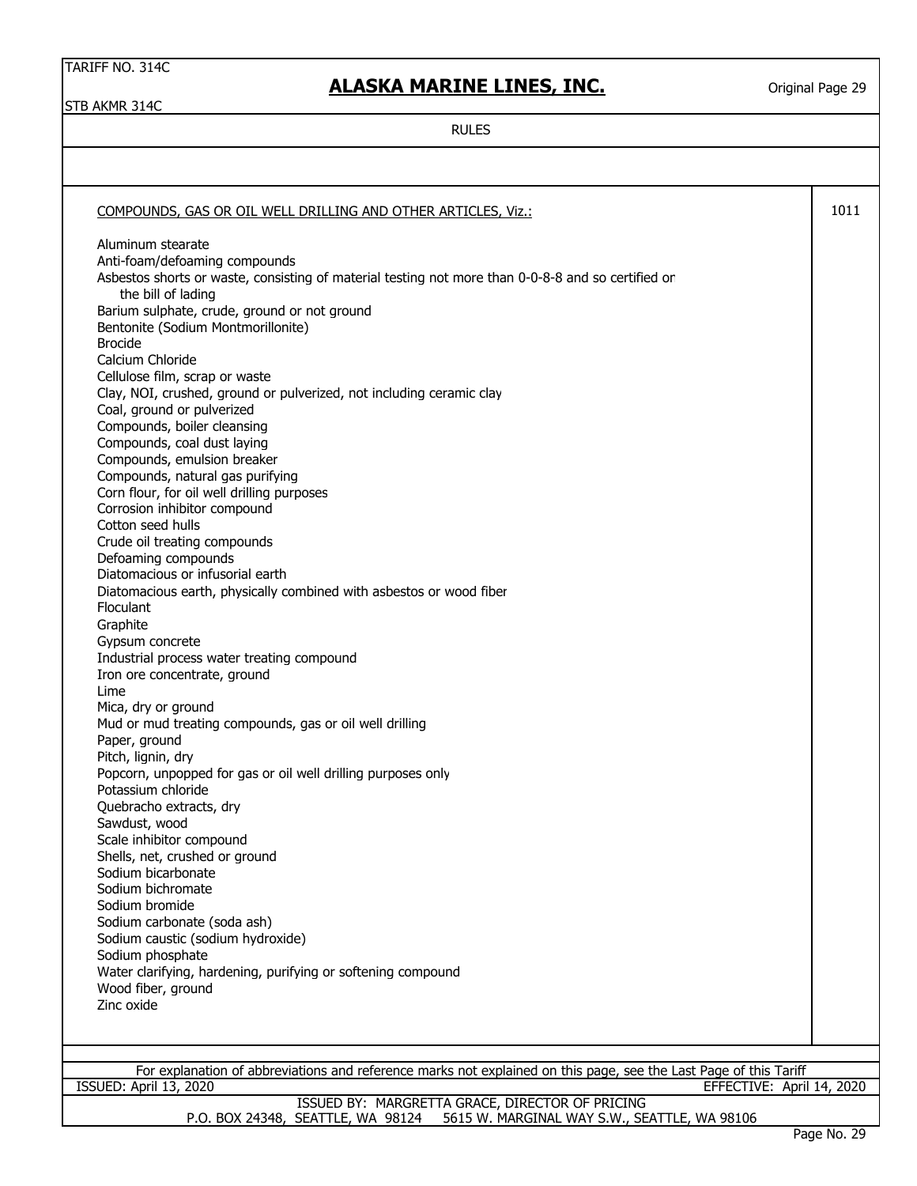RULES

COMPOUNDS, GAS OR OIL WELL DRILLING AND OTHER ARTICLES, Viz.: 1011

Aluminum stearate
Anti-foam/defoaming compounds
Asbestos shorts or waste, consisting of material testing not more than 0-0-8-8 and so certified on the bill of lading
Barium sulphate, crude, ground or not ground
Bentonite (Sodium Montmorillonite)
Brocide
Calcium Chloride
Cellulose film, scrap or waste
Clay, NOI, crushed, ground or pulverized, not including ceramic clay
Coal, ground or pulverized
Compounds, boiler cleansing
Compounds, coal dust laying
Compounds, emulsion breaker
Compounds, natural gas purifying
Corn flour, for oil well drilling purposes
Corrosion inhibitor compound
Cotton seed hulls
Crude oil treating compounds
Defoaming compounds
Diatomacious or infusorial earth
Diatomacious earth, physically combined with asbestos or wood fiber
Floculant
Graphite
Gypsum concrete
Industrial process water treating compound
Iron ore concentrate, ground
Lime
Mica, dry or ground
Mud or mud treating compounds, gas or oil well drilling
Paper, ground
Pitch, lignin, dry
Popcorn, unpopped for gas or oil well drilling purposes only
Potassium chloride
Quebracho extracts, dry
Sawdust, wood
Scale inhibitor compound
Shells, net, crushed or ground
Sodium bicarbonate
Sodium bichromate
Sodium bromide
Sodium carbonate (soda ash)
Sodium caustic (sodium hydroxide)
Sodium phosphate
Water clarifying, hardening, purifying or softening compound
Wood fiber, ground
Zinc oxide

For explanation of abbreviations and reference marks not explained on this page, see the Last Page of this Tariff

ISSUED: April 13, 2020 EFFECTIVE: April 14, 2020

ISSUED BY: MARGRETTA GRACE, DIRECTOR OF PRICING
P.O. BOX 24348, SEATTLE, WA 98124 5615 W. MARGINAL WAY S.W., SEATTLE, WA 98106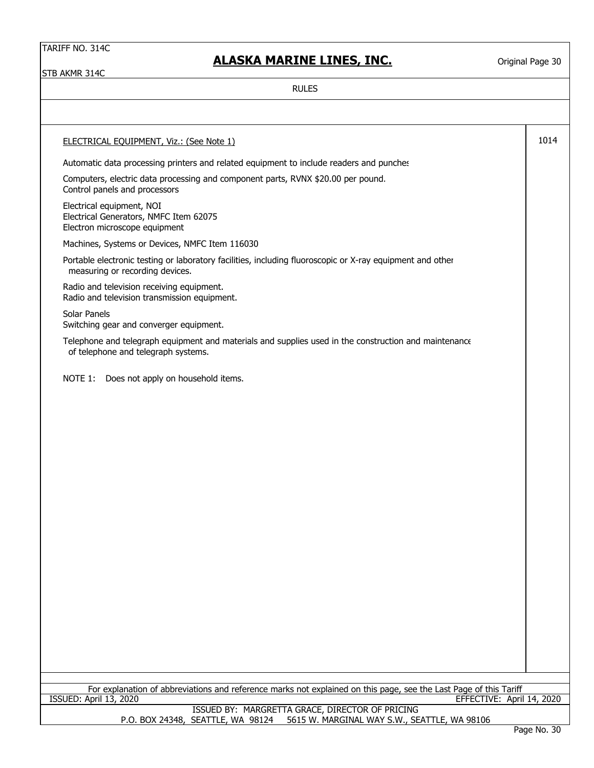TARIFF NO. 314C

# ALASKA MARINE LINES, INC.

Original Page 30

STB AKMR 314C

RULES

ELECTRICAL EQUIPMENT, Viz.: (See Note 1) — 1014

Automatic data processing printers and related equipment to include readers and punches

Computers, electric data processing and component parts, RVNX $20.00 per pound.
Control panels and processors

Electrical equipment, NOI
Electrical Generators, NMFC Item 62075
Electron microscope equipment

Machines, Systems or Devices, NMFC Item 116030

Portable electronic testing or laboratory facilities, including fluoroscopic or X-ray equipment and other measuring or recording devices.

Radio and television receiving equipment.
Radio and television transmission equipment.

Solar Panels
Switching gear and converger equipment.

Telephone and telegraph equipment and materials and supplies used in the construction and maintenance of telephone and telegraph systems.

NOTE 1: Does not apply on household items.

For explanation of abbreviations and reference marks not explained on this page, see the Last Page of this Tariff

ISSUED: April 13, 2020 — EFFECTIVE: April 14, 2020

ISSUED BY: MARGRETTA GRACE, DIRECTOR OF PRICING
P.O. BOX 24348, SEATTLE, WA 98124 — 5615 W. MARGINAL WAY S.W., SEATTLE, WA 98106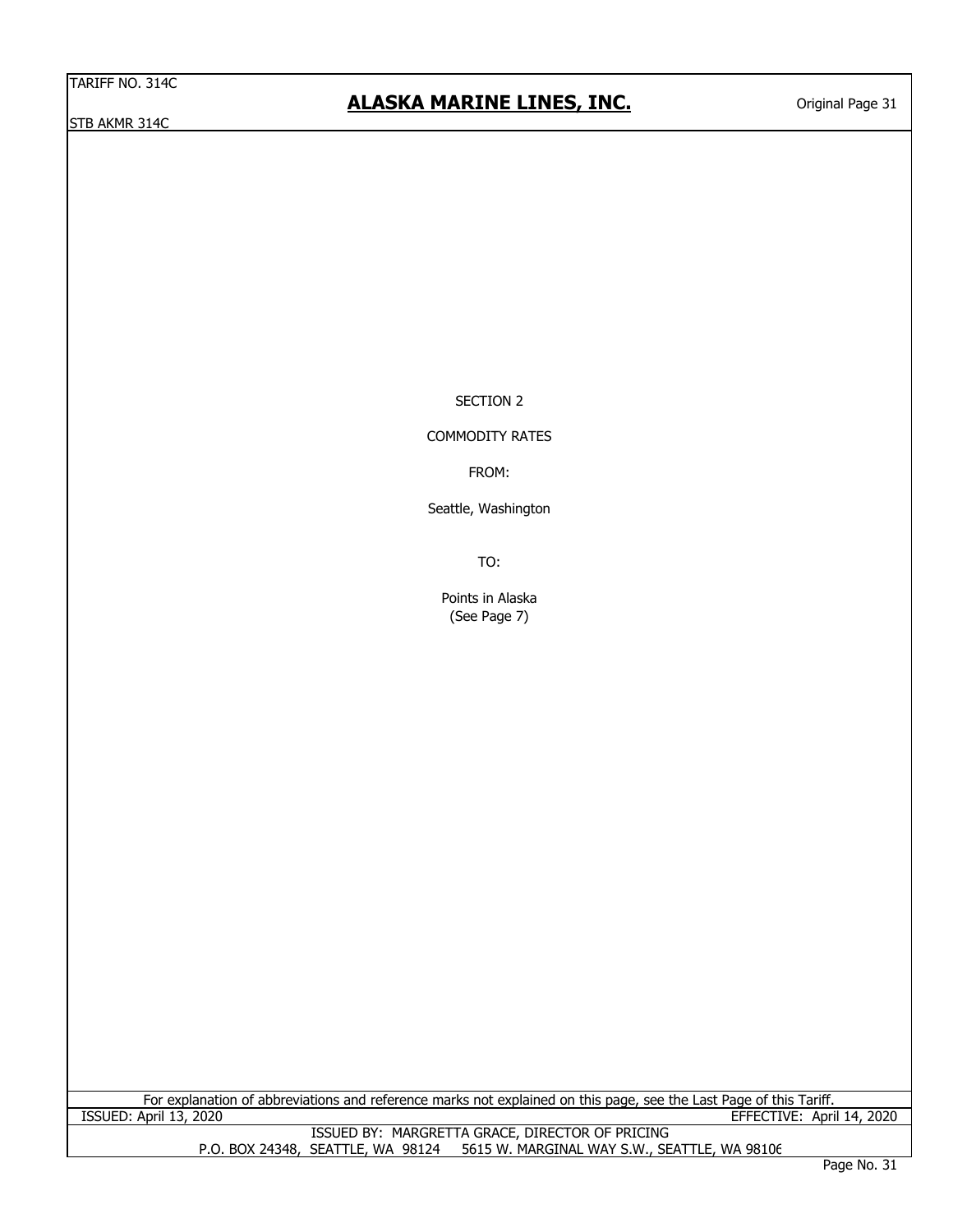SECTION 2

COMMODITY RATES

FROM:

Seattle, Washington

TO:

Points in Alaska
(See Page 7)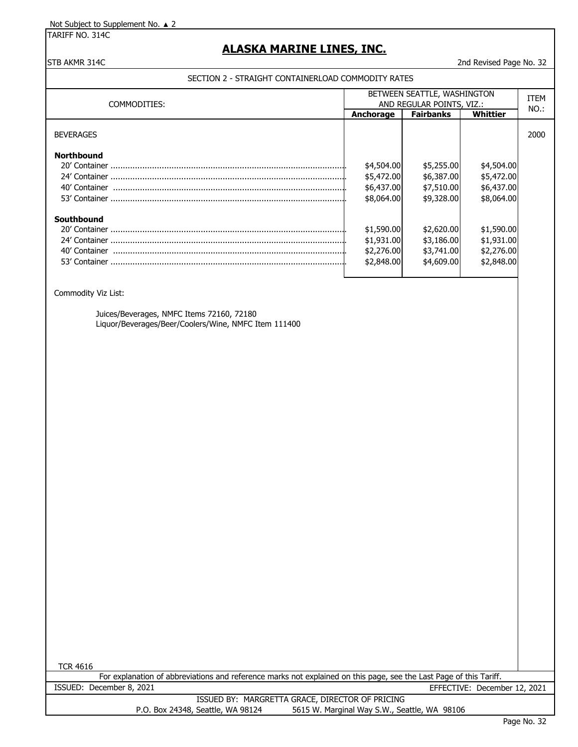Not Subject to Supplement No. ▲ 2

TARIFF NO. 314C

# ALASKA MARINE LINES, INC.

STB AKMR 314C

2nd Revised Page No. 32

## SECTION 2 - STRAIGHT CONTAINERLOAD COMMODITY RATES

| COMMODITIES: | BETWEEN SEATTLE, WASHINGTON AND REGULAR POINTS, VIZ.: | | | ITEM NO.: |
|---|---|---|---|---|
| | **Anchorage** | **Fairbanks** | **Whittier** | |
| BEVERAGES | | | | 2000 |
| **Northbound** | | | | |
| 20' Container | $4,504.00 | $5,255.00 | $4,504.00 | |
| 24' Container | $5,472.00 | $6,387.00 | $5,472.00 | |
| 40' Container | $6,437.00 | $7,510.00 | $6,437.00 | |
| 53' Container | $8,064.00 | $9,328.00 | $8,064.00 | |
| **Southbound** | | | | |
| 20' Container | $1,590.00 | $2,620.00 | $1,590.00 | |
| 24' Container | $1,931.00 | $3,186.00 | $1,931.00 | |
| 40' Container | $2,276.00 | $3,741.00 | $2,276.00 | |
| 53' Container | $2,848.00 | $4,609.00 | $2,848.00 | |

Commodity Viz List:

Juices/Beverages, NMFC Items 72160, 72180
Liquor/Beverages/Beer/Coolers/Wine, NMFC Item 111400

TCR 4616

For explanation of abbreviations and reference marks not explained on this page, see the Last Page of this Tariff.

ISSUED: December 8, 2021 EFFECTIVE: December 12, 2021

ISSUED BY: MARGRETTA GRACE, DIRECTOR OF PRICING
P.O. Box 24348, Seattle, WA 98124 5615 W. Marginal Way S.W., Seattle, WA 98106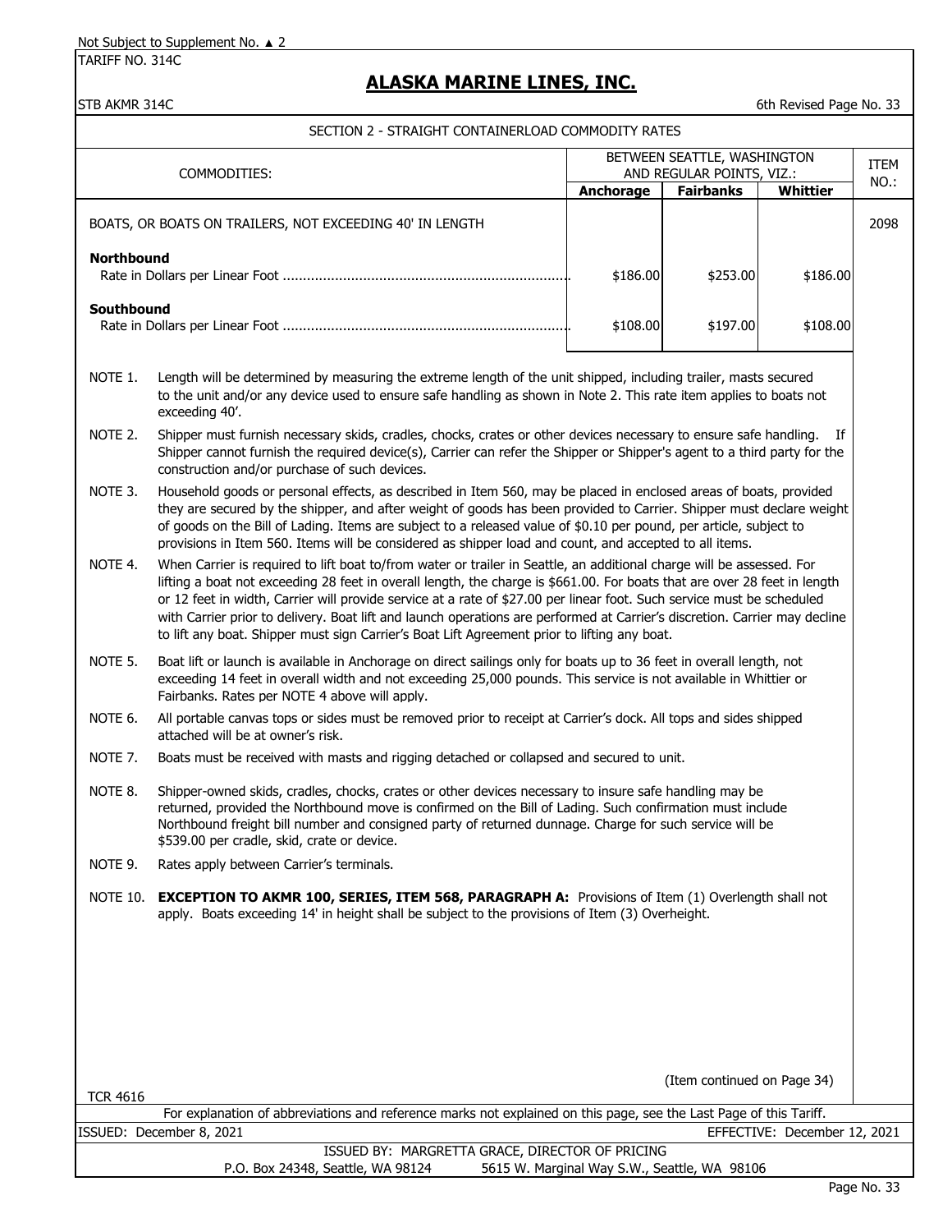Not Subject to Supplement No. ▲ 2

TARIFF NO. 314C

# ALASKA MARINE LINES, INC.

STB AKMR 314C

6th Revised Page No. 33

## SECTION 2 - STRAIGHT CONTAINERLOAD COMMODITY RATES

| COMMODITIES: | BETWEEN SEATTLE, WASHINGTON AND REGULAR POINTS, VIZ.: | | | ITEM NO.: |
|---|---|---|---|---|
| | Anchorage | Fairbanks | Whittier | |
| BOATS, OR BOATS ON TRAILERS, NOT EXCEEDING 40' IN LENGTH | | | | 2098 |
| **Northbound** | | | | |
| Rate in Dollars per Linear Foot ...................................................................... | \$186.00 | \$253.00 | \$186.00 | |
| **Southbound** | | | | |
| Rate in Dollars per Linear Foot ...................................................................... | \$108.00 | \$197.00 | \$108.00 | |

NOTE 1. Length will be determined by measuring the extreme length of the unit shipped, including trailer, masts secured to the unit and/or any device used to ensure safe handling as shown in Note 2. This rate item applies to boats not exceeding 40'.

NOTE 2. Shipper must furnish necessary skids, cradles, chocks, crates or other devices necessary to ensure safe handling. If Shipper cannot furnish the required device(s), Carrier can refer the Shipper or Shipper's agent to a third party for the construction and/or purchase of such devices.

NOTE 3. Household goods or personal effects, as described in Item 560, may be placed in enclosed areas of boats, provided they are secured by the shipper, and after weight of goods has been provided to Carrier. Shipper must declare weight of goods on the Bill of Lading. Items are subject to a released value of \$0.10 per pound, per article, subject to provisions in Item 560. Items will be considered as shipper load and count, and accepted to all items.

NOTE 4. When Carrier is required to lift boat to/from water or trailer in Seattle, an additional charge will be assessed. For lifting a boat not exceeding 28 feet in overall length, the charge is \$661.00. For boats that are over 28 feet in length or 12 feet in width, Carrier will provide service at a rate of \$27.00 per linear foot. Such service must be scheduled with Carrier prior to delivery. Boat lift and launch operations are performed at Carrier's discretion. Carrier may decline to lift any boat. Shipper must sign Carrier's Boat Lift Agreement prior to lifting any boat.

NOTE 5. Boat lift or launch is available in Anchorage on direct sailings only for boats up to 36 feet in overall length, not exceeding 14 feet in overall width and not exceeding 25,000 pounds. This service is not available in Whittier or Fairbanks. Rates per NOTE 4 above will apply.

NOTE 6. All portable canvas tops or sides must be removed prior to receipt at Carrier's dock. All tops and sides shipped attached will be at owner's risk.

NOTE 7. Boats must be received with masts and rigging detached or collapsed and secured to unit.

NOTE 8. Shipper-owned skids, cradles, chocks, crates or other devices necessary to insure safe handling may be returned, provided the Northbound move is confirmed on the Bill of Lading. Such confirmation must include Northbound freight bill number and consigned party of returned dunnage. Charge for such service will be \$539.00 per cradle, skid, crate or device.

NOTE 9. Rates apply between Carrier's terminals.

NOTE 10. **EXCEPTION TO AKMR 100, SERIES, ITEM 568, PARAGRAPH A:** Provisions of Item (1) Overlength shall not apply. Boats exceeding 14' in height shall be subject to the provisions of Item (3) Overheight.

(Item continued on Page 34)

TCR 4616

For explanation of abbreviations and reference marks not explained on this page, see the Last Page of this Tariff.

ISSUED: December 8, 2021 EFFECTIVE: December 12, 2021

ISSUED BY: MARGRETTA GRACE, DIRECTOR OF PRICING

P.O. Box 24348, Seattle, WA 98124 5615 W. Marginal Way S.W., Seattle, WA 98106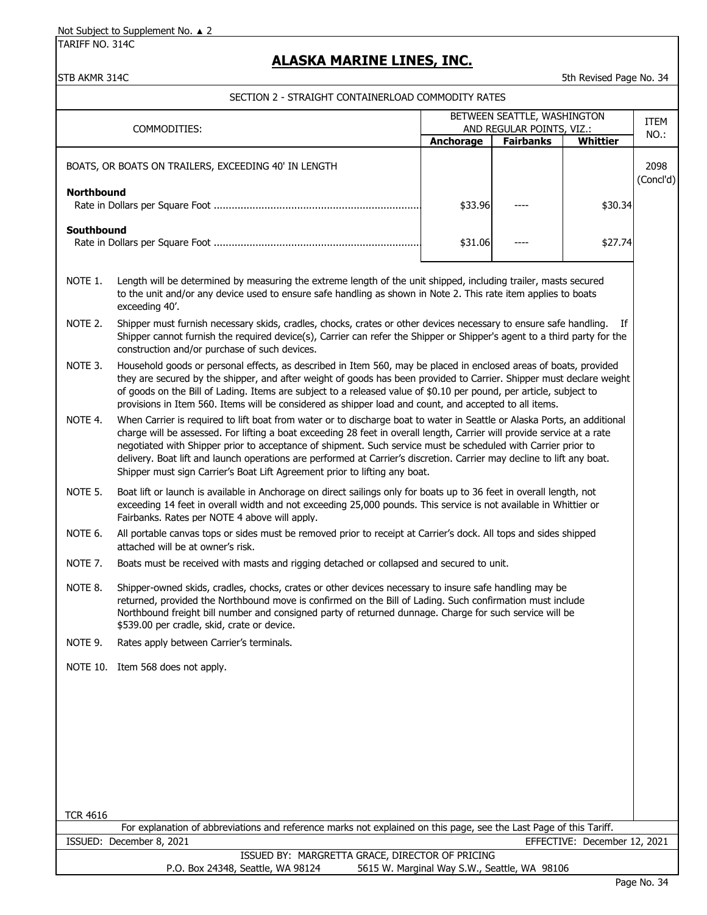Not Subject to Supplement No. ▲ 2

TARIFF NO. 314C

# ALASKA MARINE LINES, INC.

STB AKMR 314C

5th Revised Page No. 34

## SECTION 2 - STRAIGHT CONTAINERLOAD COMMODITY RATES

| COMMODITIES: | BETWEEN SEATTLE, WASHINGTON AND REGULAR POINTS, VIZ.: | | | ITEM NO.: |
|---|---|---|---|---|
| | **Anchorage** | **Fairbanks** | **Whittier** | |
| BOATS, OR BOATS ON TRAILERS, EXCEEDING 40' IN LENGTH | | | | 2098 (Concl'd) |
| **Northbound** | | | | |
| Rate in Dollars per Square Foot | $33.96 | ---- | $30.34 | |
| **Southbound** | | | | |
| Rate in Dollars per Square Foot | $31.06 | ---- | $27.74 | |

NOTE 1. Length will be determined by measuring the extreme length of the unit shipped, including trailer, masts secured to the unit and/or any device used to ensure safe handling as shown in Note 2. This rate item applies to boats exceeding 40'.

NOTE 2. Shipper must furnish necessary skids, cradles, chocks, crates or other devices necessary to ensure safe handling. If Shipper cannot furnish the required device(s), Carrier can refer the Shipper or Shipper's agent to a third party for the construction and/or purchase of such devices.

NOTE 3. Household goods or personal effects, as described in Item 560, may be placed in enclosed areas of boats, provided they are secured by the shipper, and after weight of goods has been provided to Carrier. Shipper must declare weight of goods on the Bill of Lading. Items are subject to a released value of $0.10 per pound, per article, subject to provisions in Item 560. Items will be considered as shipper load and count, and accepted to all items.

NOTE 4. When Carrier is required to lift boat from water or to discharge boat to water in Seattle or Alaska Ports, an additional charge will be assessed. For lifting a boat exceeding 28 feet in overall length, Carrier will provide service at a rate negotiated with Shipper prior to acceptance of shipment. Such service must be scheduled with Carrier prior to delivery. Boat lift and launch operations are performed at Carrier's discretion. Carrier may decline to lift any boat. Shipper must sign Carrier's Boat Lift Agreement prior to lifting any boat.

NOTE 5. Boat lift or launch is available in Anchorage on direct sailings only for boats up to 36 feet in overall length, not exceeding 14 feet in overall width and not exceeding 25,000 pounds. This service is not available in Whittier or Fairbanks. Rates per NOTE 4 above will apply.

NOTE 6. All portable canvas tops or sides must be removed prior to receipt at Carrier's dock. All tops and sides shipped attached will be at owner's risk.

NOTE 7. Boats must be received with masts and rigging detached or collapsed and secured to unit.

NOTE 8. Shipper-owned skids, cradles, chocks, crates or other devices necessary to insure safe handling may be returned, provided the Northbound move is confirmed on the Bill of Lading. Such confirmation must include Northbound freight bill number and consigned party of returned dunnage. Charge for such service will be $539.00 per cradle, skid, crate or device.

NOTE 9. Rates apply between Carrier's terminals.

NOTE 10. Item 568 does not apply.

TCR 4616

For explanation of abbreviations and reference marks not explained on this page, see the Last Page of this Tariff.

ISSUED: December 8, 2021 EFFECTIVE: December 12, 2021

ISSUED BY: MARGRETTA GRACE, DIRECTOR OF PRICING

P.O. Box 24348, Seattle, WA 98124 5615 W. Marginal Way S.W., Seattle, WA 98106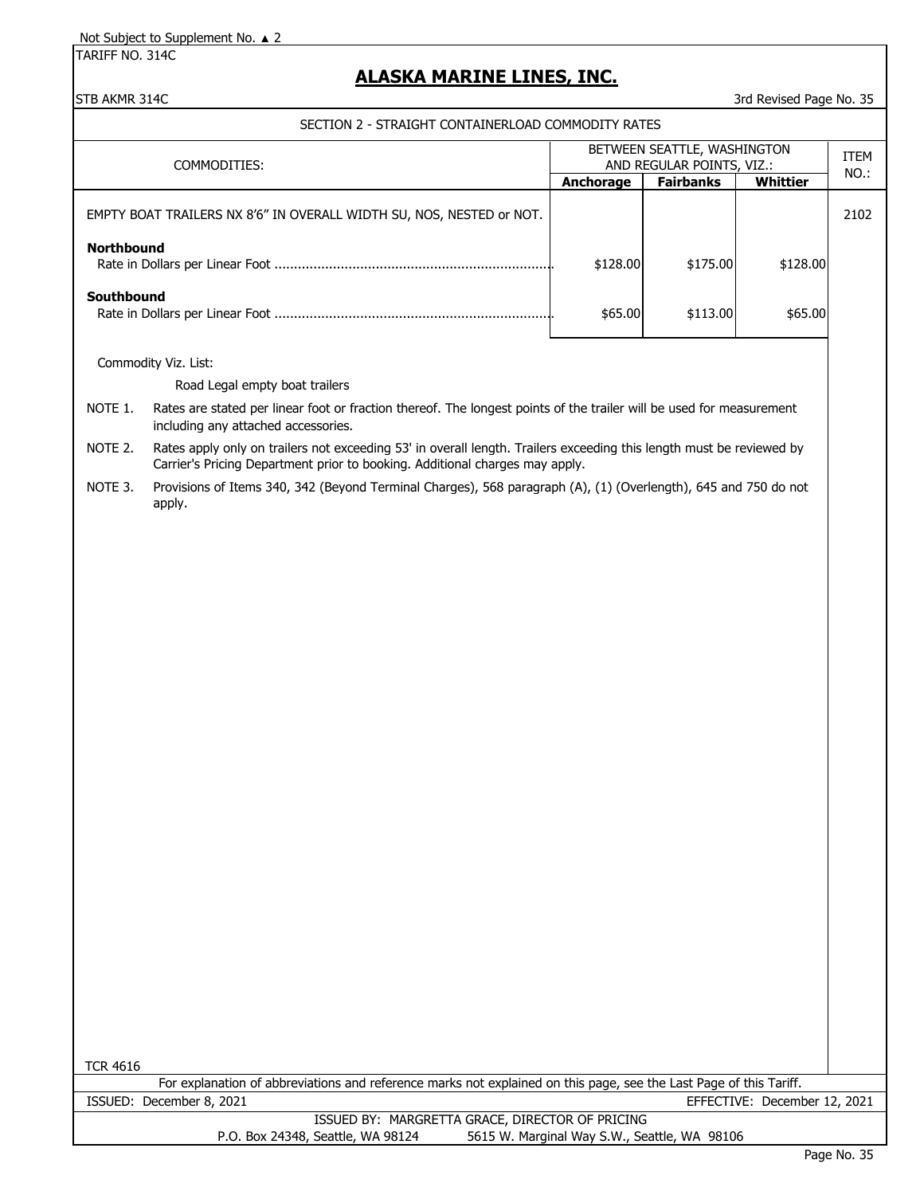Not Subject to Supplement No. ▲ 2

TARIFF NO. 314C

# ALASKA MARINE LINES, INC.

STB AKMR 314C

3rd Revised Page No. 35

## SECTION 2 - STRAIGHT CONTAINERLOAD COMMODITY RATES

| COMMODITIES: | BETWEEN SEATTLE, WASHINGTON AND REGULAR POINTS, VIZ.: | | | ITEM NO.: |
|---|---|---|---|---|
| | **Anchorage** | **Fairbanks** | **Whittier** | |
| EMPTY BOAT TRAILERS NX 8'6" IN OVERALL WIDTH SU, NOS, NESTED or NOT. | | | | 2102 |
| **Northbound** | | | | |
| Rate in Dollars per Linear Foot ........................................................................ | $128.00 | $175.00 | $128.00 | |
| **Southbound** | | | | |
| Rate in Dollars per Linear Foot ........................................................................ | $65.00 | $113.00 | $65.00 | |

Commodity Viz. List:

Road Legal empty boat trailers

NOTE 1. Rates are stated per linear foot or fraction thereof. The longest points of the trailer will be used for measurement including any attached accessories.

NOTE 2. Rates apply only on trailers not exceeding 53' in overall length. Trailers exceeding this length must be reviewed by Carrier's Pricing Department prior to booking. Additional charges may apply.

NOTE 3. Provisions of Items 340, 342 (Beyond Terminal Charges), 568 paragraph (A), (1) (Overlength), 645 and 750 do not apply.

TCR 4616

For explanation of abbreviations and reference marks not explained on this page, see the Last Page of this Tariff.

ISSUED: December 8, 2021 EFFECTIVE: December 12, 2021

ISSUED BY: MARGRETTA GRACE, DIRECTOR OF PRICING

P.O. Box 24348, Seattle, WA 98124 5615 W. Marginal Way S.W., Seattle, WA 98106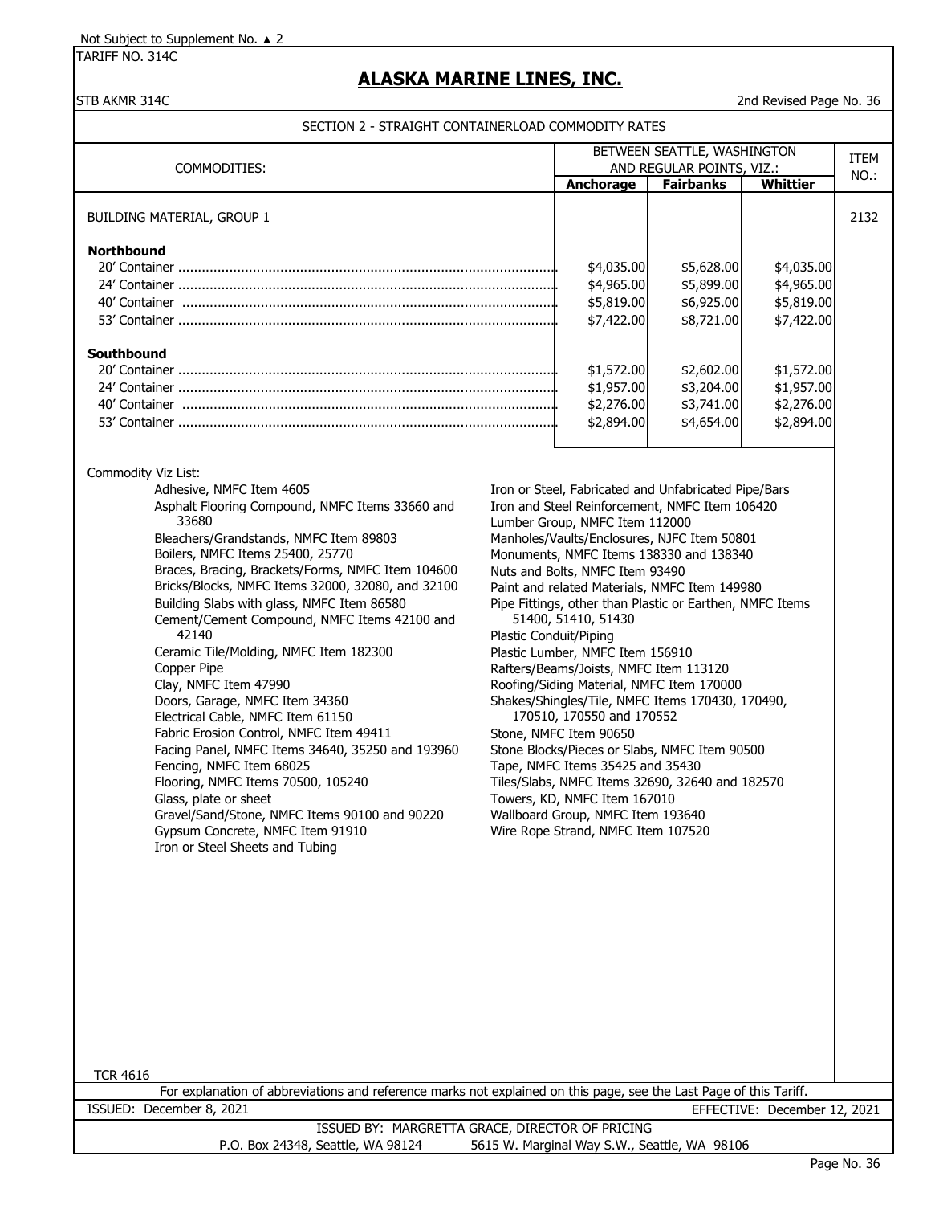Not Subject to Supplement No. ▲ 2

TARIFF NO. 314C

# ALASKA MARINE LINES, INC.

STB AKMR 314C

2nd Revised Page No. 36

## SECTION 2 - STRAIGHT CONTAINERLOAD COMMODITY RATES

| COMMODITIES: | BETWEEN SEATTLE, WASHINGTON AND REGULAR POINTS, VIZ.: | | | ITEM NO.: |
|---|---|---|---|---|
| | **Anchorage** | **Fairbanks** | **Whittier** | |
| BUILDING MATERIAL, GROUP 1 | | | | 2132 |
| **Northbound** | | | | |
| 20' Container | $4,035.00 | $5,628.00 | $4,035.00 | |
| 24' Container | $4,965.00 | $5,899.00 | $4,965.00 | |
| 40' Container | $5,819.00 | $6,925.00 | $5,819.00 | |
| 53' Container | $7,422.00 | $8,721.00 | $7,422.00 | |
| **Southbound** | | | | |
| 20' Container | $1,572.00 | $2,602.00 | $1,572.00 | |
| 24' Container | $1,957.00 | $3,204.00 | $1,957.00 | |
| 40' Container | $2,276.00 | $3,741.00 | $2,276.00 | |
| 53' Container | $2,894.00 | $4,654.00 | $2,894.00 | |

Commodity Viz List:

- Adhesive, NMFC Item 4605
- Asphalt Flooring Compound, NMFC Items 33660 and 33680
- Bleachers/Grandstands, NMFC Item 89803
- Boilers, NMFC Items 25400, 25770
- Braces, Bracing, Brackets/Forms, NMFC Item 104600
- Bricks/Blocks, NMFC Items 32000, 32080, and 32100
- Building Slabs with glass, NMFC Item 86580
- Cement/Cement Compound, NMFC Items 42100 and 42140
- Ceramic Tile/Molding, NMFC Item 182300
- Copper Pipe
- Clay, NMFC Item 47990
- Doors, Garage, NMFC Item 34360
- Electrical Cable, NMFC Item 61150
- Fabric Erosion Control, NMFC Item 49411
- Facing Panel, NMFC Items 34640, 35250 and 193960
- Fencing, NMFC Item 68025
- Flooring, NMFC Items 70500, 105240
- Glass, plate or sheet
- Gravel/Sand/Stone, NMFC Items 90100 and 90220
- Gypsum Concrete, NMFC Item 91910
- Iron or Steel Sheets and Tubing
- Iron or Steel, Fabricated and Unfabricated Pipe/Bars
- Iron and Steel Reinforcement, NMFC Item 106420
- Lumber Group, NMFC Item 112000
- Manholes/Vaults/Enclosures, NJFC Item 50801
- Monuments, NMFC Items 138330 and 138340
- Nuts and Bolts, NMFC Item 93490
- Paint and related Materials, NMFC Item 149980
- Pipe Fittings, other than Plastic or Earthen, NMFC Items 51400, 51410, 51430
- Plastic Conduit/Piping
- Plastic Lumber, NMFC Item 156910
- Rafters/Beams/Joists, NMFC Item 113120
- Roofing/Siding Material, NMFC Item 170000
- Shakes/Shingles/Tile, NMFC Items 170430, 170490, 170510, 170550 and 170552
- Stone, NMFC Item 90650
- Stone Blocks/Pieces or Slabs, NMFC Item 90500
- Tape, NMFC Items 35425 and 35430
- Tiles/Slabs, NMFC Items 32690, 32640 and 182570
- Towers, KD, NMFC Item 167010
- Wallboard Group, NMFC Item 193640
- Wire Rope Strand, NMFC Item 107520

TCR 4616

For explanation of abbreviations and reference marks not explained on this page, see the Last Page of this Tariff.

ISSUED: December 8, 2021 EFFECTIVE: December 12, 2021

ISSUED BY: MARGRETTA GRACE, DIRECTOR OF PRICING

P.O. Box 24348, Seattle, WA 98124 5615 W. Marginal Way S.W., Seattle, WA 98106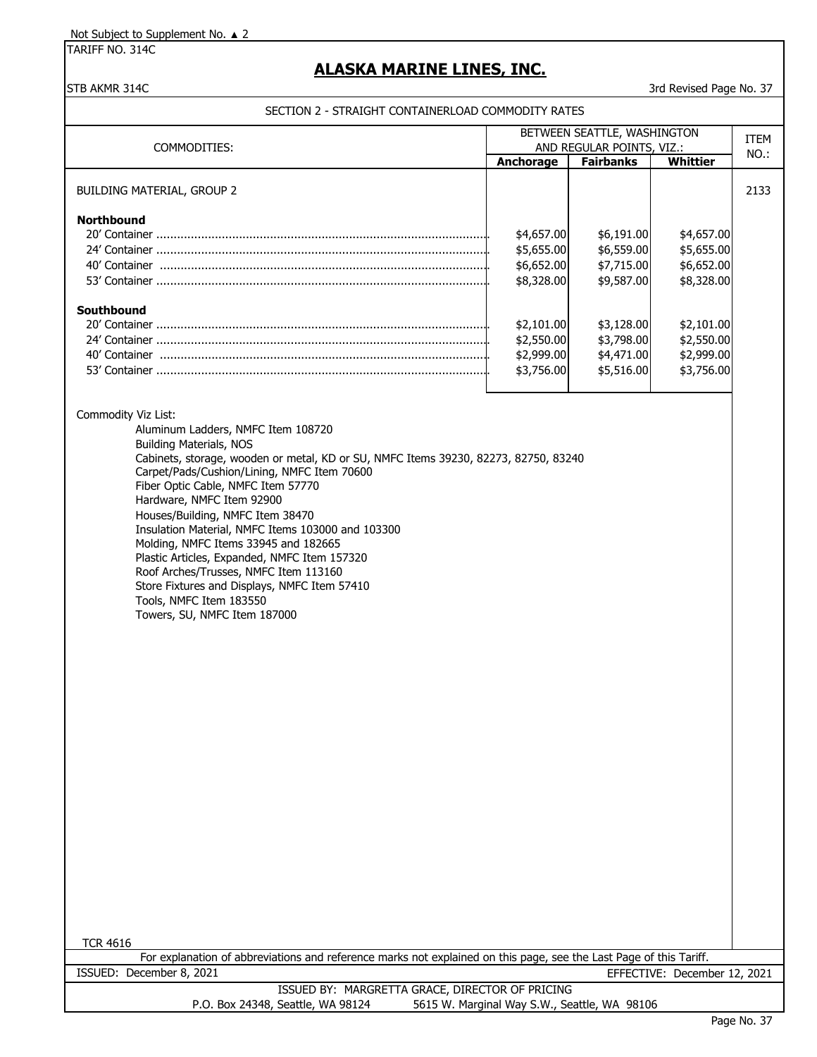Not Subject to Supplement No. ▲ 2

TARIFF NO. 314C

# ALASKA MARINE LINES, INC.

STB AKMR 314C — 3rd Revised Page No. 37

## SECTION 2 - STRAIGHT CONTAINERLOAD COMMODITY RATES

| COMMODITIES: | BETWEEN SEATTLE, WASHINGTON AND REGULAR POINTS, VIZ.: | | | ITEM NO.: |
|---|---|---|---|---|
| | **Anchorage** | **Fairbanks** | **Whittier** | |
| BUILDING MATERIAL, GROUP 2 | | | | 2133 |
| **Northbound** | | | | |
| 20' Container | $4,657.00 | $6,191.00 | $4,657.00 | |
| 24' Container | $5,655.00 | $6,559.00 | $5,655.00 | |
| 40' Container | $6,652.00 | $7,715.00 | $6,652.00 | |
| 53' Container | $8,328.00 | $9,587.00 | $8,328.00 | |
| **Southbound** | | | | |
| 20' Container | $2,101.00 | $3,128.00 | $2,101.00 | |
| 24' Container | $2,550.00 | $3,798.00 | $2,550.00 | |
| 40' Container | $2,999.00 | $4,471.00 | $2,999.00 | |
| 53' Container | $3,756.00 | $5,516.00 | $3,756.00 | |

Commodity Viz List:

- Aluminum Ladders, NMFC Item 108720
- Building Materials, NOS
- Cabinets, storage, wooden or metal, KD or SU, NMFC Items 39230, 82273, 82750, 83240
- Carpet/Pads/Cushion/Lining, NMFC Item 70600
- Fiber Optic Cable, NMFC Item 57770
- Hardware, NMFC Item 92900
- Houses/Building, NMFC Item 38470
- Insulation Material, NMFC Items 103000 and 103300
- Molding, NMFC Items 33945 and 182665
- Plastic Articles, Expanded, NMFC Item 157320
- Roof Arches/Trusses, NMFC Item 113160
- Store Fixtures and Displays, NMFC Item 57410
- Tools, NMFC Item 183550
- Towers, SU, NMFC Item 187000

TCR 4616

For explanation of abbreviations and reference marks not explained on this page, see the Last Page of this Tariff.

ISSUED: December 8, 2021 — EFFECTIVE: December 12, 2021

ISSUED BY: MARGRETTA GRACE, DIRECTOR OF PRICING

P.O. Box 24348, Seattle, WA 98124 — 5615 W. Marginal Way S.W., Seattle, WA 98106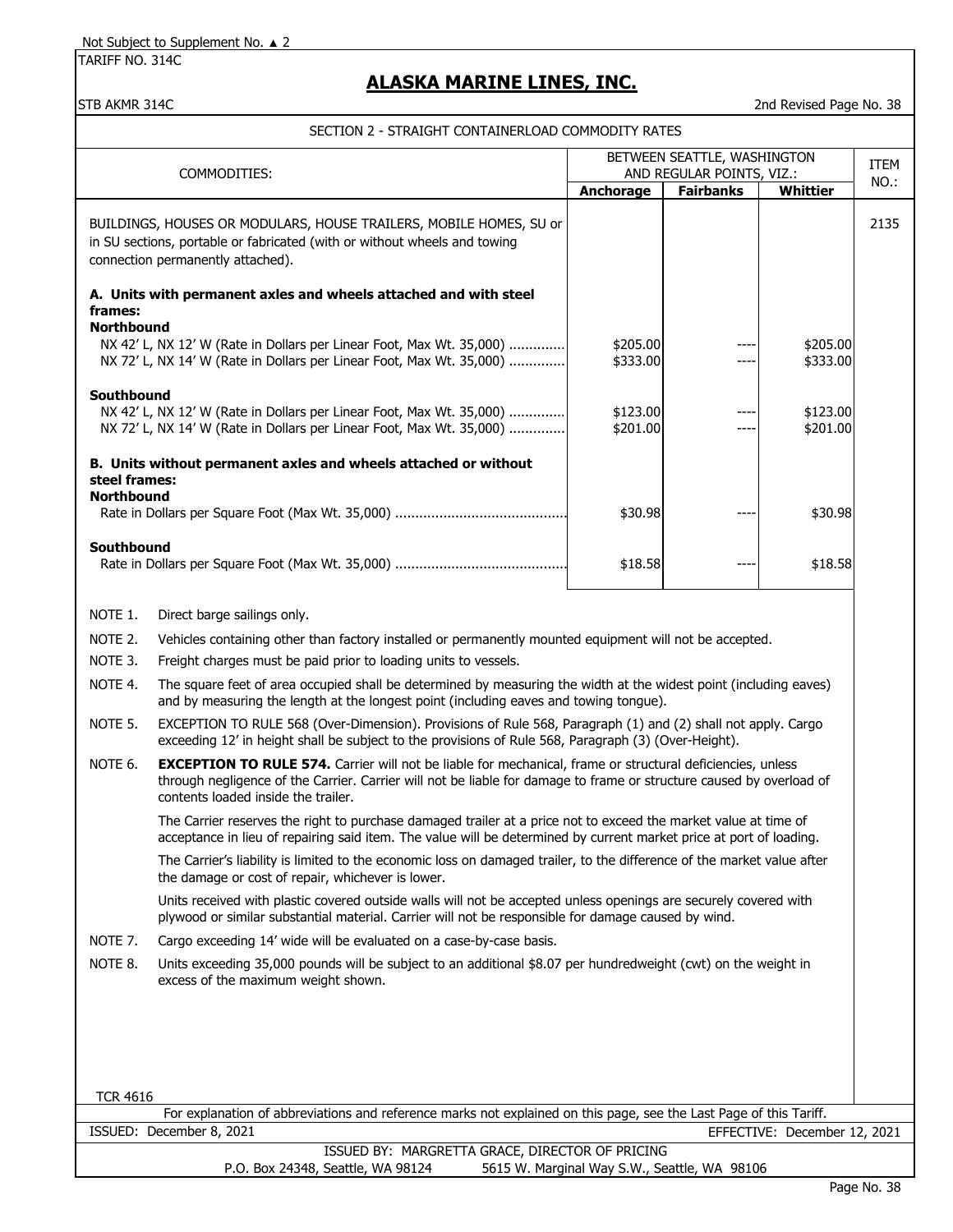Not Subject to Supplement No. ▲ 2

TARIFF NO. 314C

# ALASKA MARINE LINES, INC.

STB AKMR 314C

2nd Revised Page No. 38

## SECTION 2 - STRAIGHT CONTAINERLOAD COMMODITY RATES

| COMMODITIES: | BETWEEN SEATTLE, WASHINGTON AND REGULAR POINTS, VIZ.: | | | ITEM NO.: |
|---|---|---|---|---|
| | **Anchorage** | **Fairbanks** | **Whittier** | |
| BUILDINGS, HOUSES OR MODULARS, HOUSE TRAILERS, MOBILE HOMES, SU or in SU sections, portable or fabricated (with or without wheels and towing connection permanently attached). | | | | 2135 |
| **A. Units with permanent axles and wheels attached and with steel frames:** | | | | |
| **Northbound** | | | | |
| NX 42' L, NX 12' W (Rate in Dollars per Linear Foot, Max Wt. 35,000) | $205.00 | ---- | $205.00 | |
| NX 72' L, NX 14' W (Rate in Dollars per Linear Foot, Max Wt. 35,000) | $333.00 | ---- | $333.00 | |
| **Southbound** | | | | |
| NX 42' L, NX 12' W (Rate in Dollars per Linear Foot, Max Wt. 35,000) | $123.00 | ---- | $123.00 | |
| NX 72' L, NX 14' W (Rate in Dollars per Linear Foot, Max Wt. 35,000) | $201.00 | ---- | $201.00 | |
| **B. Units without permanent axles and wheels attached or without steel frames:** | | | | |
| **Northbound** | | | | |
| Rate in Dollars per Square Foot (Max Wt. 35,000) | $30.98 | ---- | $30.98 | |
| **Southbound** | | | | |
| Rate in Dollars per Square Foot (Max Wt. 35,000) | $18.58 | ---- | $18.58 | |

NOTE 1. Direct barge sailings only.

NOTE 2. Vehicles containing other than factory installed or permanently mounted equipment will not be accepted.

NOTE 3. Freight charges must be paid prior to loading units to vessels.

NOTE 4. The square feet of area occupied shall be determined by measuring the width at the widest point (including eaves) and by measuring the length at the longest point (including eaves and towing tongue).

NOTE 5. EXCEPTION TO RULE 568 (Over-Dimension). Provisions of Rule 568, Paragraph (1) and (2) shall not apply. Cargo exceeding 12' in height shall be subject to the provisions of Rule 568, Paragraph (3) (Over-Height).

NOTE 6. **EXCEPTION TO RULE 574.** Carrier will not be liable for mechanical, frame or structural deficiencies, unless through negligence of the Carrier. Carrier will not be liable for damage to frame or structure caused by overload of contents loaded inside the trailer.

The Carrier reserves the right to purchase damaged trailer at a price not to exceed the market value at time of acceptance in lieu of repairing said item. The value will be determined by current market price at port of loading.

The Carrier's liability is limited to the economic loss on damaged trailer, to the difference of the market value after the damage or cost of repair, whichever is lower.

Units received with plastic covered outside walls will not be accepted unless openings are securely covered with plywood or similar substantial material. Carrier will not be responsible for damage caused by wind.

NOTE 7. Cargo exceeding 14' wide will be evaluated on a case-by-case basis.

NOTE 8. Units exceeding 35,000 pounds will be subject to an additional $8.07 per hundredweight (cwt) on the weight in excess of the maximum weight shown.

TCR 4616

For explanation of abbreviations and reference marks not explained on this page, see the Last Page of this Tariff.

ISSUED: December 8, 2021 EFFECTIVE: December 12, 2021

ISSUED BY: MARGRETTA GRACE, DIRECTOR OF PRICING

P.O. Box 24348, Seattle, WA 98124 5615 W. Marginal Way S.W., Seattle, WA 98106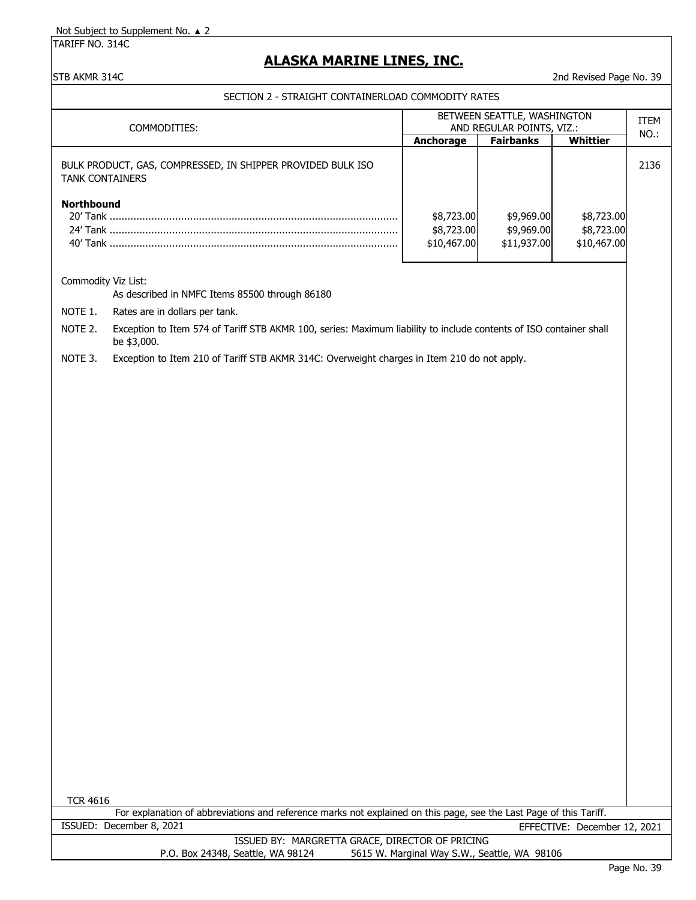Not Subject to Supplement No. ▲ 2

TARIFF NO. 314C

# ALASKA MARINE LINES, INC.

STB AKMR 314C — 2nd Revised Page No. 39

## SECTION 2 - STRAIGHT CONTAINERLOAD COMMODITY RATES

| COMMODITIES: | BETWEEN SEATTLE, WASHINGTON AND REGULAR POINTS, VIZ.: | | | ITEM NO.: |
|---|---|---|---|---|
| | **Anchorage** | **Fairbanks** | **Whittier** | |
| BULK PRODUCT, GAS, COMPRESSED, IN SHIPPER PROVIDED BULK ISO TANK CONTAINERS | | | | 2136 |
| **Northbound** | | | | |
| 20' Tank | $8,723.00 | $9,969.00 | $8,723.00 | |
| 24' Tank | $8,723.00 | $9,969.00 | $8,723.00 | |
| 40' Tank | $10,467.00 | $11,937.00 | $10,467.00 | |

Commodity Viz List:
As described in NMFC Items 85500 through 86180

NOTE 1. Rates are in dollars per tank.

NOTE 2. Exception to Item 574 of Tariff STB AKMR 100, series: Maximum liability to include contents of ISO container shall be $3,000.

NOTE 3. Exception to Item 210 of Tariff STB AKMR 314C: Overweight charges in Item 210 do not apply.

TCR 4616

For explanation of abbreviations and reference marks not explained on this page, see the Last Page of this Tariff.

ISSUED: December 8, 2021 — EFFECTIVE: December 12, 2021

ISSUED BY: MARGRETTA GRACE, DIRECTOR OF PRICING
P.O. Box 24348, Seattle, WA 98124 — 5615 W. Marginal Way S.W., Seattle, WA 98106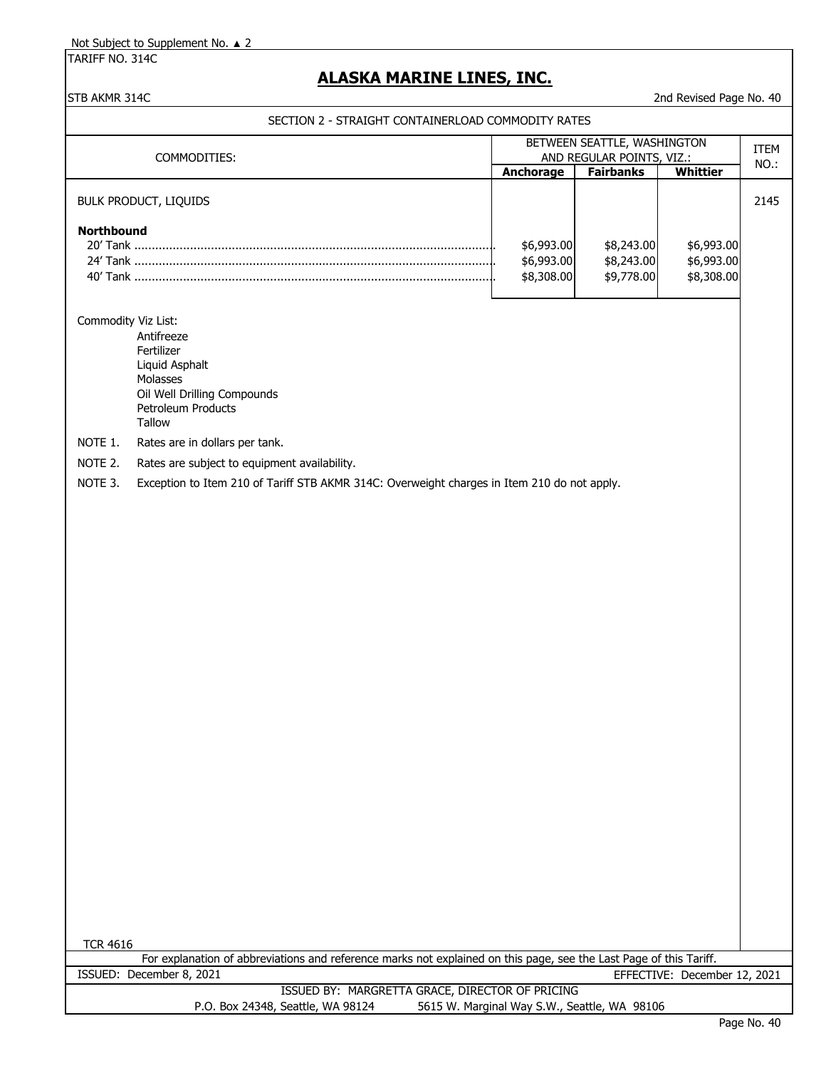Not Subject to Supplement No. ▲ 2

TARIFF NO. 314C

# ALASKA MARINE LINES, INC.

STB AKMR 314C — 2nd Revised Page No. 40

## SECTION 2 - STRAIGHT CONTAINERLOAD COMMODITY RATES

| COMMODITIES: | BETWEEN SEATTLE, WASHINGTON AND REGULAR POINTS, VIZ.: | | | ITEM NO.: |
|---|---|---|---|---|
| | Anchorage | Fairbanks | Whittier | |
| BULK PRODUCT, LIQUIDS | | | | 2145 |
| **Northbound** | | | | |
| 20' Tank | $6,993.00 | $8,243.00 | $6,993.00 | |
| 24' Tank | $6,993.00 | $8,243.00 | $6,993.00 | |
| 40' Tank | $8,308.00 | $9,778.00 | $8,308.00 | |

Commodity Viz List:

- Antifreeze
- Fertilizer
- Liquid Asphalt
- Molasses
- Oil Well Drilling Compounds
- Petroleum Products
- Tallow

NOTE 1. Rates are in dollars per tank.

NOTE 2. Rates are subject to equipment availability.

NOTE 3. Exception to Item 210 of Tariff STB AKMR 314C: Overweight charges in Item 210 do not apply.

TCR 4616

For explanation of abbreviations and reference marks not explained on this page, see the Last Page of this Tariff.

ISSUED: December 8, 2021 — EFFECTIVE: December 12, 2021

ISSUED BY: MARGRETTA GRACE, DIRECTOR OF PRICING

P.O. Box 24348, Seattle, WA 98124 — 5615 W. Marginal Way S.W., Seattle, WA 98106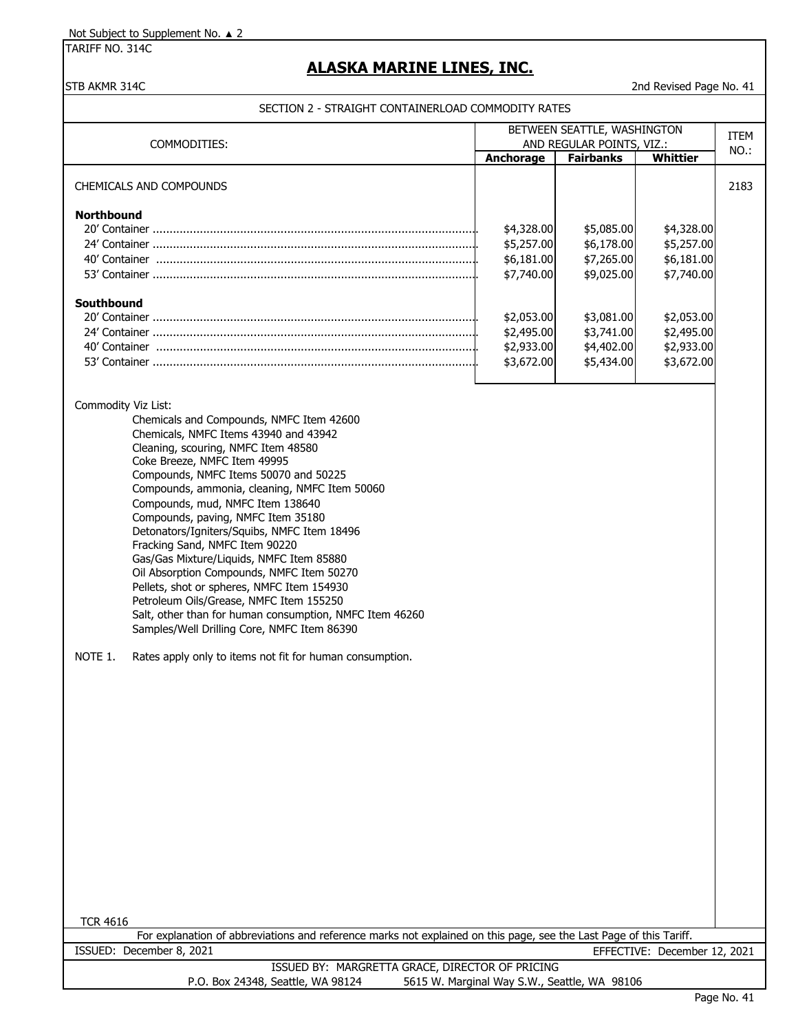Not Subject to Supplement No. ▲ 2

TARIFF NO. 314C

# ALASKA MARINE LINES, INC.

STB AKMR 314C

2nd Revised Page No. 41

## SECTION 2 - STRAIGHT CONTAINERLOAD COMMODITY RATES

| COMMODITIES: | BETWEEN SEATTLE, WASHINGTON AND REGULAR POINTS, VIZ.: | | | ITEM NO.: |
|---|---|---|---|---|
| | **Anchorage** | **Fairbanks** | **Whittier** | |
| CHEMICALS AND COMPOUNDS | | | | 2183 |
| **Northbound** | | | | |
| 20' Container | $4,328.00 | $5,085.00 | $4,328.00 | |
| 24' Container | $5,257.00 | $6,178.00 | $5,257.00 | |
| 40' Container | $6,181.00 | $7,265.00 | $6,181.00 | |
| 53' Container | $7,740.00 | $9,025.00 | $7,740.00 | |
| **Southbound** | | | | |
| 20' Container | $2,053.00 | $3,081.00 | $2,053.00 | |
| 24' Container | $2,495.00 | $3,741.00 | $2,495.00 | |
| 40' Container | $2,933.00 | $4,402.00 | $2,933.00 | |
| 53' Container | $3,672.00 | $5,434.00 | $3,672.00 | |

Commodity Viz List:

- Chemicals and Compounds, NMFC Item 42600
- Chemicals, NMFC Items 43940 and 43942
- Cleaning, scouring, NMFC Item 48580
- Coke Breeze, NMFC Item 49995
- Compounds, NMFC Items 50070 and 50225
- Compounds, ammonia, cleaning, NMFC Item 50060
- Compounds, mud, NMFC Item 138640
- Compounds, paving, NMFC Item 35180
- Detonators/Igniters/Squibs, NMFC Item 18496
- Fracking Sand, NMFC Item 90220
- Gas/Gas Mixture/Liquids, NMFC Item 85880
- Oil Absorption Compounds, NMFC Item 50270
- Pellets, shot or spheres, NMFC Item 154930
- Petroleum Oils/Grease, NMFC Item 155250
- Salt, other than for human consumption, NMFC Item 46260
- Samples/Well Drilling Core, NMFC Item 86390

NOTE 1. Rates apply only to items not fit for human consumption.

TCR 4616

For explanation of abbreviations and reference marks not explained on this page, see the Last Page of this Tariff.

ISSUED: December 8, 2021 EFFECTIVE: December 12, 2021

ISSUED BY: MARGRETTA GRACE, DIRECTOR OF PRICING

P.O. Box 24348, Seattle, WA 98124 5615 W. Marginal Way S.W., Seattle, WA 98106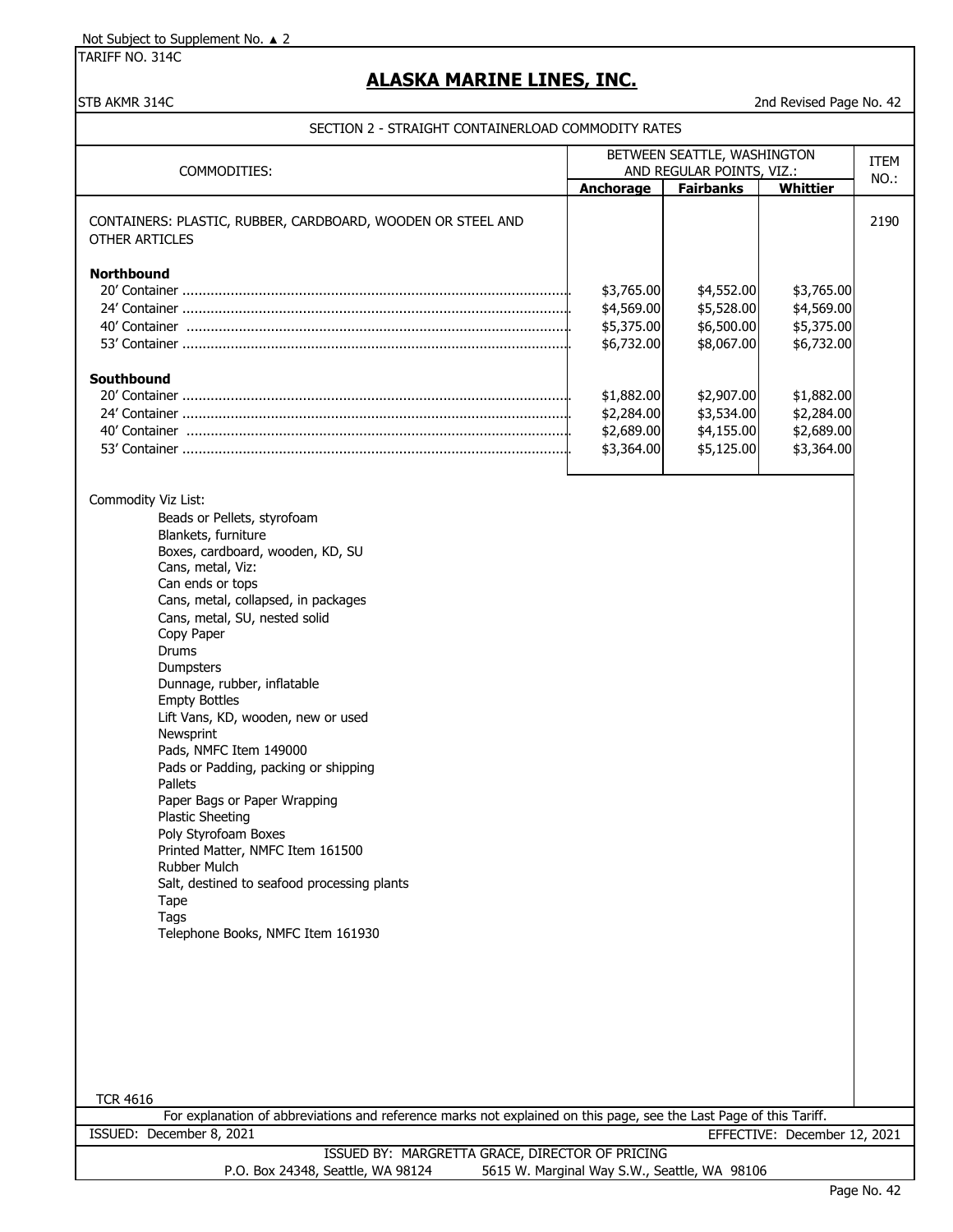Not Subject to Supplement No. ▲ 2

TARIFF NO. 314C

# ALASKA MARINE LINES, INC.

STB AKMR 314C

2nd Revised Page No. 42

## SECTION 2 - STRAIGHT CONTAINERLOAD COMMODITY RATES

| COMMODITIES: | BETWEEN SEATTLE, WASHINGTON AND REGULAR POINTS, VIZ.: | | | ITEM NO.: |
|---|---|---|---|---|
| | **Anchorage** | **Fairbanks** | **Whittier** | |
| CONTAINERS: PLASTIC, RUBBER, CARDBOARD, WOODEN OR STEEL AND OTHER ARTICLES | | | | 2190 |
| **Northbound** | | | | |
| 20' Container | $3,765.00 | $4,552.00 | $3,765.00 | |
| 24' Container | $4,569.00 | $5,528.00 | $4,569.00 | |
| 40' Container | $5,375.00 | $6,500.00 | $5,375.00 | |
| 53' Container | $6,732.00 | $8,067.00 | $6,732.00 | |
| **Southbound** | | | | |
| 20' Container | $1,882.00 | $2,907.00 | $1,882.00 | |
| 24' Container | $2,284.00 | $3,534.00 | $2,284.00 | |
| 40' Container | $2,689.00 | $4,155.00 | $2,689.00 | |
| 53' Container | $3,364.00 | $5,125.00 | $3,364.00 | |

Commodity Viz List:

- Beads or Pellets, styrofoam
- Blankets, furniture
- Boxes, cardboard, wooden, KD, SU
- Cans, metal, Viz:
- Can ends or tops
- Cans, metal, collapsed, in packages
- Cans, metal, SU, nested solid
- Copy Paper
- Drums
- Dumpsters
- Dunnage, rubber, inflatable
- Empty Bottles
- Lift Vans, KD, wooden, new or used
- Newsprint
- Pads, NMFC Item 149000
- Pads or Padding, packing or shipping
- Pallets
- Paper Bags or Paper Wrapping
- Plastic Sheeting
- Poly Styrofoam Boxes
- Printed Matter, NMFC Item 161500
- Rubber Mulch
- Salt, destined to seafood processing plants
- Tape
- Tags
- Telephone Books, NMFC Item 161930

TCR 4616

For explanation of abbreviations and reference marks not explained on this page, see the Last Page of this Tariff.

ISSUED: December 8, 2021 EFFECTIVE: December 12, 2021

ISSUED BY: MARGRETTA GRACE, DIRECTOR OF PRICING

P.O. Box 24348, Seattle, WA 98124 5615 W. Marginal Way S.W., Seattle, WA 98106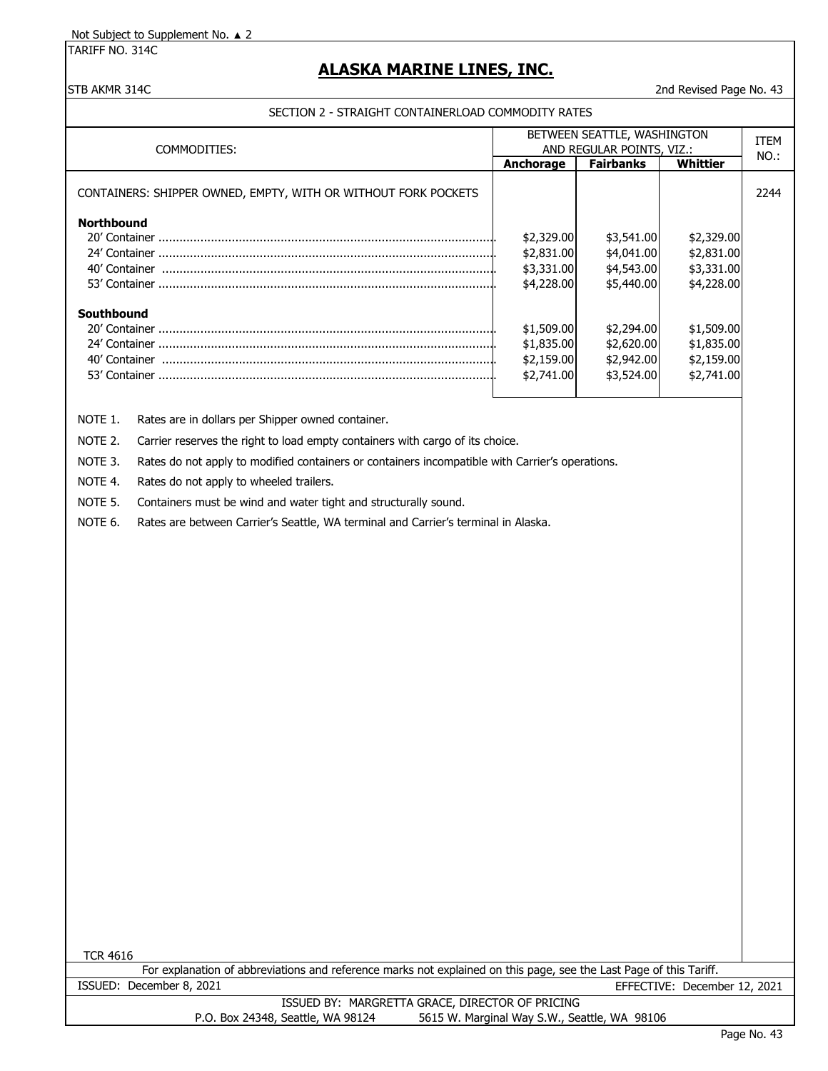Not Subject to Supplement No. ▲ 2

TARIFF NO. 314C

# ALASKA MARINE LINES, INC.

STB AKMR 314C

2nd Revised Page No. 43

## SECTION 2 - STRAIGHT CONTAINERLOAD COMMODITY RATES

| COMMODITIES: | BETWEEN SEATTLE, WASHINGTON AND REGULAR POINTS, VIZ.: | | | ITEM NO.: |
|---|---|---|---|---|
| | **Anchorage** | **Fairbanks** | **Whittier** | |
| CONTAINERS: SHIPPER OWNED, EMPTY, WITH OR WITHOUT FORK POCKETS | | | | 2244 |
| **Northbound** | | | | |
| 20' Container | $2,329.00 | $3,541.00 | $2,329.00 | |
| 24' Container | $2,831.00 | $4,041.00 | $2,831.00 | |
| 40' Container | $3,331.00 | $4,543.00 | $3,331.00 | |
| 53' Container | $4,228.00 | $5,440.00 | $4,228.00 | |
| **Southbound** | | | | |
| 20' Container | $1,509.00 | $2,294.00 | $1,509.00 | |
| 24' Container | $1,835.00 | $2,620.00 | $1,835.00 | |
| 40' Container | $2,159.00 | $2,942.00 | $2,159.00 | |
| 53' Container | $2,741.00 | $3,524.00 | $2,741.00 | |

NOTE 1. Rates are in dollars per Shipper owned container.

NOTE 2. Carrier reserves the right to load empty containers with cargo of its choice.

NOTE 3. Rates do not apply to modified containers or containers incompatible with Carrier's operations.

NOTE 4. Rates do not apply to wheeled trailers.

NOTE 5. Containers must be wind and water tight and structurally sound.

NOTE 6. Rates are between Carrier's Seattle, WA terminal and Carrier's terminal in Alaska.

TCR 4616

For explanation of abbreviations and reference marks not explained on this page, see the Last Page of this Tariff.

ISSUED: December 8, 2021 EFFECTIVE: December 12, 2021

ISSUED BY: MARGRETTA GRACE, DIRECTOR OF PRICING

P.O. Box 24348, Seattle, WA 98124 5615 W. Marginal Way S.W., Seattle, WA 98106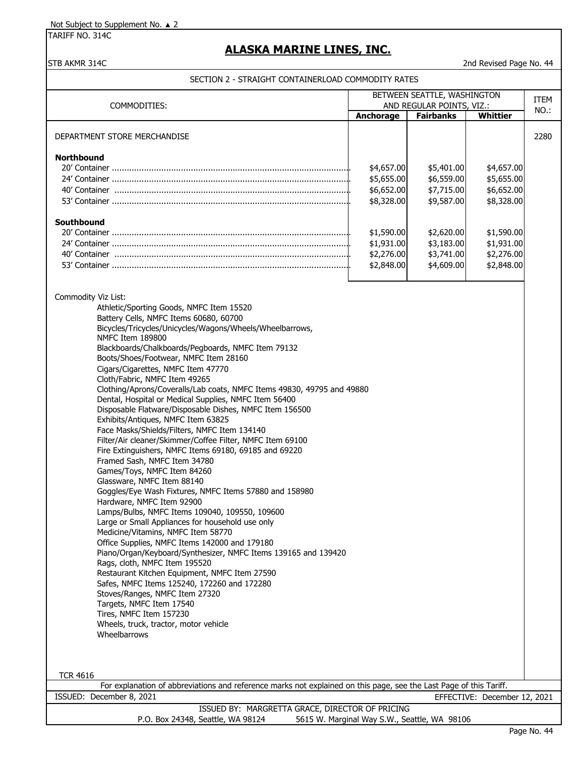Not Subject to Supplement No. ▲ 2

TARIFF NO. 314C

# ALASKA MARINE LINES, INC.

STB AKMR 314C

2nd Revised Page No. 44

## SECTION 2 - STRAIGHT CONTAINERLOAD COMMODITY RATES

| COMMODITIES: | BETWEEN SEATTLE, WASHINGTON AND REGULAR POINTS, VIZ.: | | | ITEM NO.: |
|---|---|---|---|---|
| | **Anchorage** | **Fairbanks** | **Whittier** | |
| DEPARTMENT STORE MERCHANDISE | | | | 2280 |
| **Northbound** | | | | |
| 20' Container | $4,657.00 | $5,401.00 | $4,657.00 | |
| 24' Container | $5,655.00 | $6,559.00 | $5,655.00 | |
| 40' Container | $6,652.00 | $7,715.00 | $6,652.00 | |
| 53' Container | $8,328.00 | $9,587.00 | $8,328.00 | |
| **Southbound** | | | | |
| 20' Container | $1,590.00 | $2,620.00 | $1,590.00 | |
| 24' Container | $1,931.00 | $3,183.00 | $1,931.00 | |
| 40' Container | $2,276.00 | $3,741.00 | $2,276.00 | |
| 53' Container | $2,848.00 | $4,609.00 | $2,848.00 | |

Commodity Viz List:

- Athletic/Sporting Goods, NMFC Item 15520
- Battery Cells, NMFC Items 60680, 60700
- Bicycles/Tricycles/Unicycles/Wagons/Wheels/Wheelbarrows, NMFC Item 189800
- Blackboards/Chalkboards/Pegboards, NMFC Item 79132
- Boots/Shoes/Footwear, NMFC Item 28160
- Cigars/Cigarettes, NMFC Item 47770
- Cloth/Fabric, NMFC Item 49265
- Clothing/Aprons/Coveralls/Lab coats, NMFC Items 49830, 49795 and 49880
- Dental, Hospital or Medical Supplies, NMFC Item 56400
- Disposable Flatware/Disposable Dishes, NMFC Item 156500
- Exhibits/Antiques, NMFC Item 63825
- Face Masks/Shields/Filters, NMFC Item 134140
- Filter/Air cleaner/Skimmer/Coffee Filter, NMFC Item 69100
- Fire Extinguishers, NMFC Items 69180, 69185 and 69220
- Framed Sash, NMFC Item 34780
- Games/Toys, NMFC Item 84260
- Glassware, NMFC Item 88140
- Goggles/Eye Wash Fixtures, NMFC Items 57880 and 158980
- Hardware, NMFC Item 92900
- Lamps/Bulbs, NMFC Items 109040, 109550, 109600
- Large or Small Appliances for household use only
- Medicine/Vitamins, NMFC Item 58770
- Office Supplies, NMFC Items 142000 and 179180
- Piano/Organ/Keyboard/Synthesizer, NMFC Items 139165 and 139420
- Rags, cloth, NMFC Item 195520
- Restaurant Kitchen Equipment, NMFC Item 27590
- Safes, NMFC Items 125240, 172260 and 172280
- Stoves/Ranges, NMFC Item 27320
- Targets, NMFC Item 17540
- Tires, NMFC Item 157230
- Wheels, truck, tractor, motor vehicle
- Wheelbarrows

TCR 4616

For explanation of abbreviations and reference marks not explained on this page, see the Last Page of this Tariff.

ISSUED: December 8, 2021 EFFECTIVE: December 12, 2021

ISSUED BY: MARGRETTA GRACE, DIRECTOR OF PRICING

P.O. Box 24348, Seattle, WA 98124 5615 W. Marginal Way S.W., Seattle, WA 98106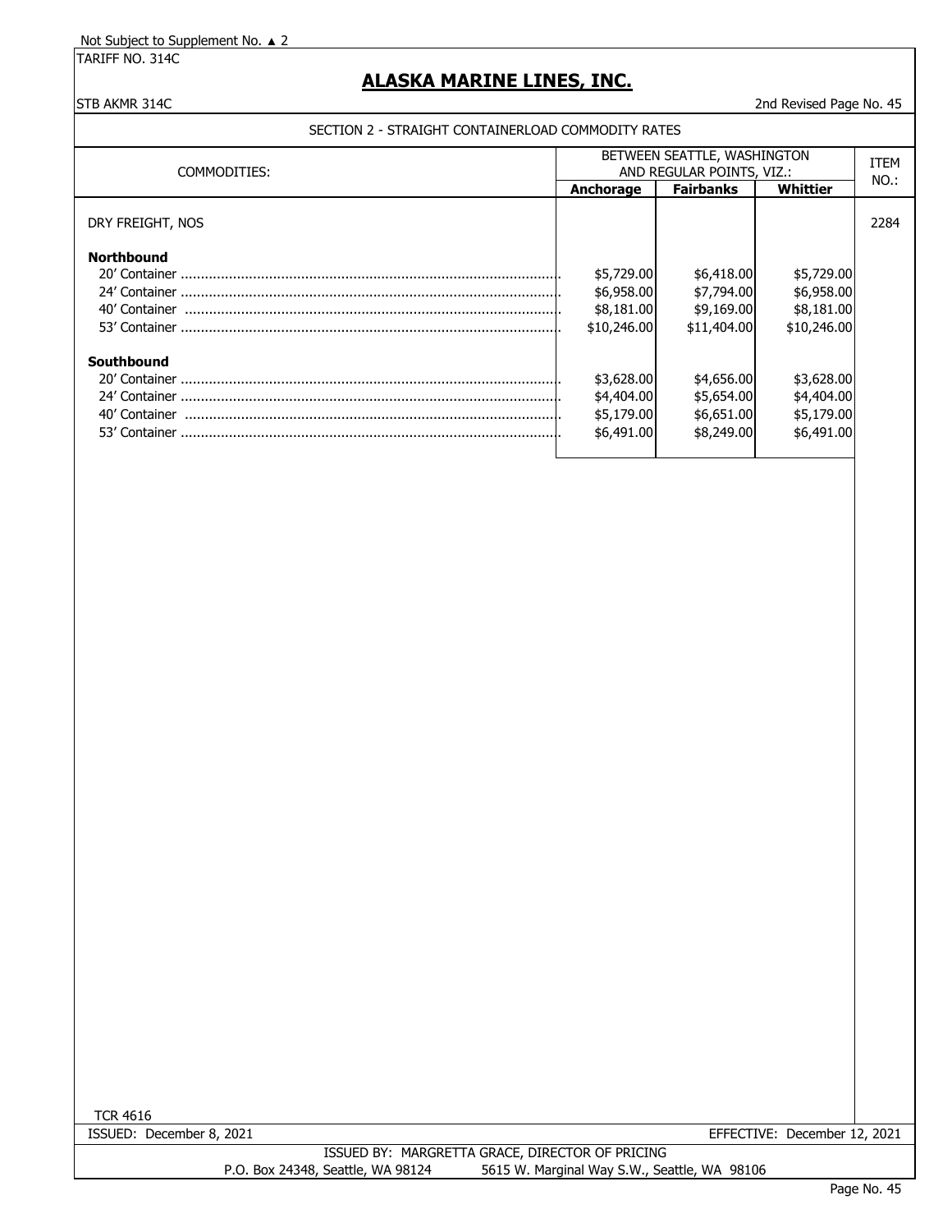Not Subject to Supplement No. ▲ 2

TARIFF NO. 314C

# ALASKA MARINE LINES, INC.

STB AKMR 314C

2nd Revised Page No. 45

## SECTION 2 - STRAIGHT CONTAINERLOAD COMMODITY RATES

| COMMODITIES: | BETWEEN SEATTLE, WASHINGTON AND REGULAR POINTS, VIZ.: | | | ITEM NO.: |
|---|---|---|---|---|
| | **Anchorage** | **Fairbanks** | **Whittier** | |
| DRY FREIGHT, NOS | | | | 2284 |
| **Northbound** | | | | |
| 20' Container | $5,729.00 | $6,418.00 | $5,729.00 | |
| 24' Container | $6,958.00 | $7,794.00 | $6,958.00 | |
| 40' Container | $8,181.00 | $9,169.00 | $8,181.00 | |
| 53' Container | $10,246.00 | $11,404.00 | $10,246.00 | |
| **Southbound** | | | | |
| 20' Container | $3,628.00 | $4,656.00 | $3,628.00 | |
| 24' Container | $4,404.00 | $5,654.00 | $4,404.00 | |
| 40' Container | $5,179.00 | $6,651.00 | $5,179.00 | |
| 53' Container | $6,491.00 | $8,249.00 | $6,491.00 | |

TCR 4616

ISSUED: December 8, 2021

EFFECTIVE: December 12, 2021

ISSUED BY: MARGRETTA GRACE, DIRECTOR OF PRICING

P.O. Box 24348, Seattle, WA 98124 5615 W. Marginal Way S.W., Seattle, WA 98106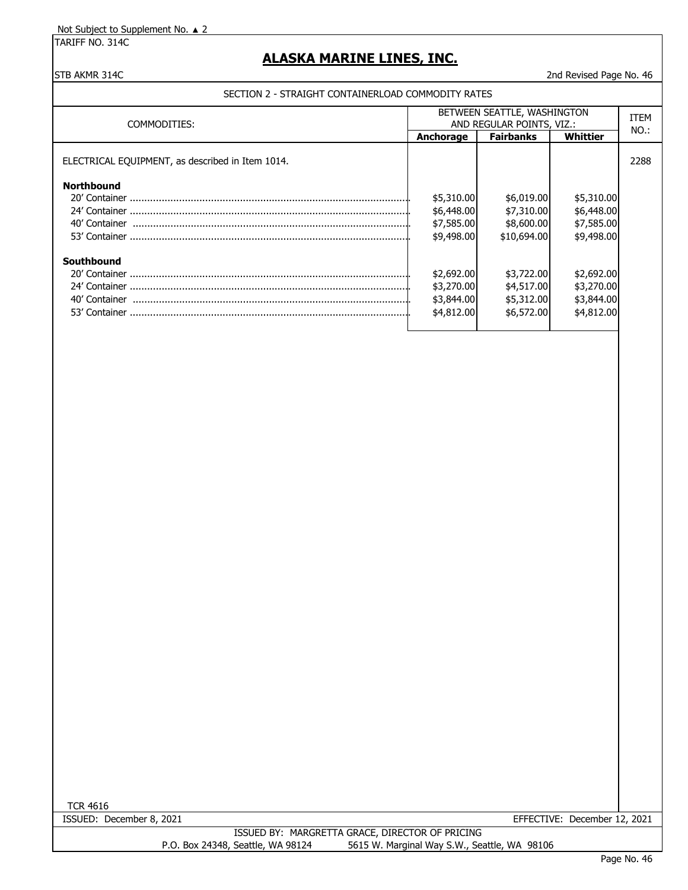Not Subject to Supplement No. ▲ 2

TARIFF NO. 314C

# ALASKA MARINE LINES, INC.

STB AKMR 314C — 2nd Revised Page No. 46

## SECTION 2 - STRAIGHT CONTAINERLOAD COMMODITY RATES

| COMMODITIES: | BETWEEN SEATTLE, WASHINGTON AND REGULAR POINTS, VIZ.: | | | ITEM NO.: |
|---|---|---|---|---|
| | **Anchorage** | **Fairbanks** | **Whittier** | |
| ELECTRICAL EQUIPMENT, as described in Item 1014. | | | | 2288 |
| **Northbound** | | | | |
| 20' Container | $5,310.00 | $6,019.00 | $5,310.00 | |
| 24' Container | $6,448.00 | $7,310.00 | $6,448.00 | |
| 40' Container | $7,585.00 | $8,600.00 | $7,585.00 | |
| 53' Container | $9,498.00 | $10,694.00 | $9,498.00 | |
| **Southbound** | | | | |
| 20' Container | $2,692.00 | $3,722.00 | $2,692.00 | |
| 24' Container | $3,270.00 | $4,517.00 | $3,270.00 | |
| 40' Container | $3,844.00 | $5,312.00 | $3,844.00 | |
| 53' Container | $4,812.00 | $6,572.00 | $4,812.00 | |

TCR 4616

ISSUED: December 8, 2021 — EFFECTIVE: December 12, 2021

ISSUED BY: MARGRETTA GRACE, DIRECTOR OF PRICING

P.O. Box 24348, Seattle, WA 98124 — 5615 W. Marginal Way S.W., Seattle, WA 98106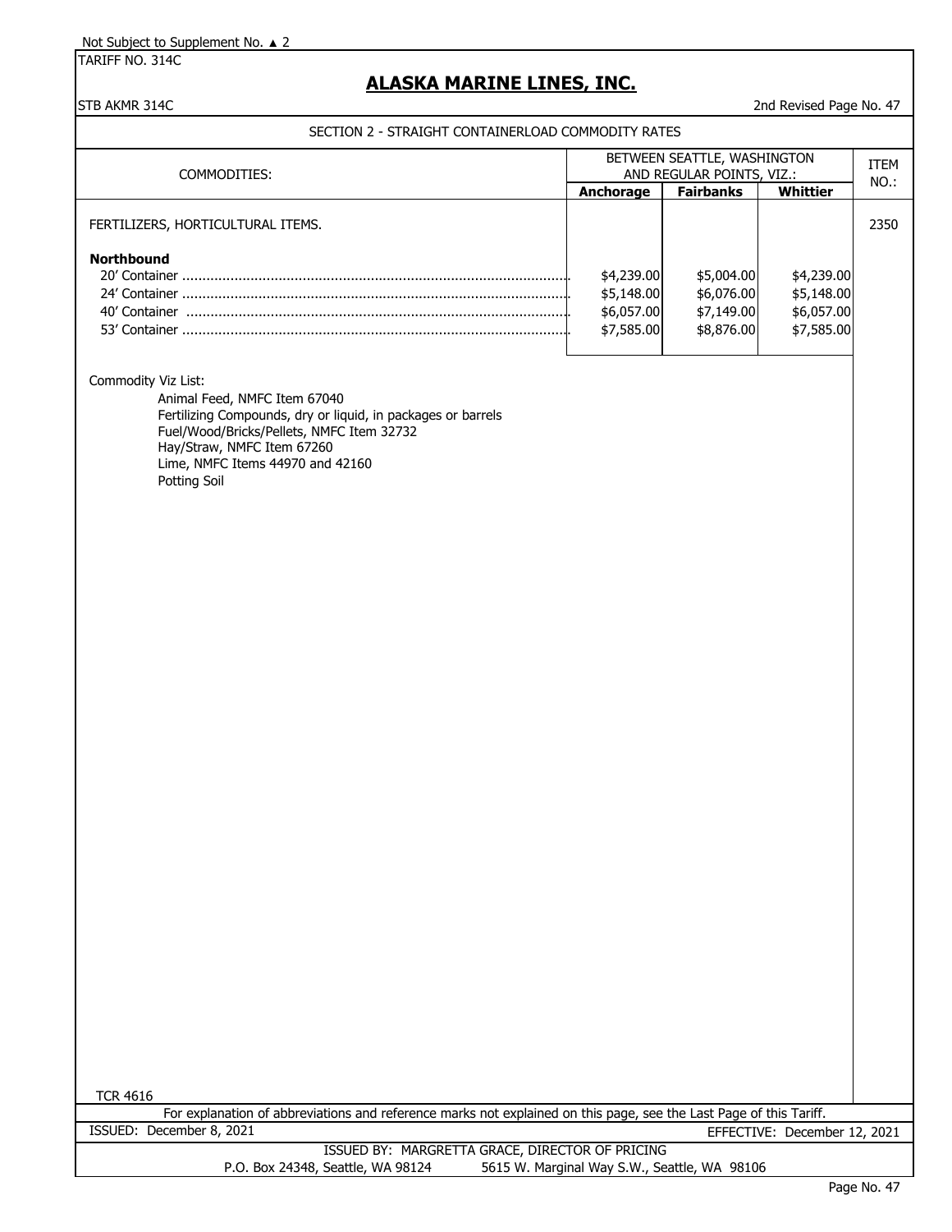Not Subject to Supplement No. ▲ 2

TARIFF NO. 314C

# ALASKA MARINE LINES, INC.

STB AKMR 314C

2nd Revised Page No. 47

## SECTION 2 - STRAIGHT CONTAINERLOAD COMMODITY RATES

| COMMODITIES: | BETWEEN SEATTLE, WASHINGTON AND REGULAR POINTS, VIZ.: | | | ITEM NO.: |
|---|---|---|---|---|
| | **Anchorage** | **Fairbanks** | **Whittier** | |
| FERTILIZERS, HORTICULTURAL ITEMS. | | | | 2350 |
| **Northbound** | | | | |
| 20' Container | $4,239.00 | $5,004.00 | $4,239.00 | |
| 24' Container | $5,148.00 | $6,076.00 | $5,148.00 | |
| 40' Container | $6,057.00 | $7,149.00 | $6,057.00 | |
| 53' Container | $7,585.00 | $8,876.00 | $7,585.00 | |

Commodity Viz List:

- Animal Feed, NMFC Item 67040
- Fertilizing Compounds, dry or liquid, in packages or barrels
- Fuel/Wood/Bricks/Pellets, NMFC Item 32732
- Hay/Straw, NMFC Item 67260
- Lime, NMFC Items 44970 and 42160
- Potting Soil

TCR 4616

For explanation of abbreviations and reference marks not explained on this page, see the Last Page of this Tariff.

ISSUED: December 8, 2021

EFFECTIVE: December 12, 2021

ISSUED BY: MARGRETTA GRACE, DIRECTOR OF PRICING

P.O. Box 24348, Seattle, WA 98124 5615 W. Marginal Way S.W., Seattle, WA 98106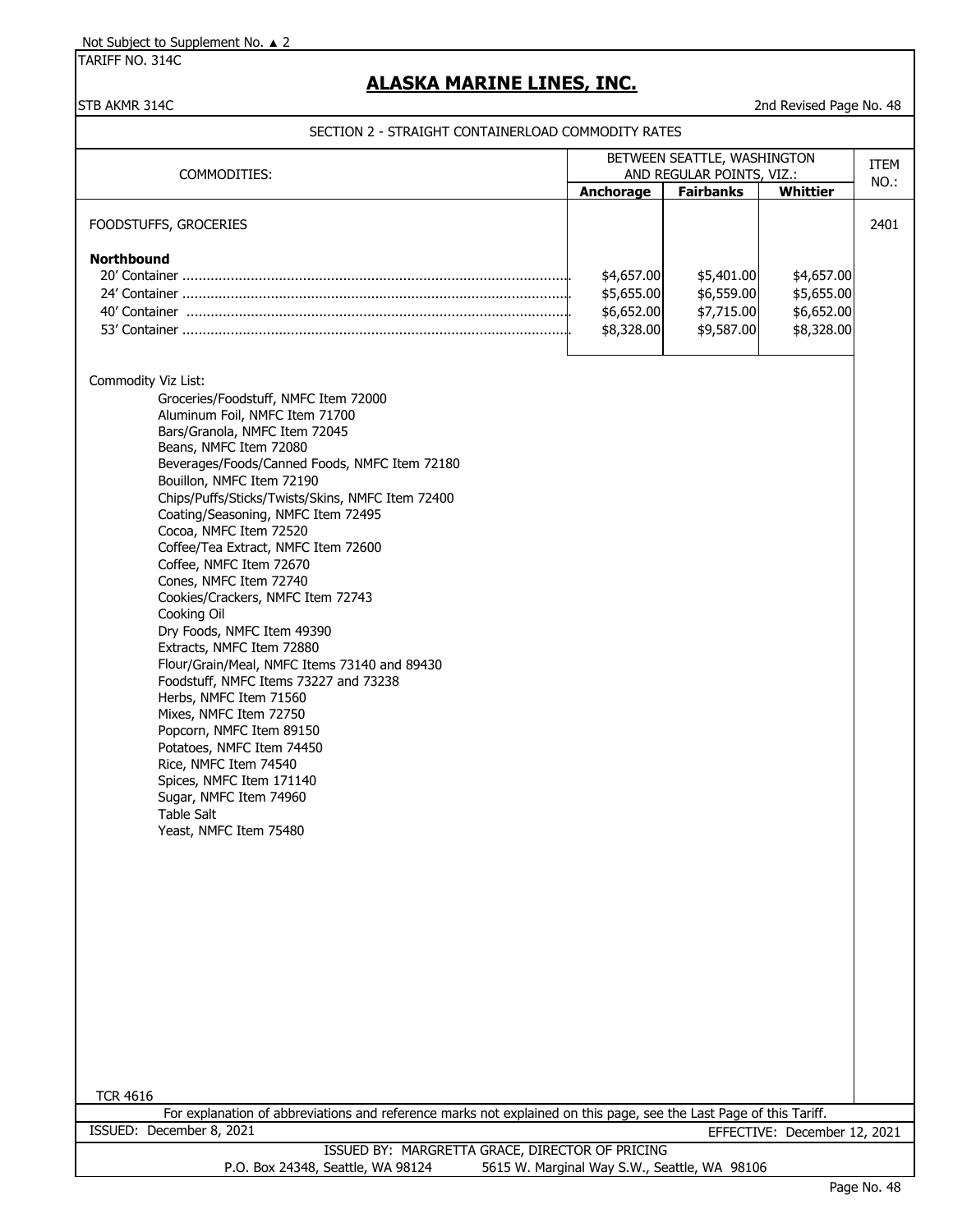Not Subject to Supplement No. ▲ 2

TARIFF NO. 314C

# ALASKA MARINE LINES, INC.

STB AKMR 314C

2nd Revised Page No. 48

## SECTION 2 - STRAIGHT CONTAINERLOAD COMMODITY RATES

| COMMODITIES: | BETWEEN SEATTLE, WASHINGTON AND REGULAR POINTS, VIZ.: | | | ITEM NO.: |
|---|---|---|---|---|
| | **Anchorage** | **Fairbanks** | **Whittier** | |
| FOODSTUFFS, GROCERIES | | | | 2401 |
| **Northbound** | | | | |
| 20' Container | $4,657.00 | $5,401.00 | $4,657.00 | |
| 24' Container | $5,655.00 | $6,559.00 | $5,655.00 | |
| 40' Container | $6,652.00 | $7,715.00 | $6,652.00 | |
| 53' Container | $8,328.00 | $9,587.00 | $8,328.00 | |

Commodity Viz List:

- Groceries/Foodstuff, NMFC Item 72000
- Aluminum Foil, NMFC Item 71700
- Bars/Granola, NMFC Item 72045
- Beans, NMFC Item 72080
- Beverages/Foods/Canned Foods, NMFC Item 72180
- Bouillon, NMFC Item 72190
- Chips/Puffs/Sticks/Twists/Skins, NMFC Item 72400
- Coating/Seasoning, NMFC Item 72495
- Cocoa, NMFC Item 72520
- Coffee/Tea Extract, NMFC Item 72600
- Coffee, NMFC Item 72670
- Cones, NMFC Item 72740
- Cookies/Crackers, NMFC Item 72743
- Cooking Oil
- Dry Foods, NMFC Item 49390
- Extracts, NMFC Item 72880
- Flour/Grain/Meal, NMFC Items 73140 and 89430
- Foodstuff, NMFC Items 73227 and 73238
- Herbs, NMFC Item 71560
- Mixes, NMFC Item 72750
- Popcorn, NMFC Item 89150
- Potatoes, NMFC Item 74450
- Rice, NMFC Item 74540
- Spices, NMFC Item 171140
- Sugar, NMFC Item 74960
- Table Salt
- Yeast, NMFC Item 75480

TCR 4616

For explanation of abbreviations and reference marks not explained on this page, see the Last Page of this Tariff.

ISSUED: December 8, 2021 EFFECTIVE: December 12, 2021

ISSUED BY: MARGRETTA GRACE, DIRECTOR OF PRICING

P.O. Box 24348, Seattle, WA 98124 5615 W. Marginal Way S.W., Seattle, WA 98106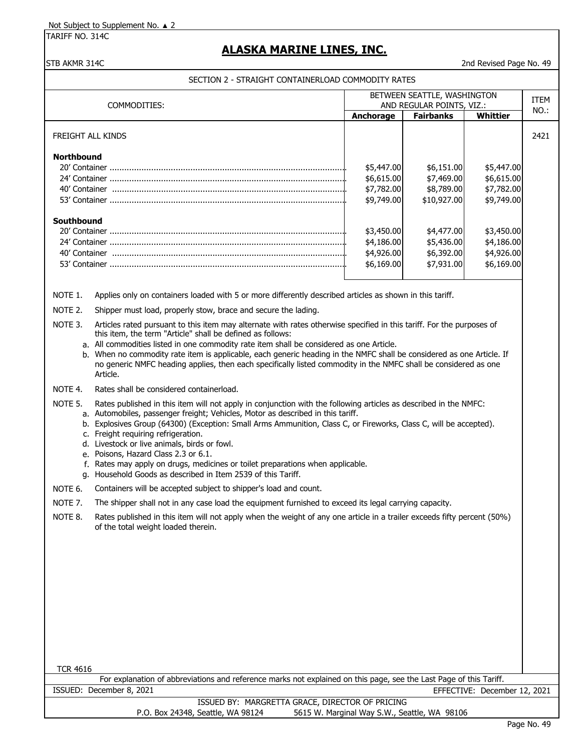Not Subject to Supplement No. ▲ 2

TARIFF NO. 314C

# ALASKA MARINE LINES, INC.

STB AKMR 314C

2nd Revised Page No. 49

## SECTION 2 - STRAIGHT CONTAINERLOAD COMMODITY RATES

| COMMODITIES: | BETWEEN SEATTLE, WASHINGTON AND REGULAR POINTS, VIZ.: | | | ITEM NO.: |
|---|---|---|---|---|
| | **Anchorage** | **Fairbanks** | **Whittier** | |
| FREIGHT ALL KINDS | | | | 2421 |
| **Northbound** | | | | |
| 20' Container | $5,447.00 | $6,151.00 | $5,447.00 | |
| 24' Container | $6,615.00 | $7,469.00 | $6,615.00 | |
| 40' Container | $7,782.00 | $8,789.00 | $7,782.00 | |
| 53' Container | $9,749.00 | $10,927.00 | $9,749.00 | |
| **Southbound** | | | | |
| 20' Container | $3,450.00 | $4,477.00 | $3,450.00 | |
| 24' Container | $4,186.00 | $5,436.00 | $4,186.00 | |
| 40' Container | $4,926.00 | $6,392.00 | $4,926.00 | |
| 53' Container | $6,169.00 | $7,931.00 | $6,169.00 | |

NOTE 1. Applies only on containers loaded with 5 or more differently described articles as shown in this tariff.

NOTE 2. Shipper must load, properly stow, brace and secure the lading.

NOTE 3. Articles rated pursuant to this item may alternate with rates otherwise specified in this tariff. For the purposes of this item, the term "Article" shall be defined as follows:

- a. All commodities listed in one commodity rate item shall be considered as one Article.
- b. When no commodity rate item is applicable, each generic heading in the NMFC shall be considered as one Article. If no generic NMFC heading applies, then each specifically listed commodity in the NMFC shall be considered as one Article.

NOTE 4. Rates shall be considered containerload.

NOTE 5. Rates published in this item will not apply in conjunction with the following articles as described in the NMFC:

- a. Automobiles, passenger freight; Vehicles, Motor as described in this tariff.
- b. Explosives Group (64300) (Exception: Small Arms Ammunition, Class C, or Fireworks, Class C, will be accepted).
- c. Freight requiring refrigeration.
- d. Livestock or live animals, birds or fowl.
- e. Poisons, Hazard Class 2.3 or 6.1.
- f. Rates may apply on drugs, medicines or toilet preparations when applicable.
- g. Household Goods as described in Item 2539 of this Tariff.

NOTE 6. Containers will be accepted subject to shipper's load and count.

NOTE 7. The shipper shall not in any case load the equipment furnished to exceed its legal carrying capacity.

NOTE 8. Rates published in this item will not apply when the weight of any one article in a trailer exceeds fifty percent (50%) of the total weight loaded therein.

TCR 4616

For explanation of abbreviations and reference marks not explained on this page, see the Last Page of this Tariff.

ISSUED: December 8, 2021 EFFECTIVE: December 12, 2021

ISSUED BY: MARGRETTA GRACE, DIRECTOR OF PRICING

P.O. Box 24348, Seattle, WA 98124 5615 W. Marginal Way S.W., Seattle, WA 98106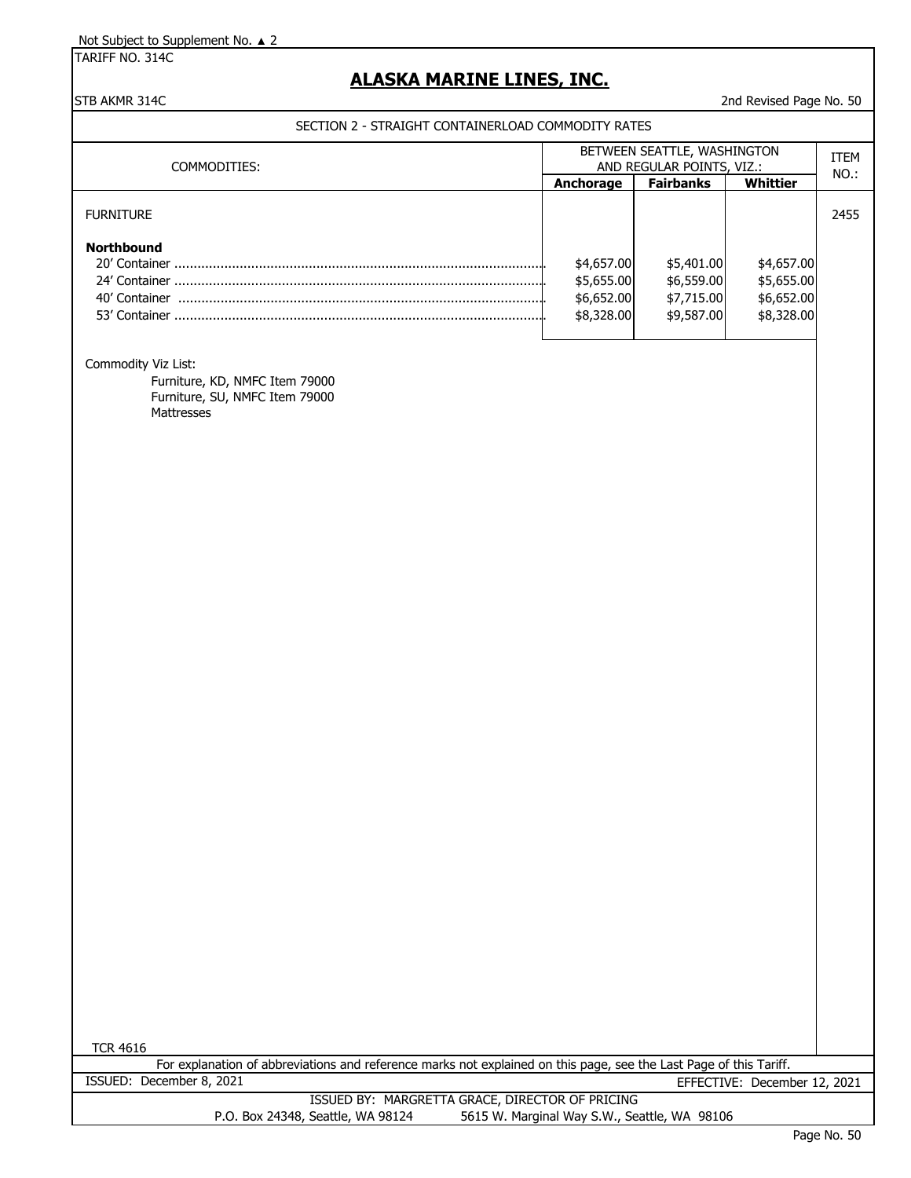Not Subject to Supplement No. ▲ 2

TARIFF NO. 314C

## ALASKA MARINE LINES, INC.

STB AKMR 314C

2nd Revised Page No. 50

### SECTION 2 - STRAIGHT CONTAINERLOAD COMMODITY RATES

| COMMODITIES: | BETWEEN SEATTLE, WASHINGTON AND REGULAR POINTS, VIZ.: | | | ITEM NO.: |
|---|---|---|---|---|
| | **Anchorage** | **Fairbanks** | **Whittier** | |
| FURNITURE | | | | 2455 |
| **Northbound** | | | | |
| 20' Container | $4,657.00 | $5,401.00 | $4,657.00 | |
| 24' Container | $5,655.00 | $6,559.00 | $5,655.00 | |
| 40' Container | $6,652.00 | $7,715.00 | $6,652.00 | |
| 53' Container | $8,328.00 | $9,587.00 | $8,328.00 | |

Commodity Viz List:
- Furniture, KD, NMFC Item 79000
- Furniture, SU, NMFC Item 79000
- Mattresses

TCR 4616

For explanation of abbreviations and reference marks not explained on this page, see the Last Page of this Tariff.

ISSUED: December 8, 2021 EFFECTIVE: December 12, 2021

ISSUED BY: MARGRETTA GRACE, DIRECTOR OF PRICING
P.O. Box 24348, Seattle, WA 98124 5615 W. Marginal Way S.W., Seattle, WA 98106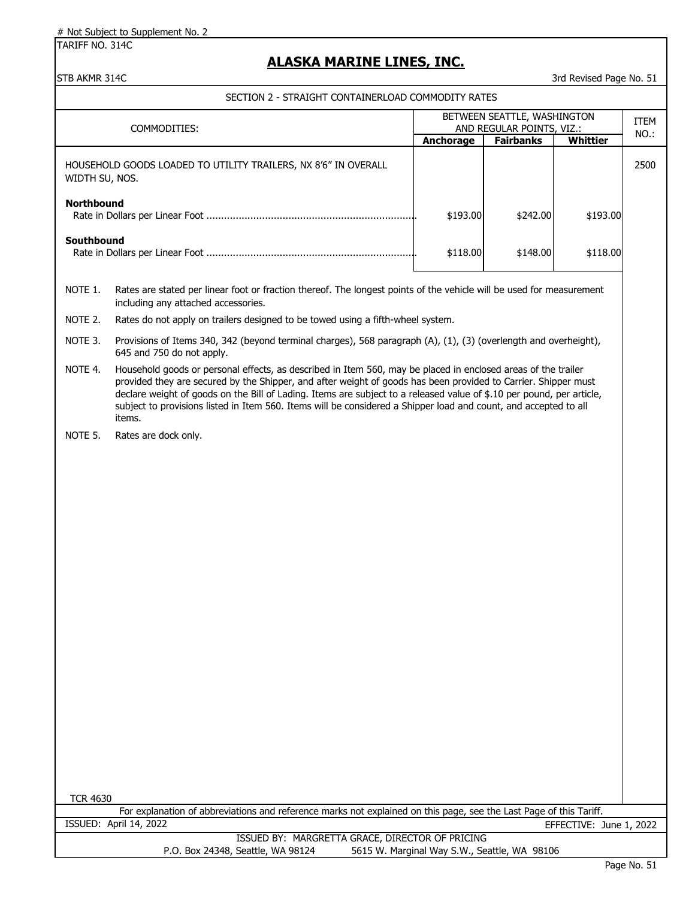# Not Subject to Supplement No. 2

TARIFF NO. 314C

# ALASKA MARINE LINES, INC.

STB AKMR 314C

3rd Revised Page No. 51

## SECTION 2 - STRAIGHT CONTAINERLOAD COMMODITY RATES

| COMMODITIES: | BETWEEN SEATTLE, WASHINGTON AND REGULAR POINTS, VIZ.: | | | ITEM NO.: |
|---|---|---|---|---|
| | **Anchorage** | **Fairbanks** | **Whittier** | |
| HOUSEHOLD GOODS LOADED TO UTILITY TRAILERS, NX 8'6" IN OVERALL WIDTH SU, NOS. | | | | 2500 |
| **Northbound** | | | | |
| Rate in Dollars per Linear Foot ....................................................................... | $193.00 | $242.00 | $193.00 | |
| **Southbound** | | | | |
| Rate in Dollars per Linear Foot ....................................................................... | $118.00 | $148.00 | $118.00 | |

NOTE 1. Rates are stated per linear foot or fraction thereof. The longest points of the vehicle will be used for measurement including any attached accessories.

NOTE 2. Rates do not apply on trailers designed to be towed using a fifth-wheel system.

NOTE 3. Provisions of Items 340, 342 (beyond terminal charges), 568 paragraph (A), (1), (3) (overlength and overheight), 645 and 750 do not apply.

NOTE 4. Household goods or personal effects, as described in Item 560, may be placed in enclosed areas of the trailer provided they are secured by the Shipper, and after weight of goods has been provided to Carrier. Shipper must declare weight of goods on the Bill of Lading. Items are subject to a released value of $.10 per pound, per article, subject to provisions listed in Item 560. Items will be considered a Shipper load and count, and accepted to all items.

NOTE 5. Rates are dock only.

TCR 4630

For explanation of abbreviations and reference marks not explained on this page, see the Last Page of this Tariff.

ISSUED: April 14, 2022

EFFECTIVE: June 1, 2022

ISSUED BY: MARGRETTA GRACE, DIRECTOR OF PRICING

P.O. Box 24348, Seattle, WA 98124 5615 W. Marginal Way S.W., Seattle, WA 98106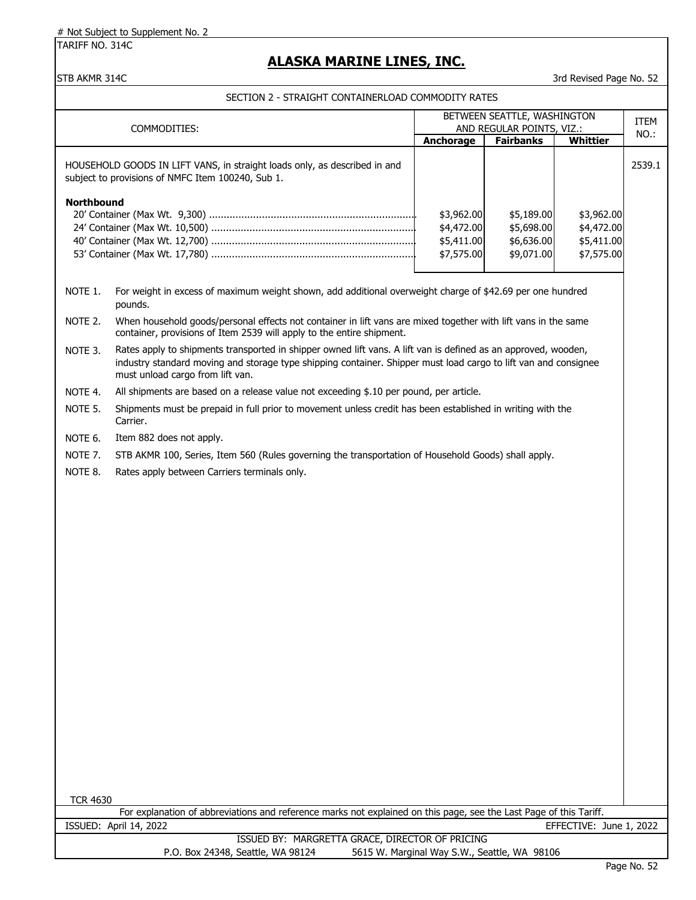# Not Subject to Supplement No. 2

TARIFF NO. 314C

## ALASKA MARINE LINES, INC.

STB AKMR 314C

3rd Revised Page No. 52

### SECTION 2 - STRAIGHT CONTAINERLOAD COMMODITY RATES

| COMMODITIES: | BETWEEN SEATTLE, WASHINGTON AND REGULAR POINTS, VIZ.: | | | ITEM NO.: |
|---|---|---|---|---|
| | **Anchorage** | **Fairbanks** | **Whittier** | |
| HOUSEHOLD GOODS IN LIFT VANS, in straight loads only, as described in and subject to provisions of NMFC Item 100240, Sub 1. | | | | 2539.1 |
| **Northbound** | | | | |
| 20' Container (Max Wt. 9,300) | $3,962.00 | $5,189.00 | $3,962.00 | |
| 24' Container (Max Wt. 10,500) | $4,472.00 | $5,698.00 | $4,472.00 | |
| 40' Container (Max Wt. 12,700) | $5,411.00 | $6,636.00 | $5,411.00 | |
| 53' Container (Max Wt. 17,780) | $7,575.00 | $9,071.00 | $7,575.00 | |

NOTE 1. For weight in excess of maximum weight shown, add additional overweight charge of $42.69 per one hundred pounds.

NOTE 2. When household goods/personal effects not container in lift vans are mixed together with lift vans in the same container, provisions of Item 2539 will apply to the entire shipment.

NOTE 3. Rates apply to shipments transported in shipper owned lift vans. A lift van is defined as an approved, wooden, industry standard moving and storage type shipping container. Shipper must load cargo to lift van and consignee must unload cargo from lift van.

NOTE 4. All shipments are based on a release value not exceeding $.10 per pound, per article.

NOTE 5. Shipments must be prepaid in full prior to movement unless credit has been established in writing with the Carrier.

NOTE 6. Item 882 does not apply.

NOTE 7. STB AKMR 100, Series, Item 560 (Rules governing the transportation of Household Goods) shall apply.

NOTE 8. Rates apply between Carriers terminals only.

TCR 4630

For explanation of abbreviations and reference marks not explained on this page, see the Last Page of this Tariff.

ISSUED: April 14, 2022 EFFECTIVE: June 1, 2022

ISSUED BY: MARGRETTA GRACE, DIRECTOR OF PRICING

P.O. Box 24348, Seattle, WA 98124 5615 W. Marginal Way S.W., Seattle, WA 98106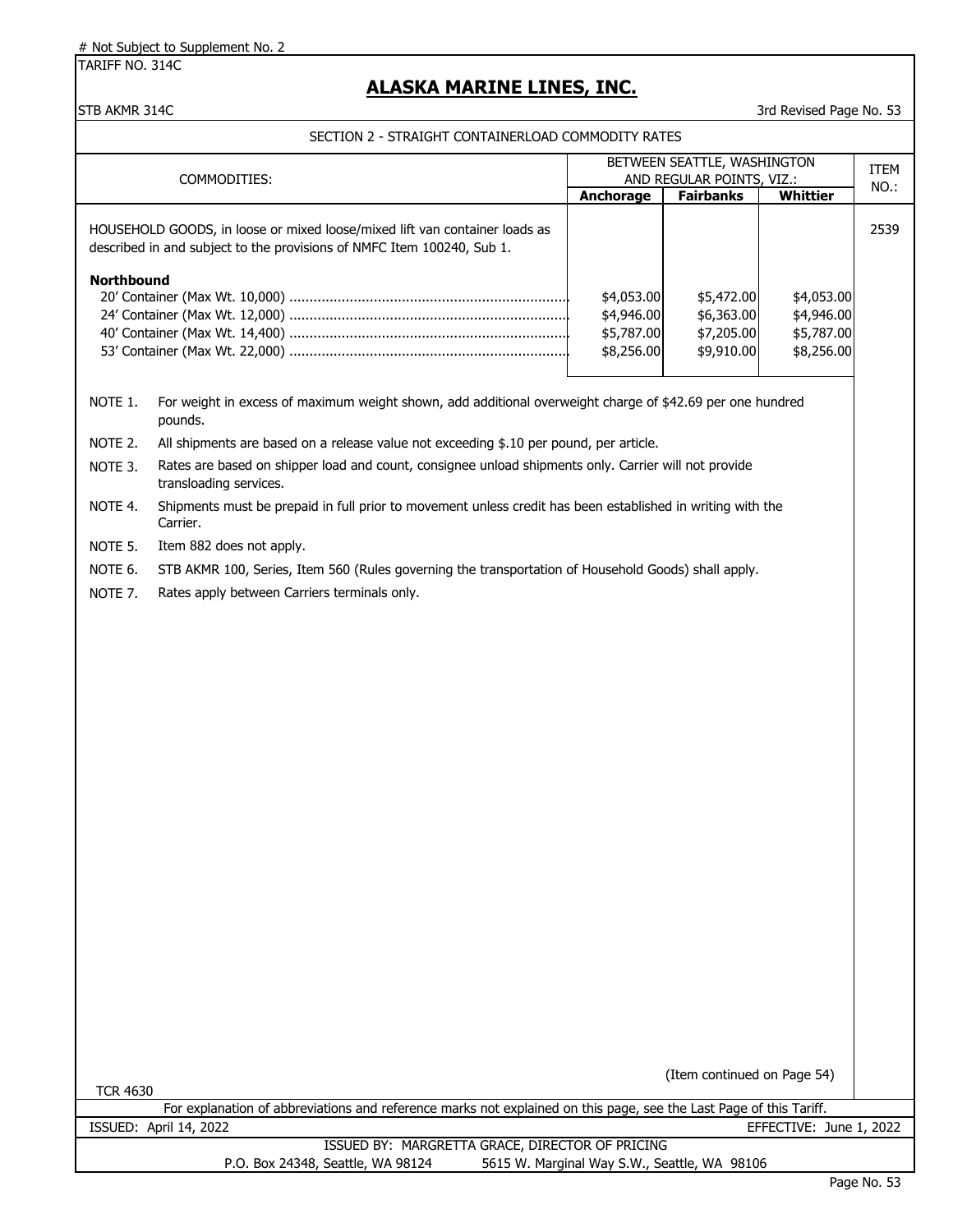# Not Subject to Supplement No. 2

TARIFF NO. 314C

## ALASKA MARINE LINES, INC.

STB AKMR 314C — 3rd Revised Page No. 53

### SECTION 2 - STRAIGHT CONTAINERLOAD COMMODITY RATES

| COMMODITIES: | BETWEEN SEATTLE, WASHINGTON AND REGULAR POINTS, VIZ.: | | | ITEM NO.: |
|---|---|---|---|---|
| | **Anchorage** | **Fairbanks** | **Whittier** | |
| HOUSEHOLD GOODS, in loose or mixed loose/mixed lift van container loads as described in and subject to the provisions of NMFC Item 100240, Sub 1. | | | | 2539 |
| **Northbound** | | | | |
| 20' Container (Max Wt. 10,000) | $4,053.00 | $5,472.00 | $4,053.00 | |
| 24' Container (Max Wt. 12,000) | $4,946.00 | $6,363.00 | $4,946.00 | |
| 40' Container (Max Wt. 14,400) | $5,787.00 | $7,205.00 | $5,787.00 | |
| 53' Container (Max Wt. 22,000) | $8,256.00 | $9,910.00 | $8,256.00 | |

NOTE 1. For weight in excess of maximum weight shown, add additional overweight charge of $42.69 per one hundred pounds.

NOTE 2. All shipments are based on a release value not exceeding $.10 per pound, per article.

NOTE 3. Rates are based on shipper load and count, consignee unload shipments only. Carrier will not provide transloading services.

NOTE 4. Shipments must be prepaid in full prior to movement unless credit has been established in writing with the Carrier.

NOTE 5. Item 882 does not apply.

NOTE 6. STB AKMR 100, Series, Item 560 (Rules governing the transportation of Household Goods) shall apply.

NOTE 7. Rates apply between Carriers terminals only.

(Item continued on Page 54)

TCR 4630

For explanation of abbreviations and reference marks not explained on this page, see the Last Page of this Tariff.

ISSUED: April 14, 2022 — EFFECTIVE: June 1, 2022

ISSUED BY: MARGRETTA GRACE, DIRECTOR OF PRICING

P.O. Box 24348, Seattle, WA 98124 — 5615 W. Marginal Way S.W., Seattle, WA 98106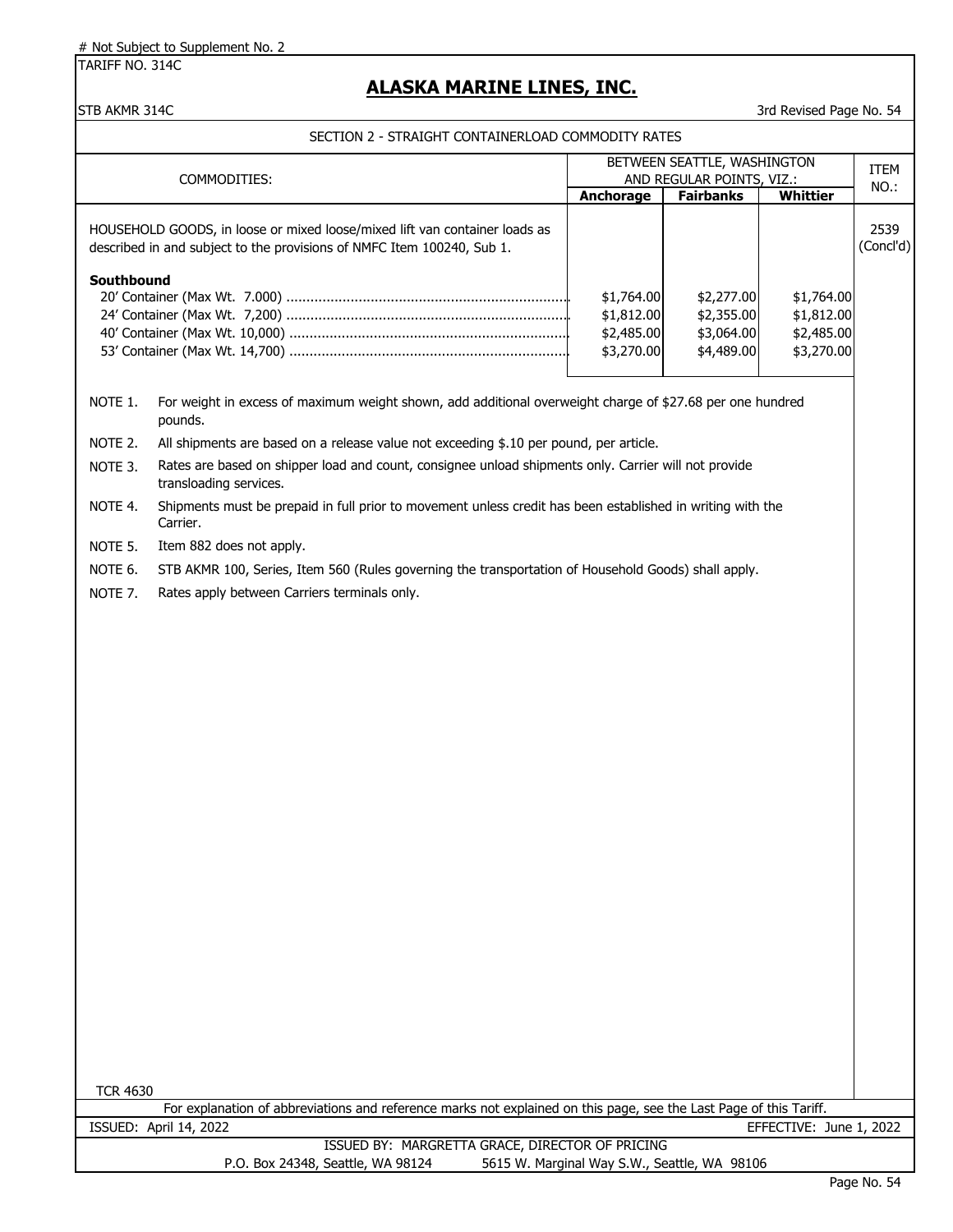# Not Subject to Supplement No. 2

TARIFF NO. 314C

## ALASKA MARINE LINES, INC.

STB AKMR 314C

3rd Revised Page No. 54

SECTION 2 - STRAIGHT CONTAINERLOAD COMMODITY RATES

| COMMODITIES: | BETWEEN SEATTLE, WASHINGTON AND REGULAR POINTS, VIZ.: | | | ITEM NO.: |
|---|---|---|---|---|
| | **Anchorage** | **Fairbanks** | **Whittier** | |
| HOUSEHOLD GOODS, in loose or mixed loose/mixed lift van container loads as described in and subject to the provisions of NMFC Item 100240, Sub 1. | | | | 2539 (Concl'd) |
| **Southbound** | | | | |
| 20' Container (Max Wt. 7.000) | $1,764.00 | $2,277.00 | $1,764.00 | |
| 24' Container (Max Wt. 7,200) | $1,812.00 | $2,355.00 | $1,812.00 | |
| 40' Container (Max Wt. 10,000) | $2,485.00 | $3,064.00 | $2,485.00 | |
| 53' Container (Max Wt. 14,700) | $3,270.00 | $4,489.00 | $3,270.00 | |

NOTE 1. For weight in excess of maximum weight shown, add additional overweight charge of $27.68 per one hundred pounds.

NOTE 2. All shipments are based on a release value not exceeding $.10 per pound, per article.

NOTE 3. Rates are based on shipper load and count, consignee unload shipments only. Carrier will not provide transloading services.

NOTE 4. Shipments must be prepaid in full prior to movement unless credit has been established in writing with the Carrier.

NOTE 5. Item 882 does not apply.

NOTE 6. STB AKMR 100, Series, Item 560 (Rules governing the transportation of Household Goods) shall apply.

NOTE 7. Rates apply between Carriers terminals only.

TCR 4630

For explanation of abbreviations and reference marks not explained on this page, see the Last Page of this Tariff.

ISSUED: April 14, 2022 — EFFECTIVE: June 1, 2022

ISSUED BY: MARGRETTA GRACE, DIRECTOR OF PRICING

P.O. Box 24348, Seattle, WA 98124 — 5615 W. Marginal Way S.W., Seattle, WA 98106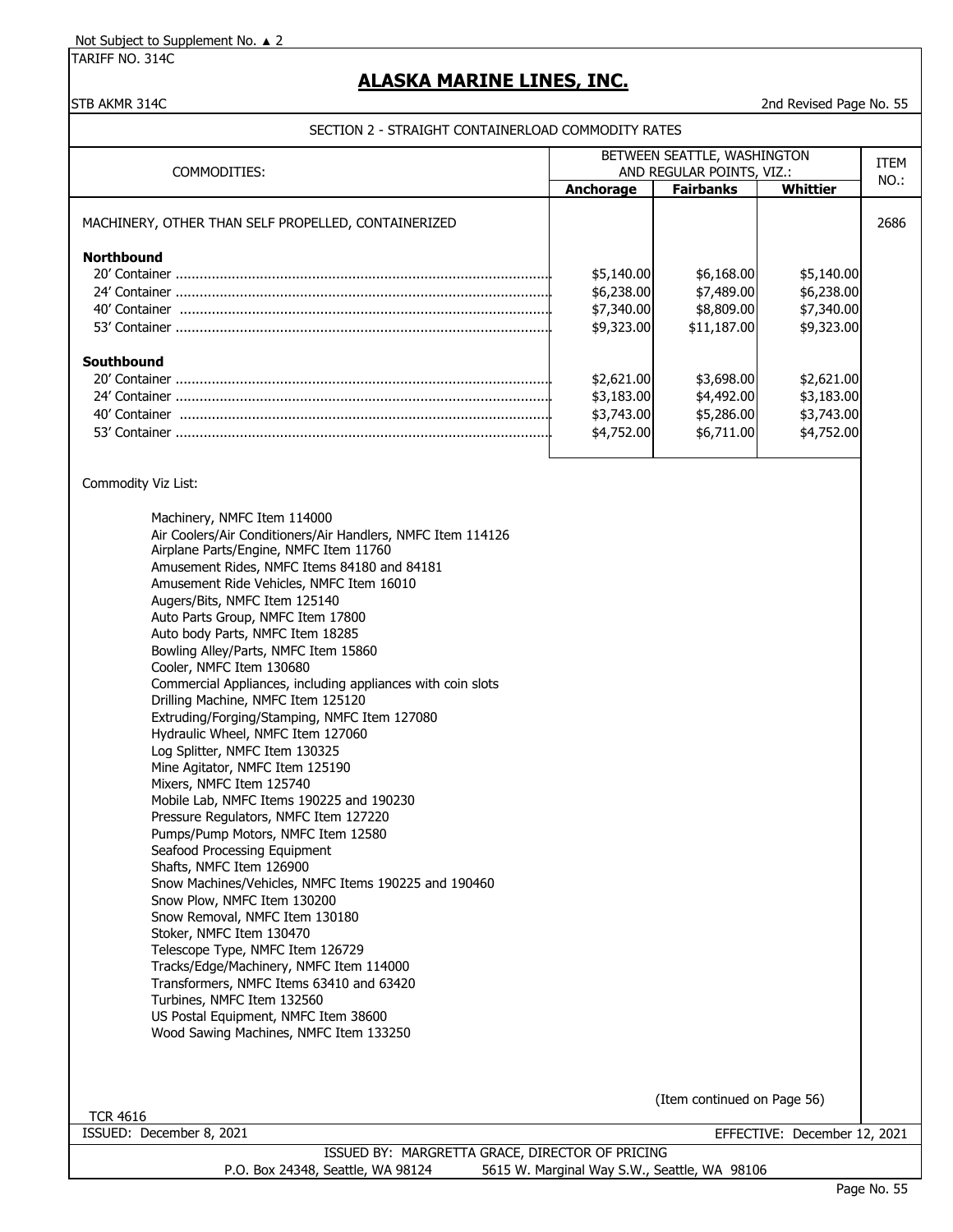Not Subject to Supplement No. ▲ 2

TARIFF NO. 314C

# ALASKA MARINE LINES, INC.

STB AKMR 314C

2nd Revised Page No. 55

## SECTION 2 - STRAIGHT CONTAINERLOAD COMMODITY RATES

| COMMODITIES: | BETWEEN SEATTLE, WASHINGTON AND REGULAR POINTS, VIZ.: | | | ITEM NO.: |
|---|---|---|---|---|
| | Anchorage | Fairbanks | Whittier | |
| MACHINERY, OTHER THAN SELF PROPELLED, CONTAINERIZED | | | | 2686 |
| **Northbound** | | | | |
| 20' Container | $5,140.00 | $6,168.00 | $5,140.00 | |
| 24' Container | $6,238.00 | $7,489.00 | $6,238.00 | |
| 40' Container | $7,340.00 | $8,809.00 | $7,340.00 | |
| 53' Container | $9,323.00 | $11,187.00 | $9,323.00 | |
| **Southbound** | | | | |
| 20' Container | $2,621.00 | $3,698.00 | $2,621.00 | |
| 24' Container | $3,183.00 | $4,492.00 | $3,183.00 | |
| 40' Container | $3,743.00 | $5,286.00 | $3,743.00 | |
| 53' Container | $4,752.00 | $6,711.00 | $4,752.00 | |

Commodity Viz List:

- Machinery, NMFC Item 114000
- Air Coolers/Air Conditioners/Air Handlers, NMFC Item 114126
- Airplane Parts/Engine, NMFC Item 11760
- Amusement Rides, NMFC Items 84180 and 84181
- Amusement Ride Vehicles, NMFC Item 16010
- Augers/Bits, NMFC Item 125140
- Auto Parts Group, NMFC Item 17800
- Auto body Parts, NMFC Item 18285
- Bowling Alley/Parts, NMFC Item 15860
- Cooler, NMFC Item 130680
- Commercial Appliances, including appliances with coin slots
- Drilling Machine, NMFC Item 125120
- Extruding/Forging/Stamping, NMFC Item 127080
- Hydraulic Wheel, NMFC Item 127060
- Log Splitter, NMFC Item 130325
- Mine Agitator, NMFC Item 125190
- Mixers, NMFC Item 125740
- Mobile Lab, NMFC Items 190225 and 190230
- Pressure Regulators, NMFC Item 127220
- Pumps/Pump Motors, NMFC Item 12580
- Seafood Processing Equipment
- Shafts, NMFC Item 126900
- Snow Machines/Vehicles, NMFC Items 190225 and 190460
- Snow Plow, NMFC Item 130200
- Snow Removal, NMFC Item 130180
- Stoker, NMFC Item 130470
- Telescope Type, NMFC Item 126729
- Tracks/Edge/Machinery, NMFC Item 114000
- Transformers, NMFC Items 63410 and 63420
- Turbines, NMFC Item 132560
- US Postal Equipment, NMFC Item 38600
- Wood Sawing Machines, NMFC Item 133250

(Item continued on Page 56)

TCR 4616

ISSUED: December 8, 2021 EFFECTIVE: December 12, 2021

ISSUED BY: MARGRETTA GRACE, DIRECTOR OF PRICING

P.O. Box 24348, Seattle, WA 98124 5615 W. Marginal Way S.W., Seattle, WA 98106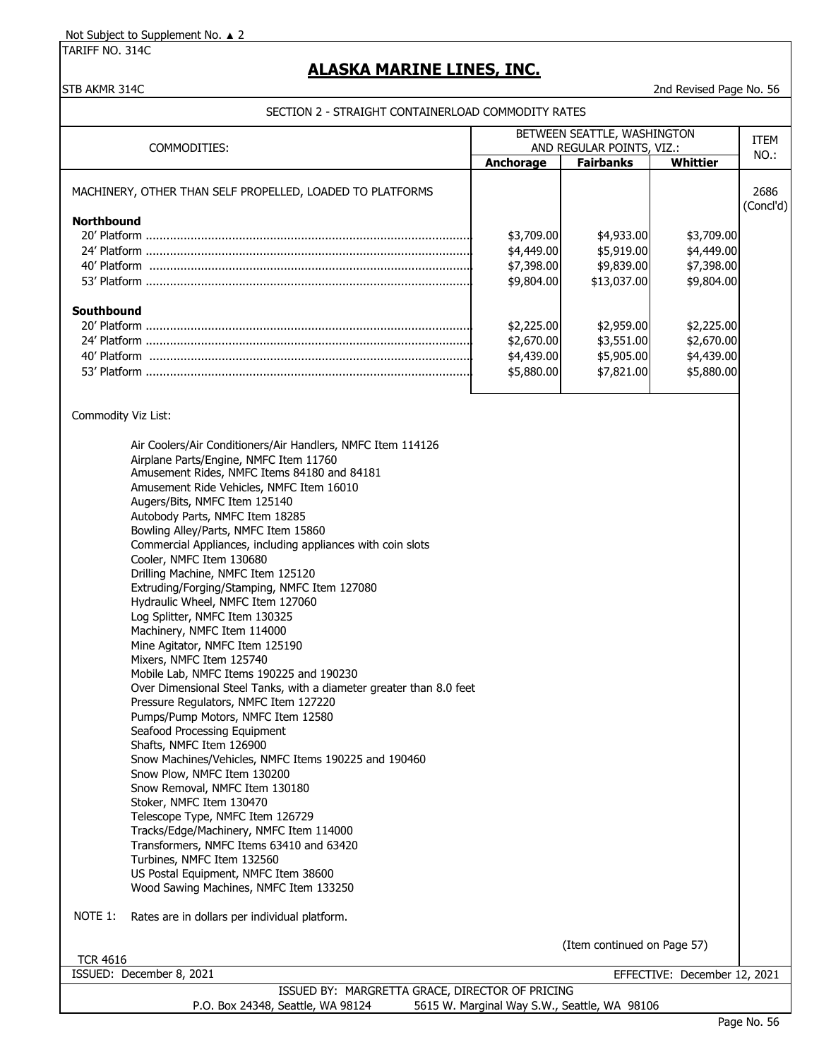Not Subject to Supplement No. ▲ 2

TARIFF NO. 314C

# ALASKA MARINE LINES, INC.

STB AKMR 314C

2nd Revised Page No. 56

## SECTION 2 - STRAIGHT CONTAINERLOAD COMMODITY RATES

| COMMODITIES: | BETWEEN SEATTLE, WASHINGTON AND REGULAR POINTS, VIZ.: | | | ITEM NO.: |
|---|---|---|---|---|
| | **Anchorage** | **Fairbanks** | **Whittier** | |
| MACHINERY, OTHER THAN SELF PROPELLED, LOADED TO PLATFORMS | | | | 2686 (Concl'd) |
| **Northbound** | | | | |
| 20' Platform | $3,709.00 | $4,933.00 | $3,709.00 | |
| 24' Platform | $4,449.00 | $5,919.00 | $4,449.00 | |
| 40' Platform | $7,398.00 | $9,839.00 | $7,398.00 | |
| 53' Platform | $9,804.00 | $13,037.00 | $9,804.00 | |
| **Southbound** | | | | |
| 20' Platform | $2,225.00 | $2,959.00 | $2,225.00 | |
| 24' Platform | $2,670.00 | $3,551.00 | $2,670.00 | |
| 40' Platform | $4,439.00 | $5,905.00 | $4,439.00 | |
| 53' Platform | $5,880.00 | $7,821.00 | $5,880.00 | |

Commodity Viz List:

- Air Coolers/Air Conditioners/Air Handlers, NMFC Item 114126
- Airplane Parts/Engine, NMFC Item 11760
- Amusement Rides, NMFC Items 84180 and 84181
- Amusement Ride Vehicles, NMFC Item 16010
- Augers/Bits, NMFC Item 125140
- Autobody Parts, NMFC Item 18285
- Bowling Alley/Parts, NMFC Item 15860
- Commercial Appliances, including appliances with coin slots
- Cooler, NMFC Item 130680
- Drilling Machine, NMFC Item 125120
- Extruding/Forging/Stamping, NMFC Item 127080
- Hydraulic Wheel, NMFC Item 127060
- Log Splitter, NMFC Item 130325
- Machinery, NMFC Item 114000
- Mine Agitator, NMFC Item 125190
- Mixers, NMFC Item 125740
- Mobile Lab, NMFC Items 190225 and 190230
- Over Dimensional Steel Tanks, with a diameter greater than 8.0 feet
- Pressure Regulators, NMFC Item 127220
- Pumps/Pump Motors, NMFC Item 12580
- Seafood Processing Equipment
- Shafts, NMFC Item 126900
- Snow Machines/Vehicles, NMFC Items 190225 and 190460
- Snow Plow, NMFC Item 130200
- Snow Removal, NMFC Item 130180
- Stoker, NMFC Item 130470
- Telescope Type, NMFC Item 126729
- Tracks/Edge/Machinery, NMFC Item 114000
- Transformers, NMFC Items 63410 and 63420
- Turbines, NMFC Item 132560
- US Postal Equipment, NMFC Item 38600
- Wood Sawing Machines, NMFC Item 133250

NOTE 1: Rates are in dollars per individual platform.

(Item continued on Page 57)

TCR 4616

ISSUED: December 8, 2021 EFFECTIVE: December 12, 2021

ISSUED BY: MARGRETTA GRACE, DIRECTOR OF PRICING

P.O. Box 24348, Seattle, WA 98124 5615 W. Marginal Way S.W., Seattle, WA 98106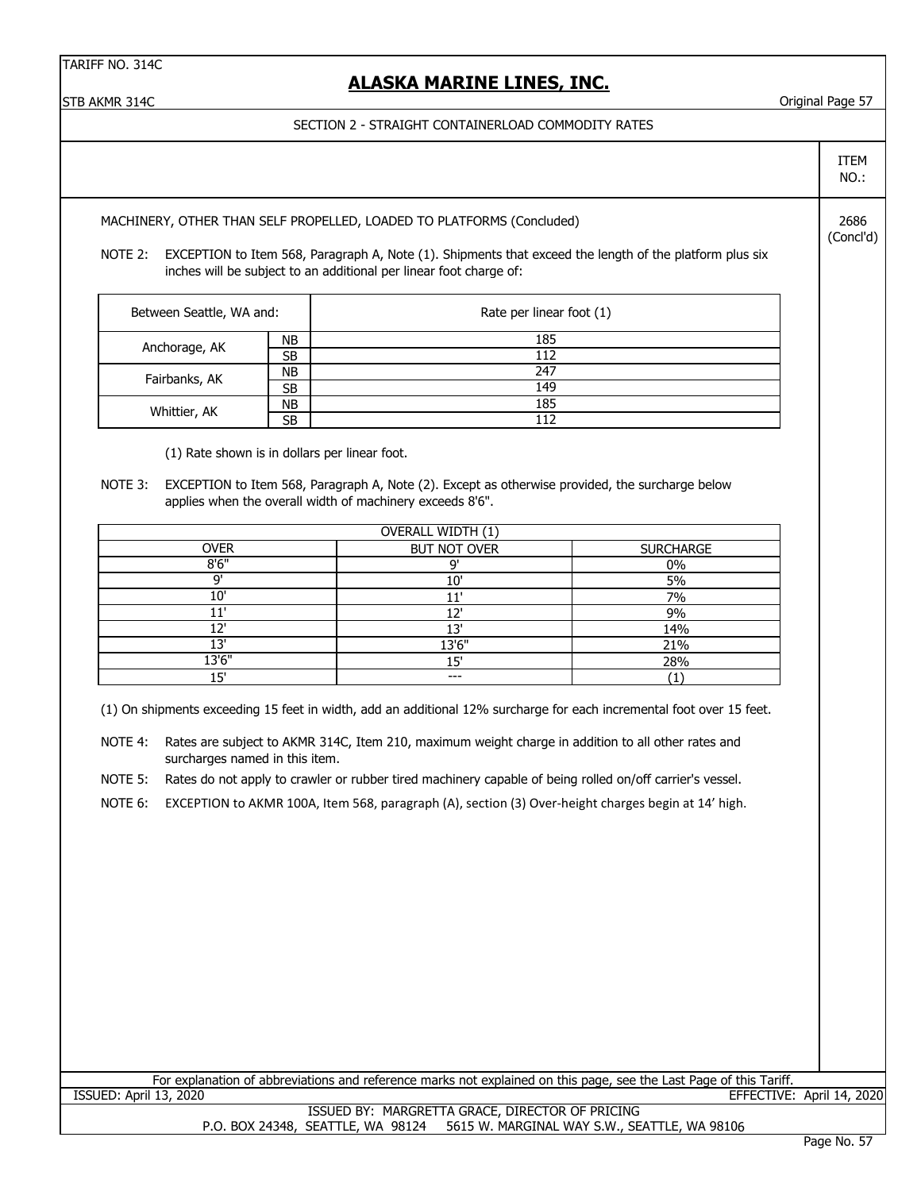## SECTION 2 - STRAIGHT CONTAINERLOAD COMMODITY RATES

ITEM NO.: 2686 (Concl'd)

MACHINERY, OTHER THAN SELF PROPELLED, LOADED TO PLATFORMS (Concluded)

NOTE 2: EXCEPTION to Item 568, Paragraph A, Note (1). Shipments that exceed the length of the platform plus six inches will be subject to an additional per linear foot charge of:

| Between Seattle, WA and: | | Rate per linear foot (1) |
|---|---|---|
| Anchorage, AK | NB | 185 |
| | SB | 112 |
| Fairbanks, AK | NB | 247 |
| | SB | 149 |
| Whittier, AK | NB | 185 |
| | SB | 112 |

(1) Rate shown is in dollars per linear foot.

NOTE 3: EXCEPTION to Item 568, Paragraph A, Note (2). Except as otherwise provided, the surcharge below applies when the overall width of machinery exceeds 8'6".

| OVERALL WIDTH (1) | | |
|---|---|---|
| OVER | BUT NOT OVER | SURCHARGE |
| 8'6" | 9' | 0% |
| 9' | 10' | 5% |
| 10' | 11' | 7% |
| 11' | 12' | 9% |
| 12' | 13' | 14% |
| 13' | 13'6" | 21% |
| 13'6" | 15' | 28% |
| 15' | --- | (1) |

(1) On shipments exceeding 15 feet in width, add an additional 12% surcharge for each incremental foot over 15 feet.

NOTE 4: Rates are subject to AKMR 314C, Item 210, maximum weight charge in addition to all other rates and surcharges named in this item.

NOTE 5: Rates do not apply to crawler or rubber tired machinery capable of being rolled on/off carrier's vessel.

NOTE 6: EXCEPTION to AKMR 100A, Item 568, paragraph (A), section (3) Over-height charges begin at 14' high.

For explanation of abbreviations and reference marks not explained on this page, see the Last Page of this Tariff.

ISSUED: April 13, 2020 EFFECTIVE: April 14, 2020

ISSUED BY: MARGRETTA GRACE, DIRECTOR OF PRICING
P.O. BOX 24348, SEATTLE, WA 98124 5615 W. MARGINAL WAY S.W., SEATTLE, WA 98106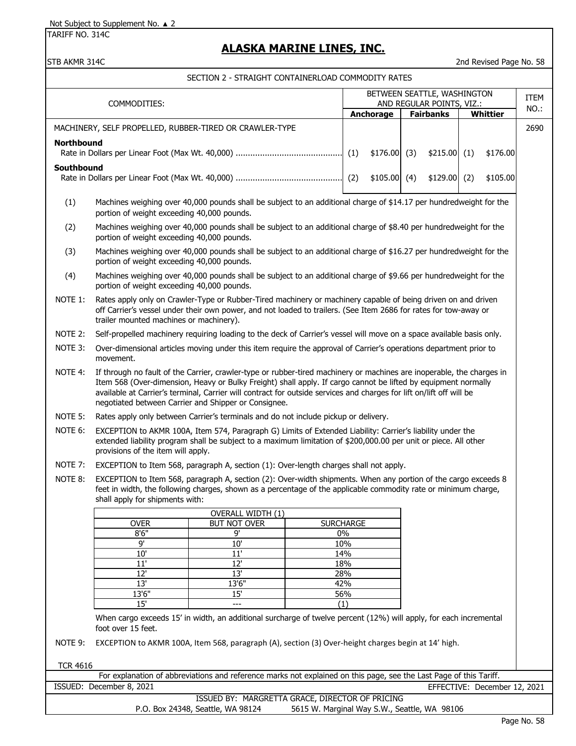Not Subject to Supplement No. ▲ 2

TARIFF NO. 314C

# ALASKA MARINE LINES, INC.

STB AKMR 314C

2nd Revised Page No. 58

## SECTION 2 - STRAIGHT CONTAINERLOAD COMMODITY RATES

| COMMODITIES: | BETWEEN SEATTLE, WASHINGTON AND REGULAR POINTS, VIZ.: | | | | | | ITEM NO.: |
|---|---|---|---|---|---|---|---|
| | Anchorage | | Fairbanks | | Whittier | | |
| MACHINERY, SELF PROPELLED, RUBBER-TIRED OR CRAWLER-TYPE | | | | | | | 2690 |
| **Northbound** | | | | | | | |
| Rate in Dollars per Linear Foot (Max Wt. 40,000) | (1) | $176.00 | (3) | $215.00 | (1) | $176.00 | |
| **Southbound** | | | | | | | |
| Rate in Dollars per Linear Foot (Max Wt. 40,000) | (2) | $105.00 | (4) | $129.00 | (2) | $105.00 | |

(1) Machines weighing over 40,000 pounds shall be subject to an additional charge of $14.17 per hundredweight for the portion of weight exceeding 40,000 pounds.

(2) Machines weighing over 40,000 pounds shall be subject to an additional charge of $8.40 per hundredweight for the portion of weight exceeding 40,000 pounds.

(3) Machines weighing over 40,000 pounds shall be subject to an additional charge of $16.27 per hundredweight for the portion of weight exceeding 40,000 pounds.

(4) Machines weighing over 40,000 pounds shall be subject to an additional charge of $9.66 per hundredweight for the portion of weight exceeding 40,000 pounds.

NOTE 1: Rates apply only on Crawler-Type or Rubber-Tired machinery or machinery capable of being driven on and driven off Carrier's vessel under their own power, and not loaded to trailers. (See Item 2686 for rates for tow-away or trailer mounted machines or machinery).

NOTE 2: Self-propelled machinery requiring loading to the deck of Carrier's vessel will move on a space available basis only.

NOTE 3: Over-dimensional articles moving under this item require the approval of Carrier's operations department prior to movement.

NOTE 4: If through no fault of the Carrier, crawler-type or rubber-tired machinery or machines are inoperable, the charges in Item 568 (Over-dimension, Heavy or Bulky Freight) shall apply. If cargo cannot be lifted by equipment normally available at Carrier's terminal, Carrier will contract for outside services and charges for lift on/lift off will be negotiated between Carrier and Shipper or Consignee.

NOTE 5: Rates apply only between Carrier's terminals and do not include pickup or delivery.

NOTE 6: EXCEPTION to AKMR 100A, Item 574, Paragraph G) Limits of Extended Liability: Carrier's liability under the extended liability program shall be subject to a maximum limitation of $200,000.00 per unit or piece. All other provisions of the item will apply.

NOTE 7: EXCEPTION to Item 568, paragraph A, section (1): Over-length charges shall not apply.

NOTE 8: EXCEPTION to Item 568, paragraph A, section (2): Over-width shipments. When any portion of the cargo exceeds 8 feet in width, the following charges, shown as a percentage of the applicable commodity rate or minimum charge, shall apply for shipments with:

| OVERALL WIDTH (1) | | |
|---|---|---|
| OVER | BUT NOT OVER | SURCHARGE |
| 8'6" | 9' | 0% |
| 9' | 10' | 10% |
| 10' | 11' | 14% |
| 11' | 12' | 18% |
| 12' | 13' | 28% |
| 13' | 13'6" | 42% |
| 13'6" | 15' | 56% |
| 15' | --- | (1) |

When cargo exceeds 15' in width, an additional surcharge of twelve percent (12%) will apply, for each incremental foot over 15 feet.

NOTE 9: EXCEPTION to AKMR 100A, Item 568, paragraph (A), section (3) Over-height charges begin at 14' high.

TCR 4616

For explanation of abbreviations and reference marks not explained on this page, see the Last Page of this Tariff.

ISSUED: December 8, 2021 EFFECTIVE: December 12, 2021

ISSUED BY: MARGRETTA GRACE, DIRECTOR OF PRICING

P.O. Box 24348, Seattle, WA 98124 5615 W. Marginal Way S.W., Seattle, WA 98106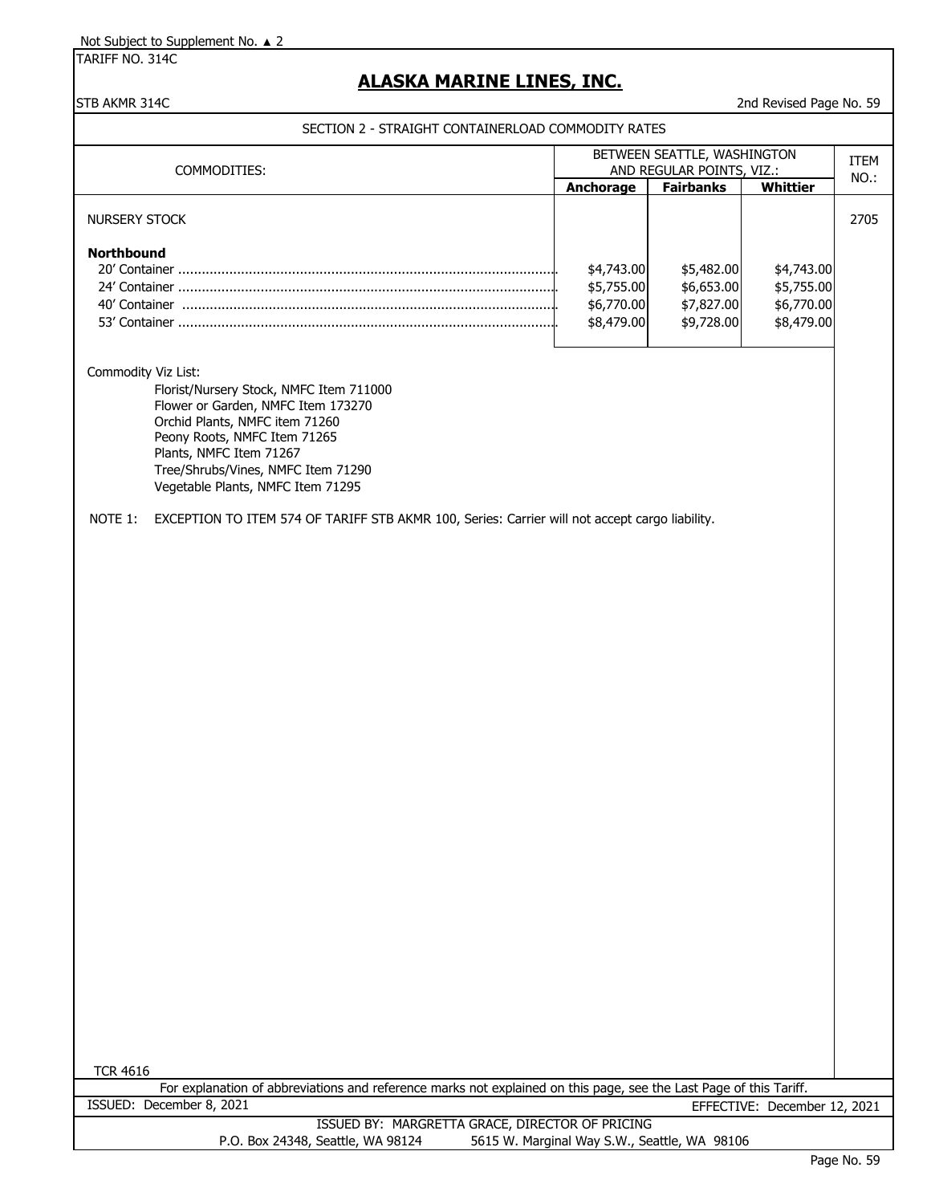Not Subject to Supplement No. ▲ 2

TARIFF NO. 314C

# ALASKA MARINE LINES, INC.

STB AKMR 314C

2nd Revised Page No. 59

## SECTION 2 - STRAIGHT CONTAINERLOAD COMMODITY RATES

| COMMODITIES: | BETWEEN SEATTLE, WASHINGTON AND REGULAR POINTS, VIZ.: | | | ITEM NO.: |
|---|---|---|---|---|
| | Anchorage | Fairbanks | Whittier | |
| NURSERY STOCK | | | | 2705 |
| **Northbound** | | | | |
| 20' Container | $4,743.00 | $5,482.00 | $4,743.00 | |
| 24' Container | $5,755.00 | $6,653.00 | $5,755.00 | |
| 40' Container | $6,770.00 | $7,827.00 | $6,770.00 | |
| 53' Container | $8,479.00 | $9,728.00 | $8,479.00 | |

Commodity Viz List:

- Florist/Nursery Stock, NMFC Item 711000
- Flower or Garden, NMFC Item 173270
- Orchid Plants, NMFC item 71260
- Peony Roots, NMFC Item 71265
- Plants, NMFC Item 71267
- Tree/Shrubs/Vines, NMFC Item 71290
- Vegetable Plants, NMFC Item 71295

NOTE 1: EXCEPTION TO ITEM 574 OF TARIFF STB AKMR 100, Series: Carrier will not accept cargo liability.

TCR 4616

For explanation of abbreviations and reference marks not explained on this page, see the Last Page of this Tariff.

ISSUED: December 8, 2021

EFFECTIVE: December 12, 2021

ISSUED BY: MARGRETTA GRACE, DIRECTOR OF PRICING

P.O. Box 24348, Seattle, WA 98124 5615 W. Marginal Way S.W., Seattle, WA 98106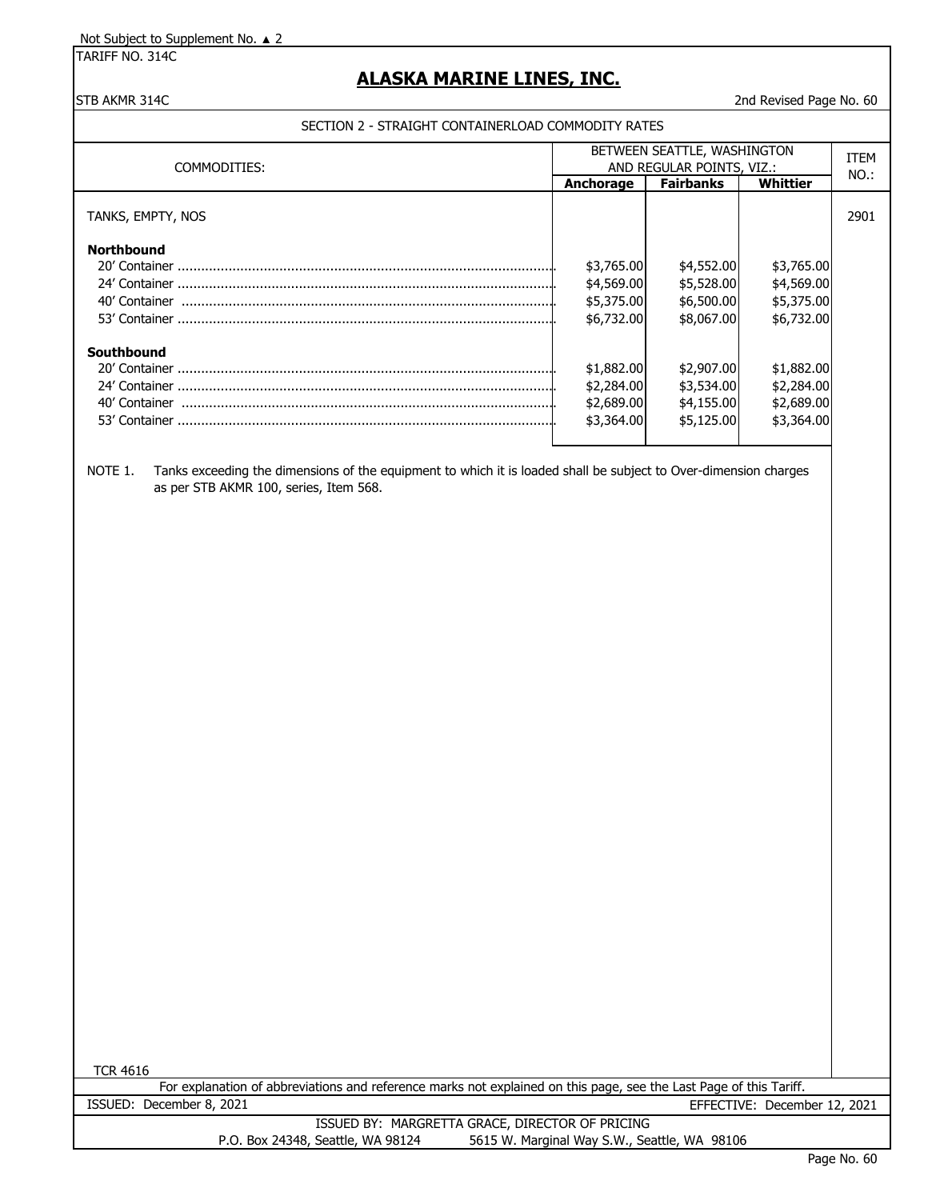Not Subject to Supplement No. ▲ 2

TARIFF NO. 314C

# ALASKA MARINE LINES, INC.

STB AKMR 314C — 2nd Revised Page No. 60

## SECTION 2 - STRAIGHT CONTAINERLOAD COMMODITY RATES

| COMMODITIES: | BETWEEN SEATTLE, WASHINGTON AND REGULAR POINTS, VIZ.: | | | ITEM NO.: |
|---|---|---|---|---|
| | **Anchorage** | **Fairbanks** | **Whittier** | |
| TANKS, EMPTY, NOS | | | | 2901 |
| **Northbound** | | | | |
| 20' Container | $3,765.00 | $4,552.00 | $3,765.00 | |
| 24' Container | $4,569.00 | $5,528.00 | $4,569.00 | |
| 40' Container | $5,375.00 | $6,500.00 | $5,375.00 | |
| 53' Container | $6,732.00 | $8,067.00 | $6,732.00 | |
| **Southbound** | | | | |
| 20' Container | $1,882.00 | $2,907.00 | $1,882.00 | |
| 24' Container | $2,284.00 | $3,534.00 | $2,284.00 | |
| 40' Container | $2,689.00 | $4,155.00 | $2,689.00 | |
| 53' Container | $3,364.00 | $5,125.00 | $3,364.00 | |

NOTE 1. Tanks exceeding the dimensions of the equipment to which it is loaded shall be subject to Over-dimension charges as per STB AKMR 100, series, Item 568.

TCR 4616

For explanation of abbreviations and reference marks not explained on this page, see the Last Page of this Tariff.

ISSUED: December 8, 2021 — EFFECTIVE: December 12, 2021

ISSUED BY: MARGRETTA GRACE, DIRECTOR OF PRICING

P.O. Box 24348, Seattle, WA 98124 — 5615 W. Marginal Way S.W., Seattle, WA 98106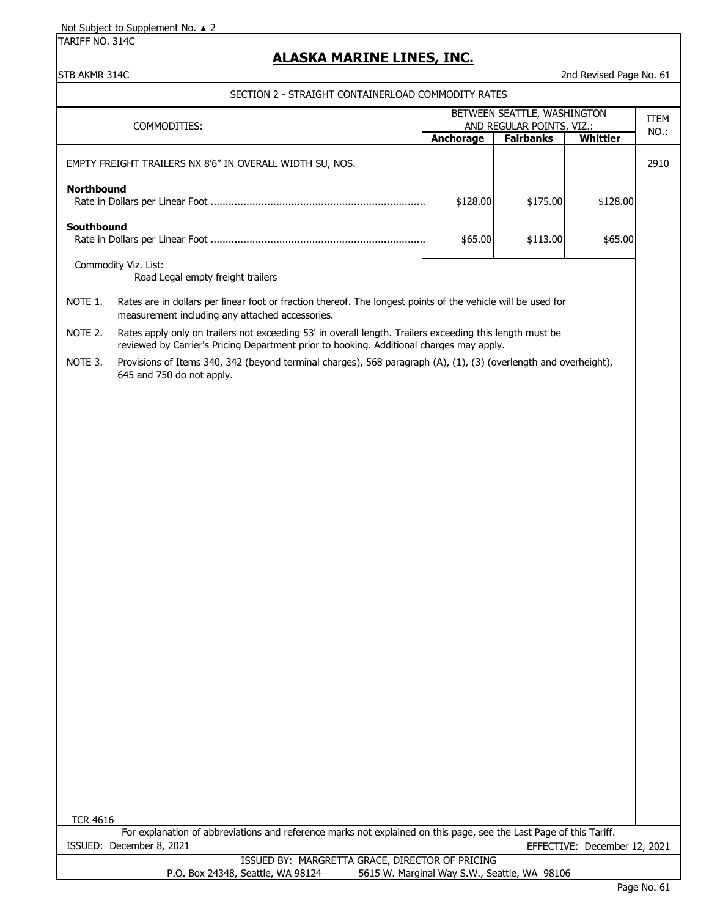Not Subject to Supplement No. ▲ 2

TARIFF NO. 314C

# ALASKA MARINE LINES, INC.

STB AKMR 314C

2nd Revised Page No. 61

## SECTION 2 - STRAIGHT CONTAINERLOAD COMMODITY RATES

| COMMODITIES: | BETWEEN SEATTLE, WASHINGTON AND REGULAR POINTS, VIZ.: | | | ITEM NO.: |
|---|---|---|---|---|
| | **Anchorage** | **Fairbanks** | **Whittier** | |
| EMPTY FREIGHT TRAILERS NX 8'6" IN OVERALL WIDTH SU, NOS. | | | | 2910 |
| **Northbound** | | | | |
| Rate in Dollars per Linear Foot ....................................................................... | $128.00 | $175.00 | $128.00 | |
| **Southbound** | | | | |
| Rate in Dollars per Linear Foot ....................................................................... | $65.00 | $113.00 | $65.00 | |

Commodity Viz. List:
Road Legal empty freight trailers

NOTE 1. Rates are in dollars per linear foot or fraction thereof. The longest points of the vehicle will be used for measurement including any attached accessories.

NOTE 2. Rates apply only on trailers not exceeding 53' in overall length. Trailers exceeding this length must be reviewed by Carrier's Pricing Department prior to booking. Additional charges may apply.

NOTE 3. Provisions of Items 340, 342 (beyond terminal charges), 568 paragraph (A), (1), (3) (overlength and overheight), 645 and 750 do not apply.

TCR 4616

For explanation of abbreviations and reference marks not explained on this page, see the Last Page of this Tariff.

ISSUED: December 8, 2021 EFFECTIVE: December 12, 2021

ISSUED BY: MARGRETTA GRACE, DIRECTOR OF PRICING
P.O. Box 24348, Seattle, WA 98124 5615 W. Marginal Way S.W., Seattle, WA 98106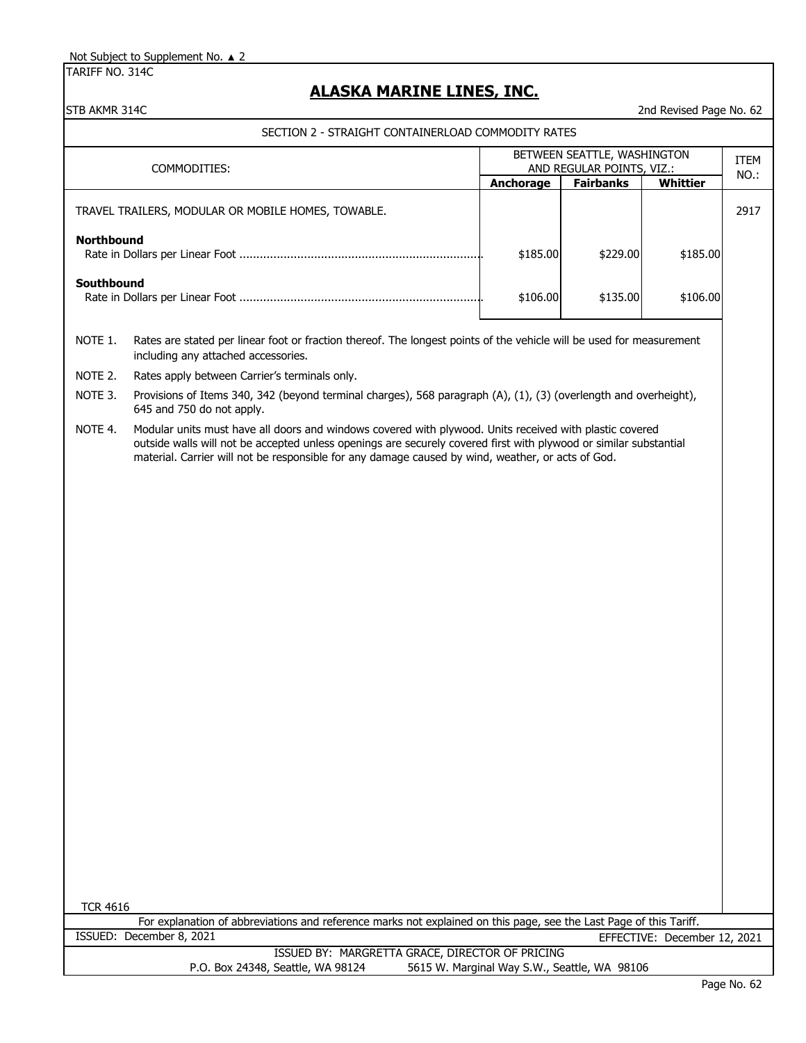Not Subject to Supplement No. ▲ 2

TARIFF NO. 314C

# ALASKA MARINE LINES, INC.

STB AKMR 314C

2nd Revised Page No. 62

## SECTION 2 - STRAIGHT CONTAINERLOAD COMMODITY RATES

| COMMODITIES: | BETWEEN SEATTLE, WASHINGTON AND REGULAR POINTS, VIZ.: | | | ITEM NO.: |
|---|---|---|---|---|
| | **Anchorage** | **Fairbanks** | **Whittier** | |
| TRAVEL TRAILERS, MODULAR OR MOBILE HOMES, TOWABLE. | | | | 2917 |
| **Northbound** | | | | |
| Rate in Dollars per Linear Foot ....... | $185.00 | $229.00 | $185.00 | |
| **Southbound** | | | | |
| Rate in Dollars per Linear Foot ....... | $106.00 | $135.00 | $106.00 | |

NOTE 1. Rates are stated per linear foot or fraction thereof. The longest points of the vehicle will be used for measurement including any attached accessories.

NOTE 2. Rates apply between Carrier's terminals only.

NOTE 3. Provisions of Items 340, 342 (beyond terminal charges), 568 paragraph (A), (1), (3) (overlength and overheight), 645 and 750 do not apply.

NOTE 4. Modular units must have all doors and windows covered with plywood. Units received with plastic covered outside walls will not be accepted unless openings are securely covered first with plywood or similar substantial material. Carrier will not be responsible for any damage caused by wind, weather, or acts of God.

TCR 4616

For explanation of abbreviations and reference marks not explained on this page, see the Last Page of this Tariff.

ISSUED: December 8, 2021 EFFECTIVE: December 12, 2021

ISSUED BY: MARGRETTA GRACE, DIRECTOR OF PRICING

P.O. Box 24348, Seattle, WA 98124 5615 W. Marginal Way S.W., Seattle, WA 98106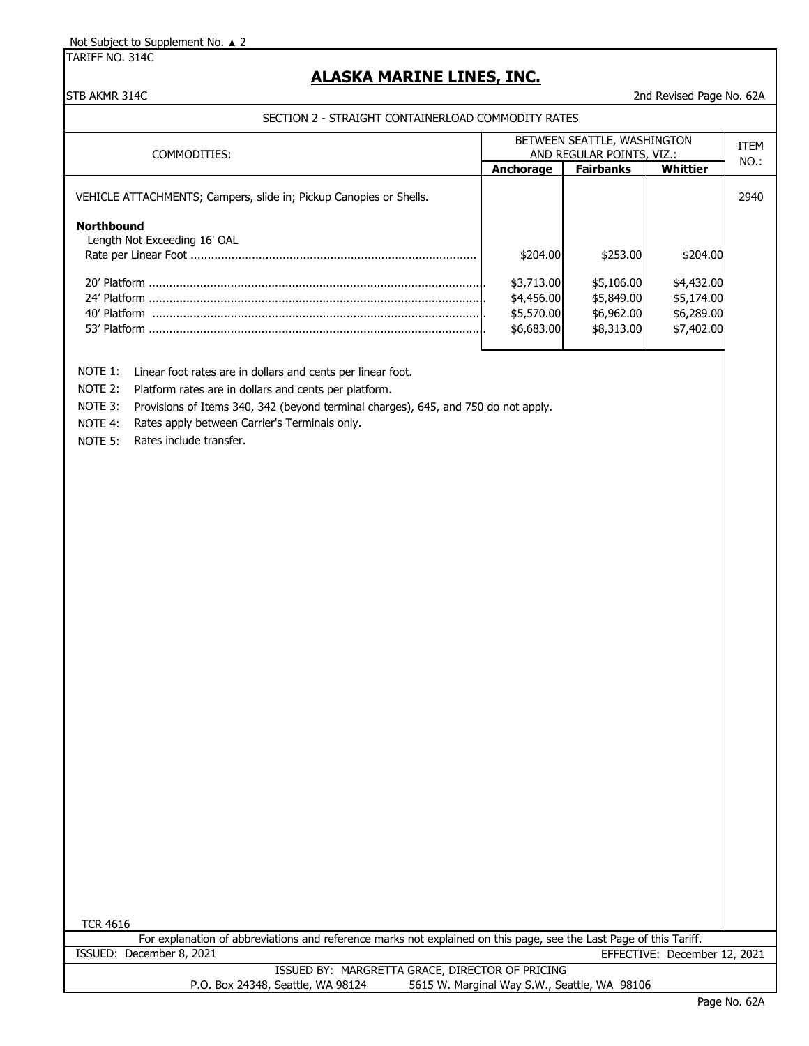Not Subject to Supplement No. ▲ 2

TARIFF NO. 314C

# ALASKA MARINE LINES, INC.

STB AKMR 314C

2nd Revised Page No. 62A

## SECTION 2 - STRAIGHT CONTAINERLOAD COMMODITY RATES

| COMMODITIES: | BETWEEN SEATTLE, WASHINGTON AND REGULAR POINTS, VIZ.: | | | ITEM NO.: |
|---|---|---|---|---|
| | Anchorage | Fairbanks | Whittier | |
| VEHICLE ATTACHMENTS; Campers, slide in; Pickup Canopies or Shells. | | | | 2940 |
| **Northbound** | | | | |
| Length Not Exceeding 16' OAL | | | | |
| Rate per Linear Foot | $204.00 | $253.00 | $204.00 | |
| 20' Platform | $3,713.00 | $5,106.00 | $4,432.00 | |
| 24' Platform | $4,456.00 | $5,849.00 | $5,174.00 | |
| 40' Platform | $5,570.00 | $6,962.00 | $6,289.00 | |
| 53' Platform | $6,683.00 | $8,313.00 | $7,402.00 | |

NOTE 1: Linear foot rates are in dollars and cents per linear foot.

NOTE 2: Platform rates are in dollars and cents per platform.

NOTE 3: Provisions of Items 340, 342 (beyond terminal charges), 645, and 750 do not apply.

NOTE 4: Rates apply between Carrier's Terminals only.

NOTE 5: Rates include transfer.

TCR 4616

For explanation of abbreviations and reference marks not explained on this page, see the Last Page of this Tariff.

ISSUED: December 8, 2021

EFFECTIVE: December 12, 2021

ISSUED BY: MARGRETTA GRACE, DIRECTOR OF PRICING

P.O. Box 24348, Seattle, WA 98124 5615 W. Marginal Way S.W., Seattle, WA 98106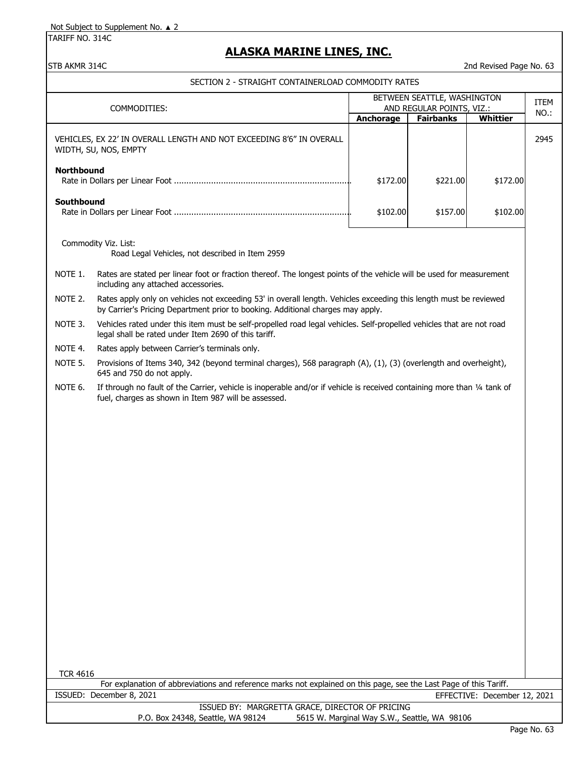Not Subject to Supplement No. ▲ 2

TARIFF NO. 314C

# ALASKA MARINE LINES, INC.

STB AKMR 314C

2nd Revised Page No. 63

## SECTION 2 - STRAIGHT CONTAINERLOAD COMMODITY RATES

| COMMODITIES: | BETWEEN SEATTLE, WASHINGTON AND REGULAR POINTS, VIZ.: | | | ITEM NO.: |
|---|---|---|---|---|
| | Anchorage | Fairbanks | Whittier | |
| VEHICLES, EX 22' IN OVERALL LENGTH AND NOT EXCEEDING 8'6" IN OVERALL WIDTH, SU, NOS, EMPTY | | | | 2945 |
| **Northbound** | | | | |
| Rate in Dollars per Linear Foot | $172.00 | $221.00 | $172.00 | |
| **Southbound** | | | | |
| Rate in Dollars per Linear Foot | $102.00 | $157.00 | $102.00 | |

Commodity Viz. List:

Road Legal Vehicles, not described in Item 2959

NOTE 1. Rates are stated per linear foot or fraction thereof. The longest points of the vehicle will be used for measurement including any attached accessories.

NOTE 2. Rates apply only on vehicles not exceeding 53' in overall length. Vehicles exceeding this length must be reviewed by Carrier's Pricing Department prior to booking. Additional charges may apply.

NOTE 3. Vehicles rated under this item must be self-propelled road legal vehicles. Self-propelled vehicles that are not road legal shall be rated under Item 2690 of this tariff.

NOTE 4. Rates apply between Carrier's terminals only.

NOTE 5. Provisions of Items 340, 342 (beyond terminal charges), 568 paragraph (A), (1), (3) (overlength and overheight), 645 and 750 do not apply.

NOTE 6. If through no fault of the Carrier, vehicle is inoperable and/or if vehicle is received containing more than ¼ tank of fuel, charges as shown in Item 987 will be assessed.

TCR 4616

For explanation of abbreviations and reference marks not explained on this page, see the Last Page of this Tariff.

ISSUED: December 8, 2021

EFFECTIVE: December 12, 2021

ISSUED BY: MARGRETTA GRACE, DIRECTOR OF PRICING

P.O. Box 24348, Seattle, WA 98124 5615 W. Marginal Way S.W., Seattle, WA 98106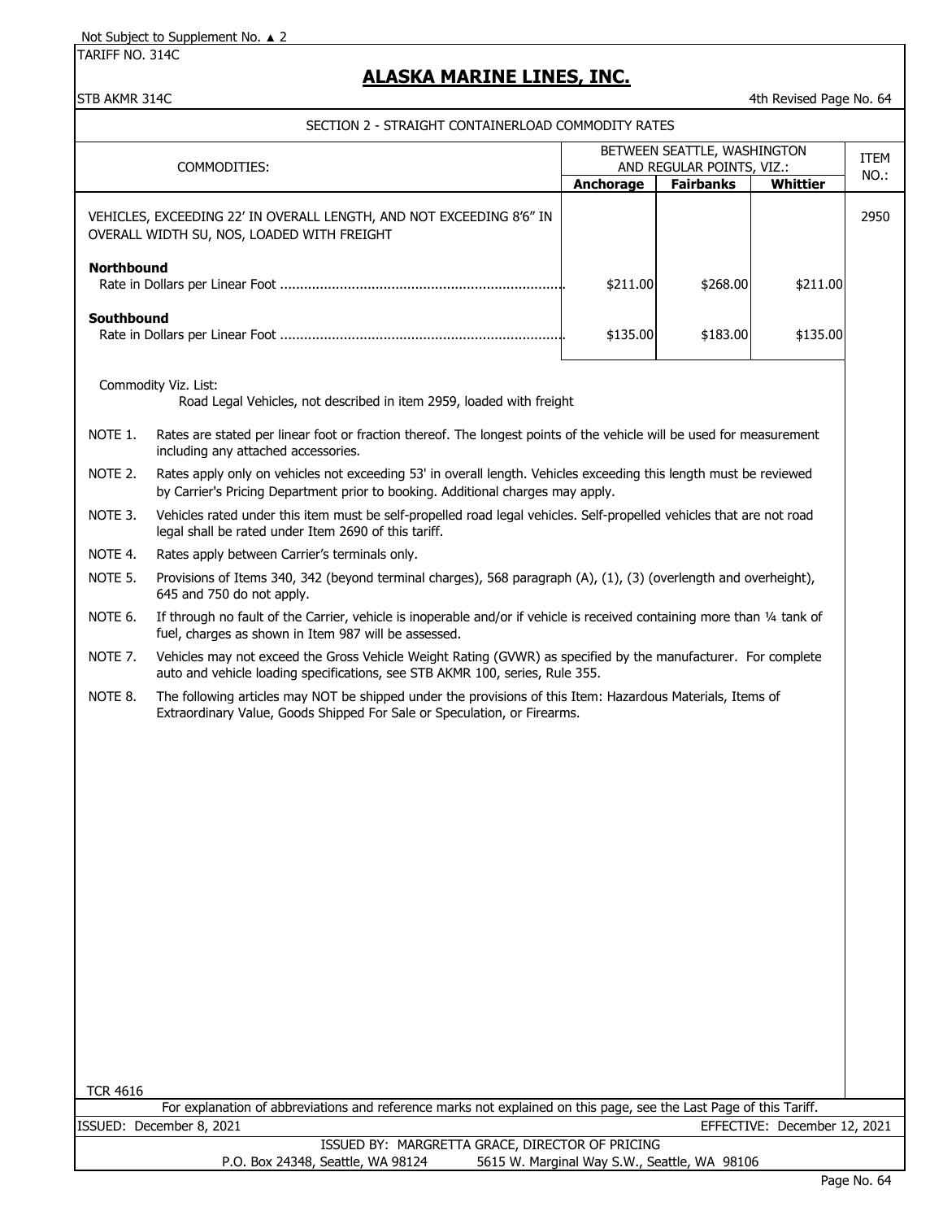Not Subject to Supplement No. ▲ 2

TARIFF NO. 314C

# ALASKA MARINE LINES, INC.

STB AKMR 314C

4th Revised Page No. 64

## SECTION 2 - STRAIGHT CONTAINERLOAD COMMODITY RATES

| COMMODITIES: | BETWEEN SEATTLE, WASHINGTON AND REGULAR POINTS, VIZ.: | | | ITEM NO.: |
|---|---|---|---|---|
| | **Anchorage** | **Fairbanks** | **Whittier** | |
| VEHICLES, EXCEEDING 22' IN OVERALL LENGTH, AND NOT EXCEEDING 8'6" IN OVERALL WIDTH SU, NOS, LOADED WITH FREIGHT | | | | 2950 |
| **Northbound** Rate in Dollars per Linear Foot | $211.00 | $268.00 | $211.00 | |
| **Southbound** Rate in Dollars per Linear Foot | $135.00 | $183.00 | $135.00 | |

Commodity Viz. List:

Road Legal Vehicles, not described in item 2959, loaded with freight

NOTE 1. Rates are stated per linear foot or fraction thereof. The longest points of the vehicle will be used for measurement including any attached accessories.

NOTE 2. Rates apply only on vehicles not exceeding 53' in overall length. Vehicles exceeding this length must be reviewed by Carrier's Pricing Department prior to booking. Additional charges may apply.

NOTE 3. Vehicles rated under this item must be self-propelled road legal vehicles. Self-propelled vehicles that are not road legal shall be rated under Item 2690 of this tariff.

NOTE 4. Rates apply between Carrier's terminals only.

NOTE 5. Provisions of Items 340, 342 (beyond terminal charges), 568 paragraph (A), (1), (3) (overlength and overheight), 645 and 750 do not apply.

NOTE 6. If through no fault of the Carrier, vehicle is inoperable and/or if vehicle is received containing more than ¼ tank of fuel, charges as shown in Item 987 will be assessed.

NOTE 7. Vehicles may not exceed the Gross Vehicle Weight Rating (GVWR) as specified by the manufacturer. For complete auto and vehicle loading specifications, see STB AKMR 100, series, Rule 355.

NOTE 8. The following articles may NOT be shipped under the provisions of this Item: Hazardous Materials, Items of Extraordinary Value, Goods Shipped For Sale or Speculation, or Firearms.

TCR 4616

For explanation of abbreviations and reference marks not explained on this page, see the Last Page of this Tariff.

ISSUED: December 8, 2021 EFFECTIVE: December 12, 2021

ISSUED BY: MARGRETTA GRACE, DIRECTOR OF PRICING

P.O. Box 24348, Seattle, WA 98124 5615 W. Marginal Way S.W., Seattle, WA 98106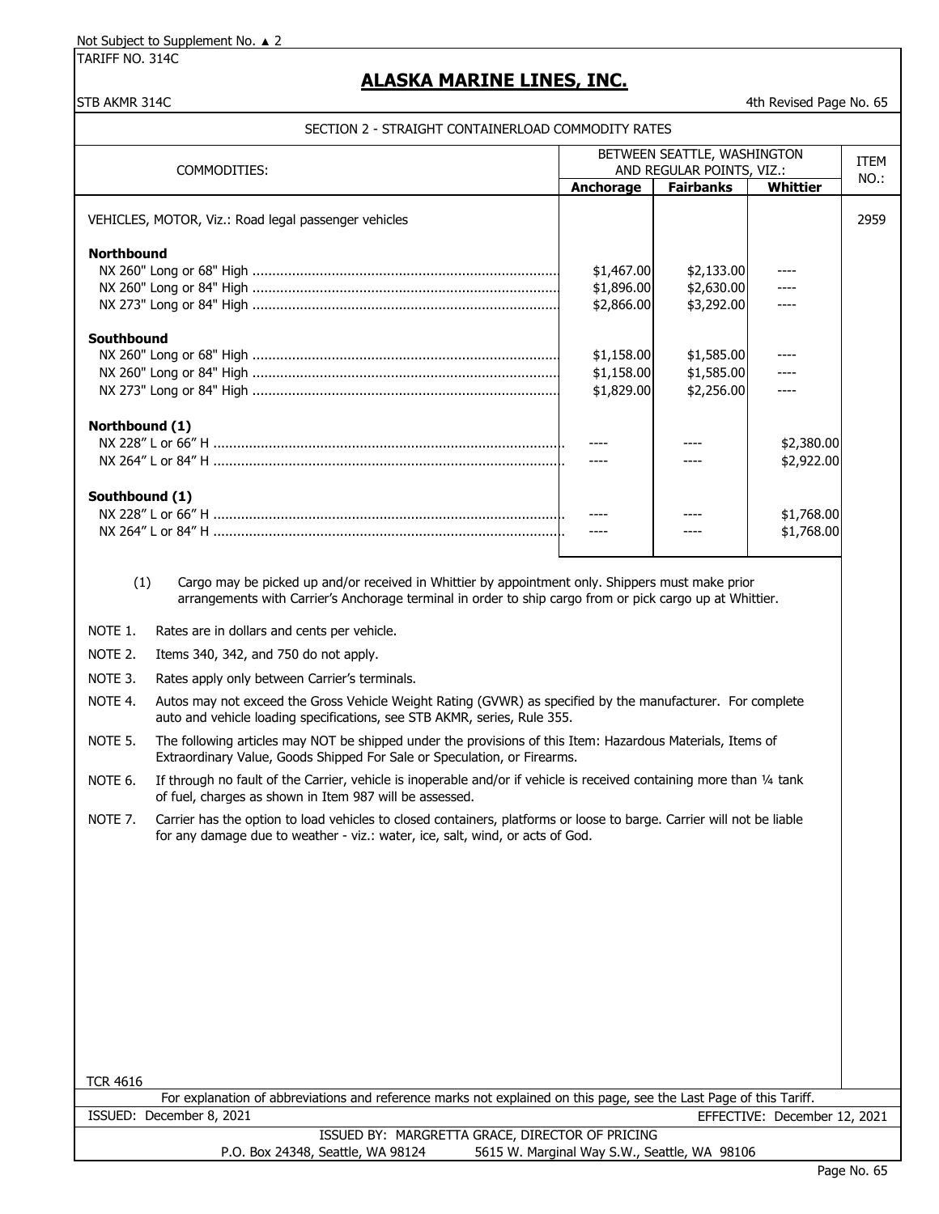Not Subject to Supplement No. ▲ 2

TARIFF NO. 314C

# ALASKA MARINE LINES, INC.

STB AKMR 314C

4th Revised Page No. 65

## SECTION 2 - STRAIGHT CONTAINERLOAD COMMODITY RATES

| COMMODITIES: | BETWEEN SEATTLE, WASHINGTON AND REGULAR POINTS, VIZ.: | | | ITEM NO.: |
|---|---|---|---|---|
| | Anchorage | Fairbanks | Whittier | |
| VEHICLES, MOTOR, Viz.: Road legal passenger vehicles | | | | 2959 |
| **Northbound** | | | | |
| NX 260" Long or 68" High | $1,467.00 | $2,133.00 | ---- | |
| NX 260" Long or 84" High | $1,896.00 | $2,630.00 | ---- | |
| NX 273" Long or 84" High | $2,866.00 | $3,292.00 | ---- | |
| **Southbound** | | | | |
| NX 260" Long or 68" High | $1,158.00 | $1,585.00 | ---- | |
| NX 260" Long or 84" High | $1,158.00 | $1,585.00 | ---- | |
| NX 273" Long or 84" High | $1,829.00 | $2,256.00 | ---- | |
| **Northbound (1)** | | | | |
| NX 228" L or 66" H | ---- | ---- | $2,380.00 | |
| NX 264" L or 84" H | ---- | ---- | $2,922.00 | |
| **Southbound (1)** | | | | |
| NX 228" L or 66" H | ---- | ---- | $1,768.00 | |
| NX 264" L or 84" H | ---- | ---- | $1,768.00 | |

(1) Cargo may be picked up and/or received in Whittier by appointment only. Shippers must make prior arrangements with Carrier's Anchorage terminal in order to ship cargo from or pick cargo up at Whittier.

NOTE 1. Rates are in dollars and cents per vehicle.

NOTE 2. Items 340, 342, and 750 do not apply.

NOTE 3. Rates apply only between Carrier's terminals.

NOTE 4. Autos may not exceed the Gross Vehicle Weight Rating (GVWR) as specified by the manufacturer. For complete auto and vehicle loading specifications, see STB AKMR, series, Rule 355.

NOTE 5. The following articles may NOT be shipped under the provisions of this Item: Hazardous Materials, Items of Extraordinary Value, Goods Shipped For Sale or Speculation, or Firearms.

NOTE 6. If through no fault of the Carrier, vehicle is inoperable and/or if vehicle is received containing more than ¼ tank of fuel, charges as shown in Item 987 will be assessed.

NOTE 7. Carrier has the option to load vehicles to closed containers, platforms or loose to barge. Carrier will not be liable for any damage due to weather - viz.: water, ice, salt, wind, or acts of God.

TCR 4616

For explanation of abbreviations and reference marks not explained on this page, see the Last Page of this Tariff.

ISSUED: December 8, 2021 EFFECTIVE: December 12, 2021

ISSUED BY: MARGRETTA GRACE, DIRECTOR OF PRICING

P.O. Box 24348, Seattle, WA 98124 5615 W. Marginal Way S.W., Seattle, WA 98106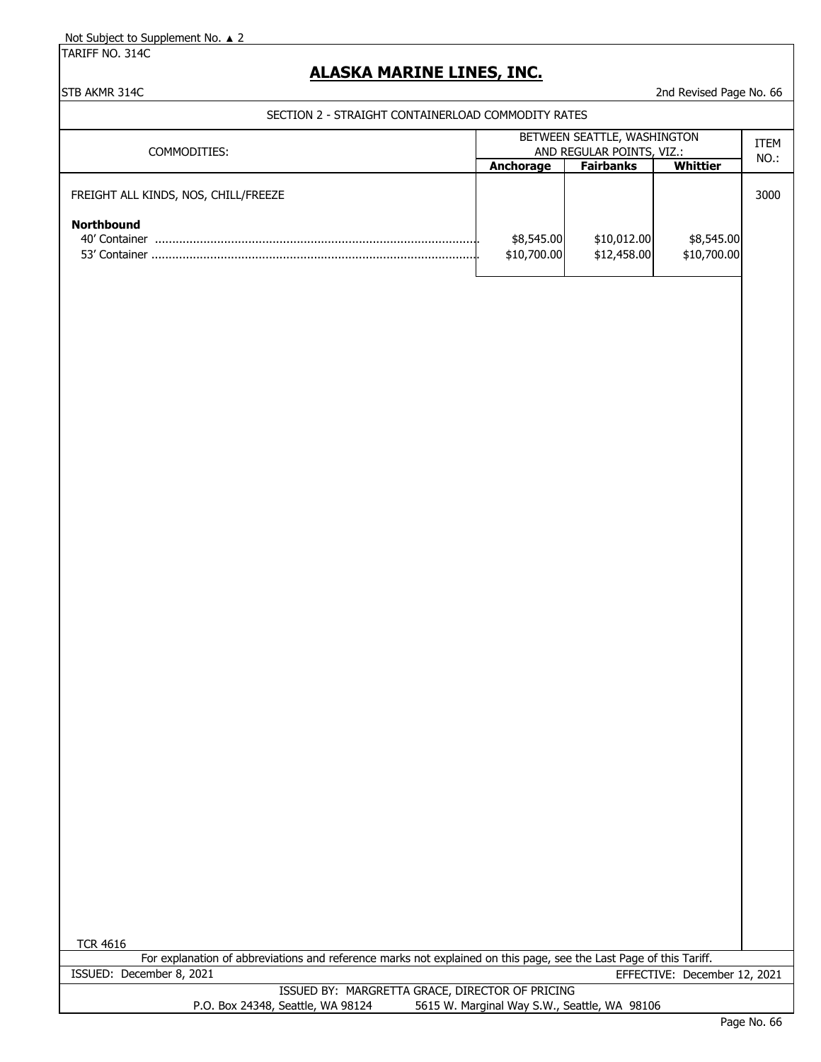Not Subject to Supplement No. ▲ 2

TARIFF NO. 314C

# ALASKA MARINE LINES, INC.

STB AKMR 314C

2nd Revised Page No. 66

## SECTION 2 - STRAIGHT CONTAINERLOAD COMMODITY RATES

| COMMODITIES: | BETWEEN SEATTLE, WASHINGTON AND REGULAR POINTS, VIZ.: | | | ITEM NO.: |
|---|---|---|---|---|
| | **Anchorage** | **Fairbanks** | **Whittier** | |
| FREIGHT ALL KINDS, NOS, CHILL/FREEZE | | | | 3000 |
| **Northbound** | | | | |
| 40' Container | $8,545.00 | $10,012.00 | $8,545.00 | |
| 53' Container | $10,700.00 | $12,458.00 | $10,700.00 | |

TCR 4616

For explanation of abbreviations and reference marks not explained on this page, see the Last Page of this Tariff.

ISSUED: December 8, 2021

EFFECTIVE: December 12, 2021

ISSUED BY: MARGRETTA GRACE, DIRECTOR OF PRICING

P.O. Box 24348, Seattle, WA 98124 5615 W. Marginal Way S.W., Seattle, WA 98106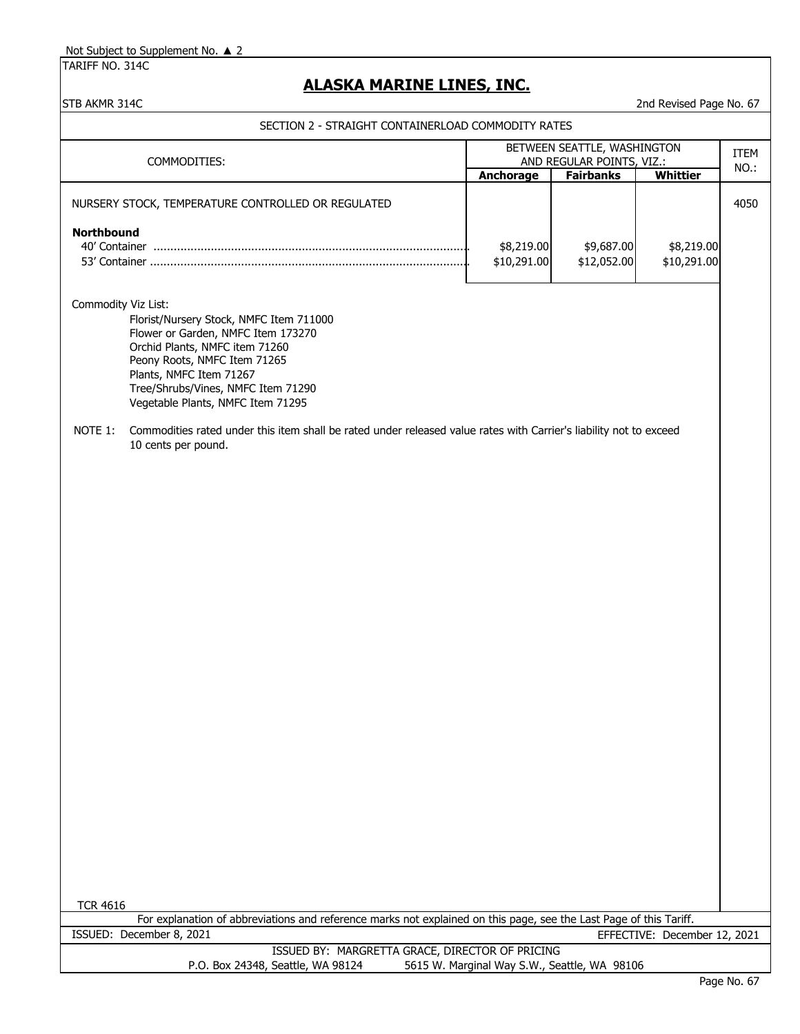Not Subject to Supplement No. ▲ 2

TARIFF NO. 314C

# ALASKA MARINE LINES, INC.

STB AKMR 314C

2nd Revised Page No. 67

## SECTION 2 - STRAIGHT CONTAINERLOAD COMMODITY RATES

| COMMODITIES: | BETWEEN SEATTLE, WASHINGTON AND REGULAR POINTS, VIZ.: | | | ITEM NO.: |
|---|---|---|---|---|
| | Anchorage | Fairbanks | Whittier | |
| NURSERY STOCK, TEMPERATURE CONTROLLED OR REGULATED | | | | 4050 |
| **Northbound** | | | | |
| 40' Container | $8,219.00 | $9,687.00 | $8,219.00 | |
| 53' Container | $10,291.00 | $12,052.00 | $10,291.00 | |

Commodity Viz List:

- Florist/Nursery Stock, NMFC Item 711000
- Flower or Garden, NMFC Item 173270
- Orchid Plants, NMFC item 71260
- Peony Roots, NMFC Item 71265
- Plants, NMFC Item 71267
- Tree/Shrubs/Vines, NMFC Item 71290
- Vegetable Plants, NMFC Item 71295

NOTE 1: Commodities rated under this item shall be rated under released value rates with Carrier's liability not to exceed 10 cents per pound.

TCR 4616

For explanation of abbreviations and reference marks not explained on this page, see the Last Page of this Tariff.

ISSUED: December 8, 2021 EFFECTIVE: December 12, 2021

ISSUED BY: MARGRETTA GRACE, DIRECTOR OF PRICING

P.O. Box 24348, Seattle, WA 98124 5615 W. Marginal Way S.W., Seattle, WA 98106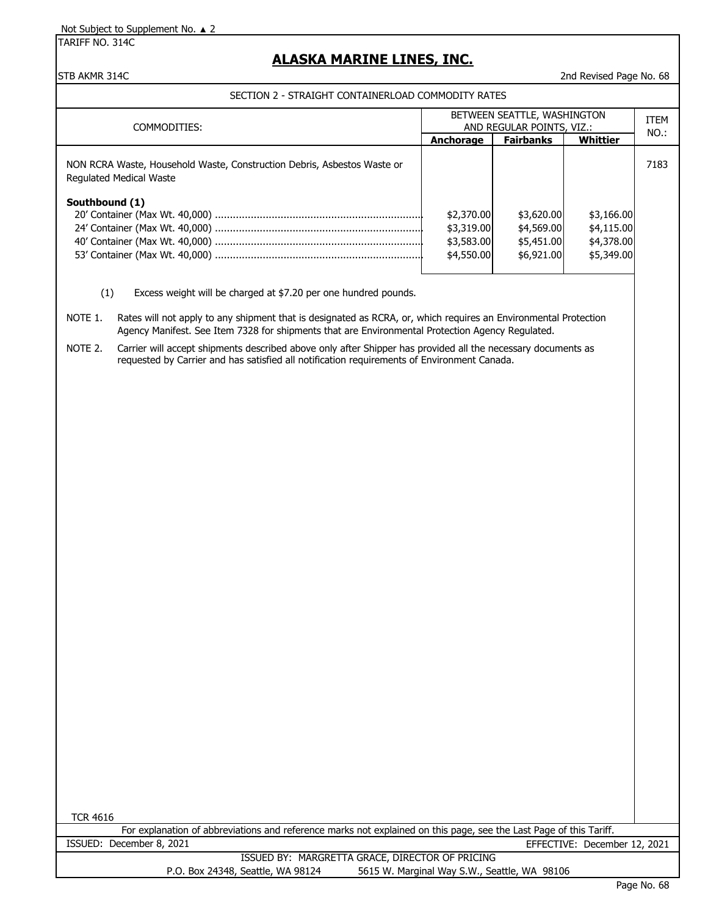Not Subject to Supplement No. ▲ 2

TARIFF NO. 314C

# ALASKA MARINE LINES, INC.

STB AKMR 314C

2nd Revised Page No. 68

## SECTION 2 - STRAIGHT CONTAINERLOAD COMMODITY RATES

| COMMODITIES: | BETWEEN SEATTLE, WASHINGTON AND REGULAR POINTS, VIZ.: | | | ITEM NO.: |
|---|---|---|---|---|
| | **Anchorage** | **Fairbanks** | **Whittier** | |
| NON RCRA Waste, Household Waste, Construction Debris, Asbestos Waste or Regulated Medical Waste | | | | 7183 |
| **Southbound (1)** | | | | |
| 20' Container (Max Wt. 40,000) | $2,370.00 | $3,620.00 | $3,166.00 | |
| 24' Container (Max Wt. 40,000) | $3,319.00 | $4,569.00 | $4,115.00 | |
| 40' Container (Max Wt. 40,000) | $3,583.00 | $5,451.00 | $4,378.00 | |
| 53' Container (Max Wt. 40,000) | $4,550.00 | $6,921.00 | $5,349.00 | |

(1) Excess weight will be charged at $7.20 per one hundred pounds.

NOTE 1. Rates will not apply to any shipment that is designated as RCRA, or, which requires an Environmental Protection Agency Manifest. See Item 7328 for shipments that are Environmental Protection Agency Regulated.

NOTE 2. Carrier will accept shipments described above only after Shipper has provided all the necessary documents as requested by Carrier and has satisfied all notification requirements of Environment Canada.

TCR 4616

For explanation of abbreviations and reference marks not explained on this page, see the Last Page of this Tariff.

ISSUED: December 8, 2021 EFFECTIVE: December 12, 2021

ISSUED BY: MARGRETTA GRACE, DIRECTOR OF PRICING

P.O. Box 24348, Seattle, WA 98124 5615 W. Marginal Way S.W., Seattle, WA 98106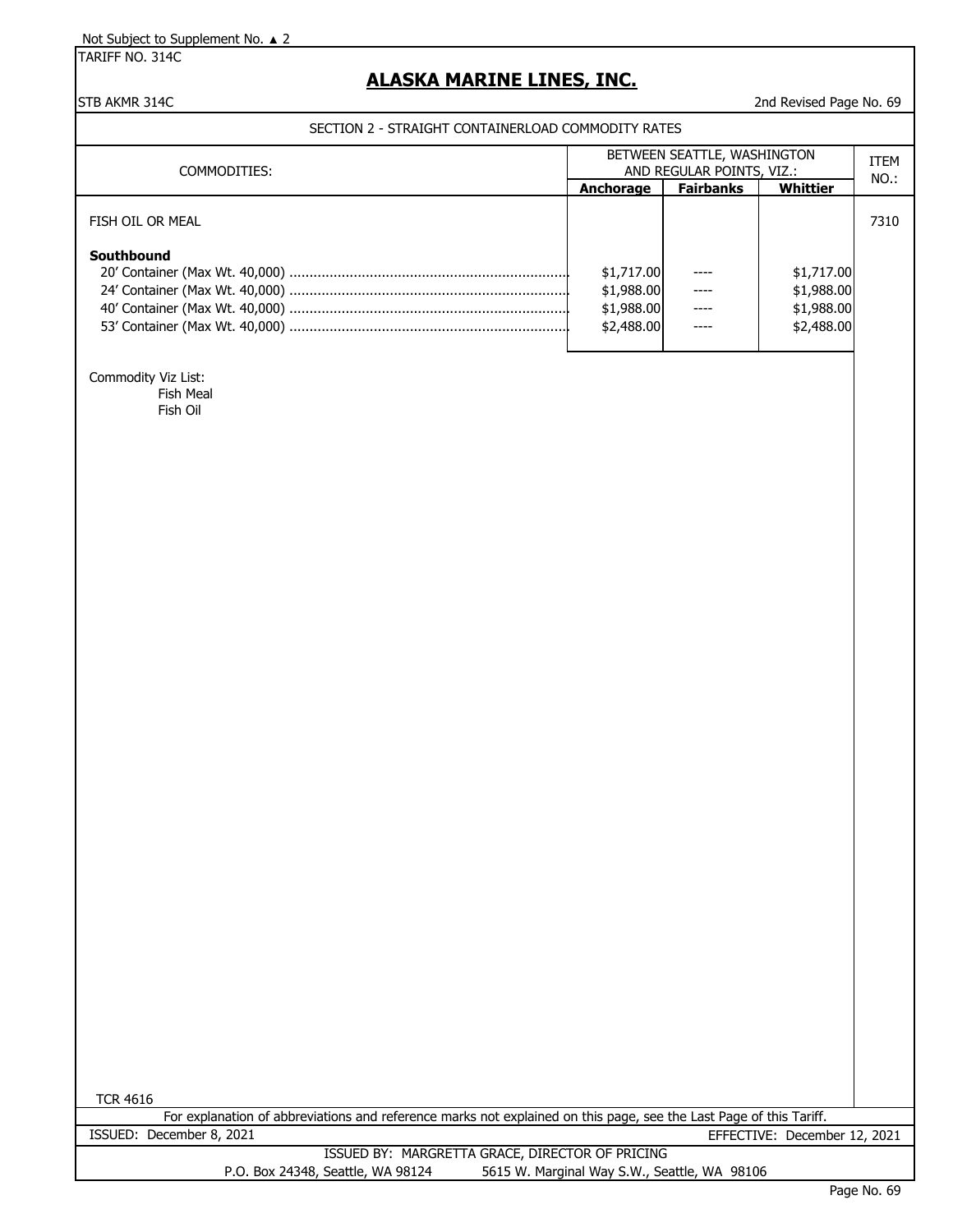Not Subject to Supplement No. ▲ 2

TARIFF NO. 314C

# ALASKA MARINE LINES, INC.

STB AKMR 314C

2nd Revised Page No. 69

## SECTION 2 - STRAIGHT CONTAINERLOAD COMMODITY RATES

| COMMODITIES: | BETWEEN SEATTLE, WASHINGTON AND REGULAR POINTS, VIZ.: | | | ITEM NO.: |
|---|---|---|---|---|
| | **Anchorage** | **Fairbanks** | **Whittier** | |
| FISH OIL OR MEAL | | | | 7310 |
| **Southbound** | | | | |
| 20' Container (Max Wt. 40,000) | $1,717.00 | ---- | $1,717.00 | |
| 24' Container (Max Wt. 40,000) | $1,988.00 | ---- | $1,988.00 | |
| 40' Container (Max Wt. 40,000) | $1,988.00 | ---- | $1,988.00 | |
| 53' Container (Max Wt. 40,000) | $2,488.00 | ---- | $2,488.00 | |

Commodity Viz List:
- Fish Meal
- Fish Oil

TCR 4616

For explanation of abbreviations and reference marks not explained on this page, see the Last Page of this Tariff.

ISSUED: December 8, 2021

EFFECTIVE: December 12, 2021

ISSUED BY: MARGRETTA GRACE, DIRECTOR OF PRICING

P.O. Box 24348, Seattle, WA 98124 5615 W. Marginal Way S.W., Seattle, WA 98106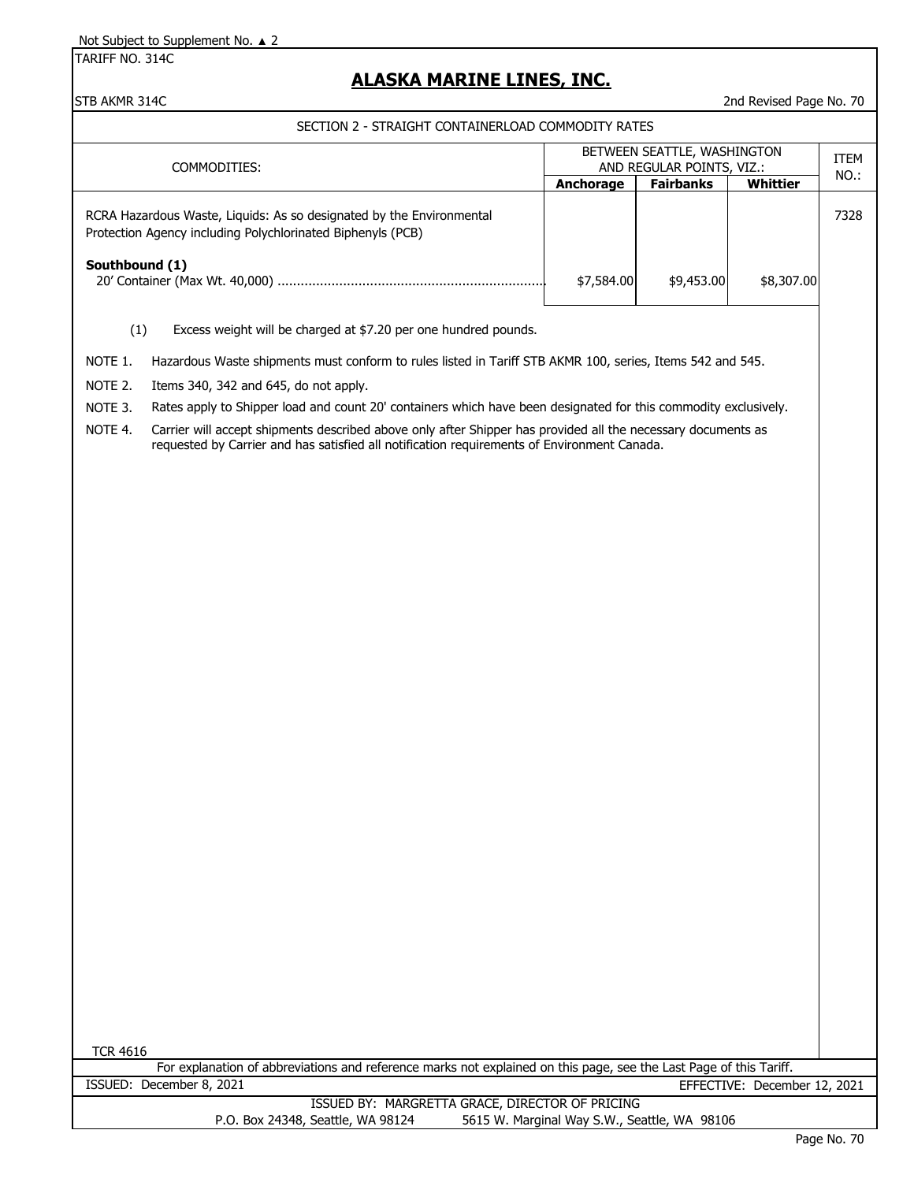Not Subject to Supplement No. ▲ 2

TARIFF NO. 314C

# ALASKA MARINE LINES, INC.

STB AKMR 314C

2nd Revised Page No. 70

## SECTION 2 - STRAIGHT CONTAINERLOAD COMMODITY RATES

| COMMODITIES: | BETWEEN SEATTLE, WASHINGTON AND REGULAR POINTS, VIZ.: | | | ITEM NO.: |
|---|---|---|---|---|
| | **Anchorage** | **Fairbanks** | **Whittier** | |
| RCRA Hazardous Waste, Liquids: As so designated by the Environmental Protection Agency including Polychlorinated Biphenyls (PCB) | | | | 7328 |
| **Southbound (1)** | | | | |
| 20' Container (Max Wt. 40,000) ...................................................................... | $7,584.00 | $9,453.00 | $8,307.00 | |

(1) Excess weight will be charged at $7.20 per one hundred pounds.

NOTE 1. Hazardous Waste shipments must conform to rules listed in Tariff STB AKMR 100, series, Items 542 and 545.

NOTE 2. Items 340, 342 and 645, do not apply.

NOTE 3. Rates apply to Shipper load and count 20' containers which have been designated for this commodity exclusively.

NOTE 4. Carrier will accept shipments described above only after Shipper has provided all the necessary documents as requested by Carrier and has satisfied all notification requirements of Environment Canada.

TCR 4616

For explanation of abbreviations and reference marks not explained on this page, see the Last Page of this Tariff.

ISSUED: December 8, 2021 EFFECTIVE: December 12, 2021

ISSUED BY: MARGRETTA GRACE, DIRECTOR OF PRICING

P.O. Box 24348, Seattle, WA 98124 5615 W. Marginal Way S.W., Seattle, WA 98106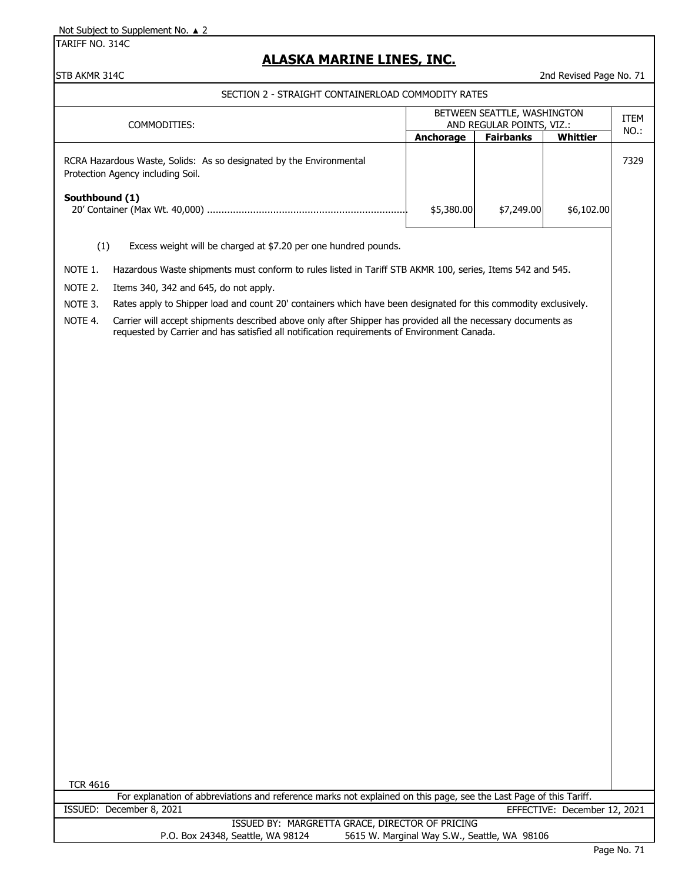Not Subject to Supplement No. ▲ 2

TARIFF NO. 314C

# ALASKA MARINE LINES, INC.

STB AKMR 314C

2nd Revised Page No. 71

## SECTION 2 - STRAIGHT CONTAINERLOAD COMMODITY RATES

| COMMODITIES: | BETWEEN SEATTLE, WASHINGTON AND REGULAR POINTS, VIZ.: | | | ITEM NO.: |
|---|---|---|---|---|
| | **Anchorage** | **Fairbanks** | **Whittier** | |
| RCRA Hazardous Waste, Solids: As so designated by the Environmental Protection Agency including Soil. | | | | 7329 |
| **Southbound (1)** | | | | |
| 20' Container (Max Wt. 40,000) | $5,380.00 | $7,249.00 | $6,102.00 | |

(1) Excess weight will be charged at $7.20 per one hundred pounds.

NOTE 1. Hazardous Waste shipments must conform to rules listed in Tariff STB AKMR 100, series, Items 542 and 545.

NOTE 2. Items 340, 342 and 645, do not apply.

NOTE 3. Rates apply to Shipper load and count 20' containers which have been designated for this commodity exclusively.

NOTE 4. Carrier will accept shipments described above only after Shipper has provided all the necessary documents as requested by Carrier and has satisfied all notification requirements of Environment Canada.

TCR 4616

For explanation of abbreviations and reference marks not explained on this page, see the Last Page of this Tariff.

ISSUED: December 8, 2021 EFFECTIVE: December 12, 2021

ISSUED BY: MARGRETTA GRACE, DIRECTOR OF PRICING

P.O. Box 24348, Seattle, WA 98124 5615 W. Marginal Way S.W., Seattle, WA 98106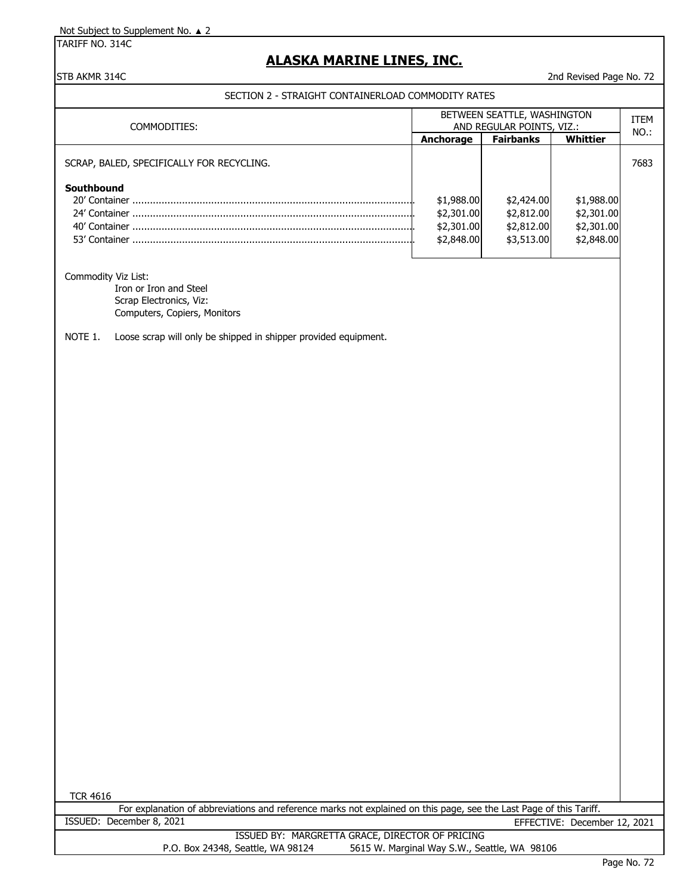Not Subject to Supplement No. ▲ 2

TARIFF NO. 314C

# ALASKA MARINE LINES, INC.

STB AKMR 314C

2nd Revised Page No. 72

## SECTION 2 - STRAIGHT CONTAINERLOAD COMMODITY RATES

| COMMODITIES: | BETWEEN SEATTLE, WASHINGTON AND REGULAR POINTS, VIZ.: | | | ITEM NO.: |
|---|---|---|---|---|
| | Anchorage | Fairbanks | Whittier | |
| SCRAP, BALED, SPECIFICALLY FOR RECYCLING. | | | | 7683 |
| **Southbound** | | | | |
| 20' Container | $1,988.00 | $2,424.00 | $1,988.00 | |
| 24' Container | $2,301.00 | $2,812.00 | $2,301.00 | |
| 40' Container | $2,301.00 | $2,812.00 | $2,301.00 | |
| 53' Container | $2,848.00 | $3,513.00 | $2,848.00 | |

Commodity Viz List:
- Iron or Iron and Steel
- Scrap Electronics, Viz:
- Computers, Copiers, Monitors

NOTE 1. Loose scrap will only be shipped in shipper provided equipment.

TCR 4616

For explanation of abbreviations and reference marks not explained on this page, see the Last Page of this Tariff.

ISSUED: December 8, 2021

EFFECTIVE: December 12, 2021

ISSUED BY: MARGRETTA GRACE, DIRECTOR OF PRICING

P.O. Box 24348, Seattle, WA 98124 5615 W. Marginal Way S.W., Seattle, WA 98106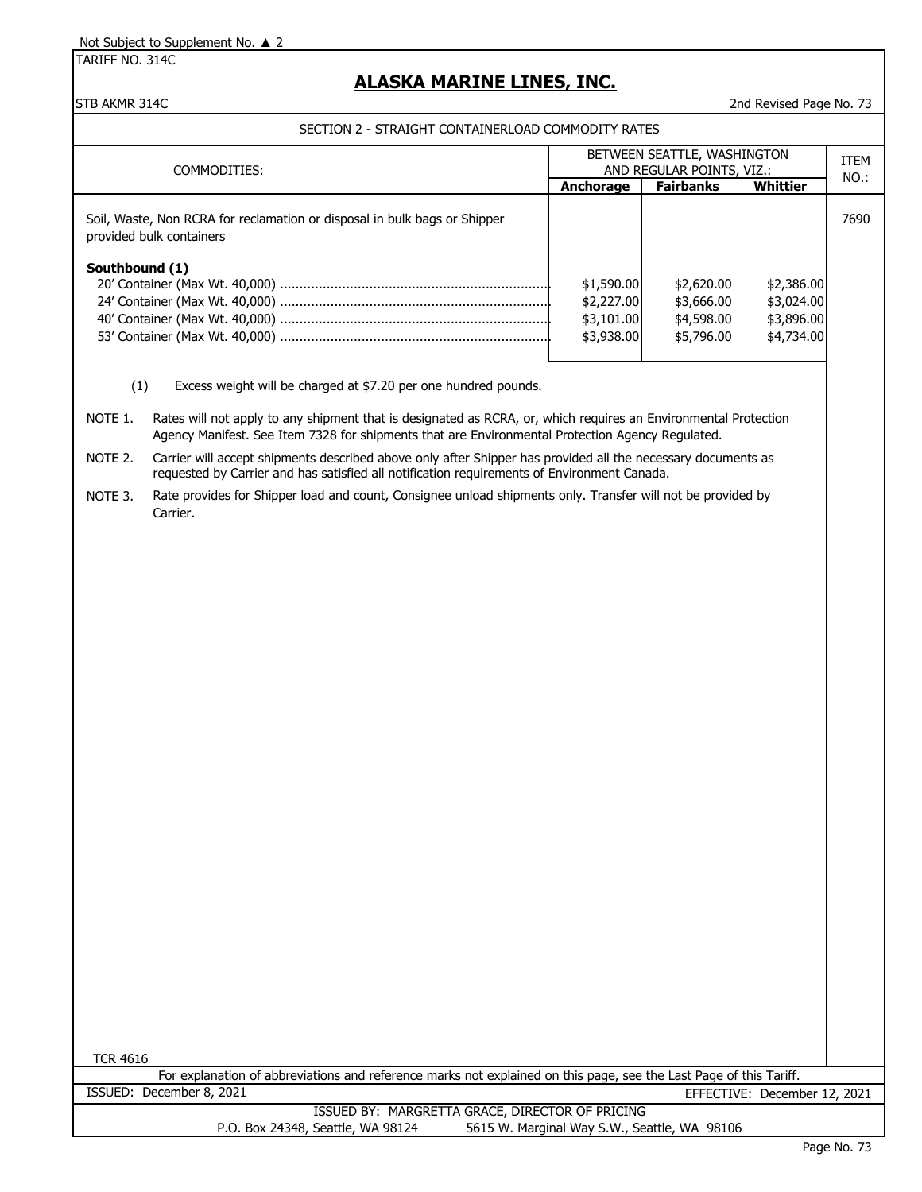Not Subject to Supplement No. ▲ 2

TARIFF NO. 314C

# ALASKA MARINE LINES, INC.

STB AKMR 314C

2nd Revised Page No. 73

## SECTION 2 - STRAIGHT CONTAINERLOAD COMMODITY RATES

| COMMODITIES: | BETWEEN SEATTLE, WASHINGTON AND REGULAR POINTS, VIZ.: | | | ITEM NO.: |
|---|---|---|---|---|
| | Anchorage | Fairbanks | Whittier | |
| Soil, Waste, Non RCRA for reclamation or disposal in bulk bags or Shipper provided bulk containers | | | | 7690 |
| **Southbound (1)** | | | | |
| 20' Container (Max Wt. 40,000) | $1,590.00 | $2,620.00 | $2,386.00 | |
| 24' Container (Max Wt. 40,000) | $2,227.00 | $3,666.00 | $3,024.00 | |
| 40' Container (Max Wt. 40,000) | $3,101.00 | $4,598.00 | $3,896.00 | |
| 53' Container (Max Wt. 40,000) | $3,938.00 | $5,796.00 | $4,734.00 | |

(1) Excess weight will be charged at $7.20 per one hundred pounds.

NOTE 1. Rates will not apply to any shipment that is designated as RCRA, or, which requires an Environmental Protection Agency Manifest. See Item 7328 for shipments that are Environmental Protection Agency Regulated.

NOTE 2. Carrier will accept shipments described above only after Shipper has provided all the necessary documents as requested by Carrier and has satisfied all notification requirements of Environment Canada.

NOTE 3. Rate provides for Shipper load and count, Consignee unload shipments only. Transfer will not be provided by Carrier.

TCR 4616

For explanation of abbreviations and reference marks not explained on this page, see the Last Page of this Tariff.

ISSUED: December 8, 2021 EFFECTIVE: December 12, 2021

ISSUED BY: MARGRETTA GRACE, DIRECTOR OF PRICING

P.O. Box 24348, Seattle, WA 98124 5615 W. Marginal Way S.W., Seattle, WA 98106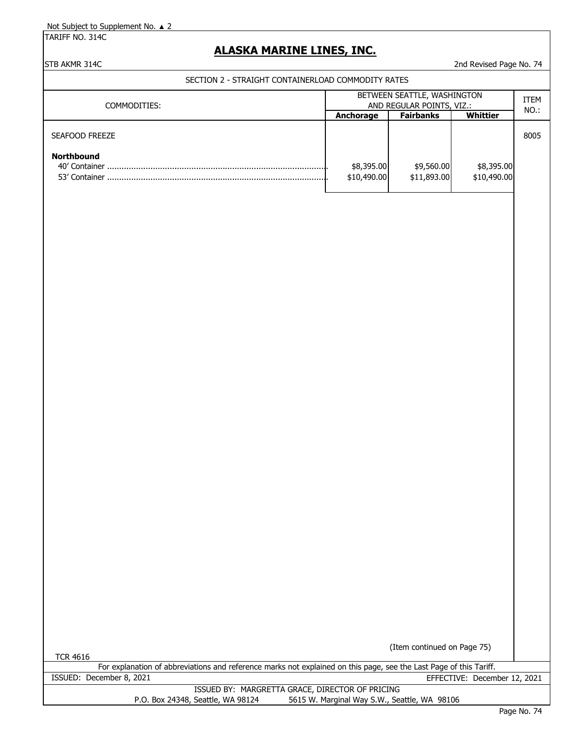Not Subject to Supplement No. ▲ 2

TARIFF NO. 314C

# ALASKA MARINE LINES, INC.

STB AKMR 314C

2nd Revised Page No. 74

SECTION 2 - STRAIGHT CONTAINERLOAD COMMODITY RATES

| COMMODITIES: | BETWEEN SEATTLE, WASHINGTON AND REGULAR POINTS, VIZ.: | | | ITEM NO.: |
|---|---|---|---|---|
| | **Anchorage** | **Fairbanks** | **Whittier** | |
| SEAFOOD FREEZE | | | | 8005 |
| **Northbound** | | | | |
| 40' Container | $8,395.00 | $9,560.00 | $8,395.00 | |
| 53' Container | $10,490.00 | $11,893.00 | $10,490.00 | |

(Item continued on Page 75)

TCR 4616

For explanation of abbreviations and reference marks not explained on this page, see the Last Page of this Tariff.

ISSUED: December 8, 2021

EFFECTIVE: December 12, 2021

ISSUED BY: MARGRETTA GRACE, DIRECTOR OF PRICING

P.O. Box 24348, Seattle, WA 98124 5615 W. Marginal Way S.W., Seattle, WA 98106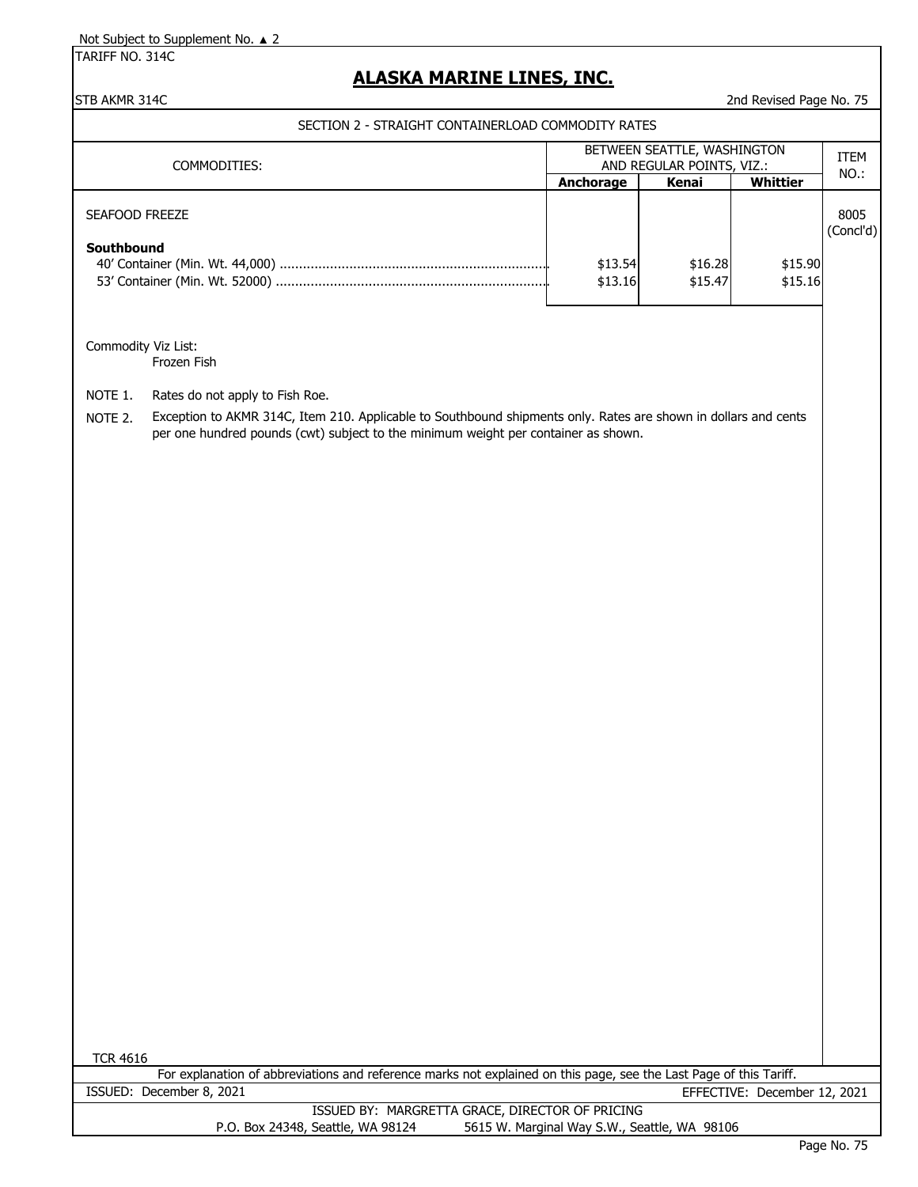Not Subject to Supplement No. ▲ 2

TARIFF NO. 314C

# ALASKA MARINE LINES, INC.

STB AKMR 314C — 2nd Revised Page No. 75

## SECTION 2 - STRAIGHT CONTAINERLOAD COMMODITY RATES

| COMMODITIES: | BETWEEN SEATTLE, WASHINGTON AND REGULAR POINTS, VIZ.: | | | ITEM NO.: |
|---|---|---|---|---|
| | Anchorage | Kenai | Whittier | |
| SEAFOOD FREEZE | | | | 8005 (Concl'd) |
| **Southbound** | | | | |
| 40' Container (Min. Wt. 44,000) | $13.54 | $16.28 | $15.90 | |
| 53' Container (Min. Wt. 52000) | $13.16 | $15.47 | $15.16 | |

Commodity Viz List:
Frozen Fish

NOTE 1. Rates do not apply to Fish Roe.

NOTE 2. Exception to AKMR 314C, Item 210. Applicable to Southbound shipments only. Rates are shown in dollars and cents per one hundred pounds (cwt) subject to the minimum weight per container as shown.

TCR 4616

For explanation of abbreviations and reference marks not explained on this page, see the Last Page of this Tariff.

ISSUED: December 8, 2021 — EFFECTIVE: December 12, 2021

ISSUED BY: MARGRETTA GRACE, DIRECTOR OF PRICING
P.O. Box 24348, Seattle, WA 98124 — 5615 W. Marginal Way S.W., Seattle, WA 98106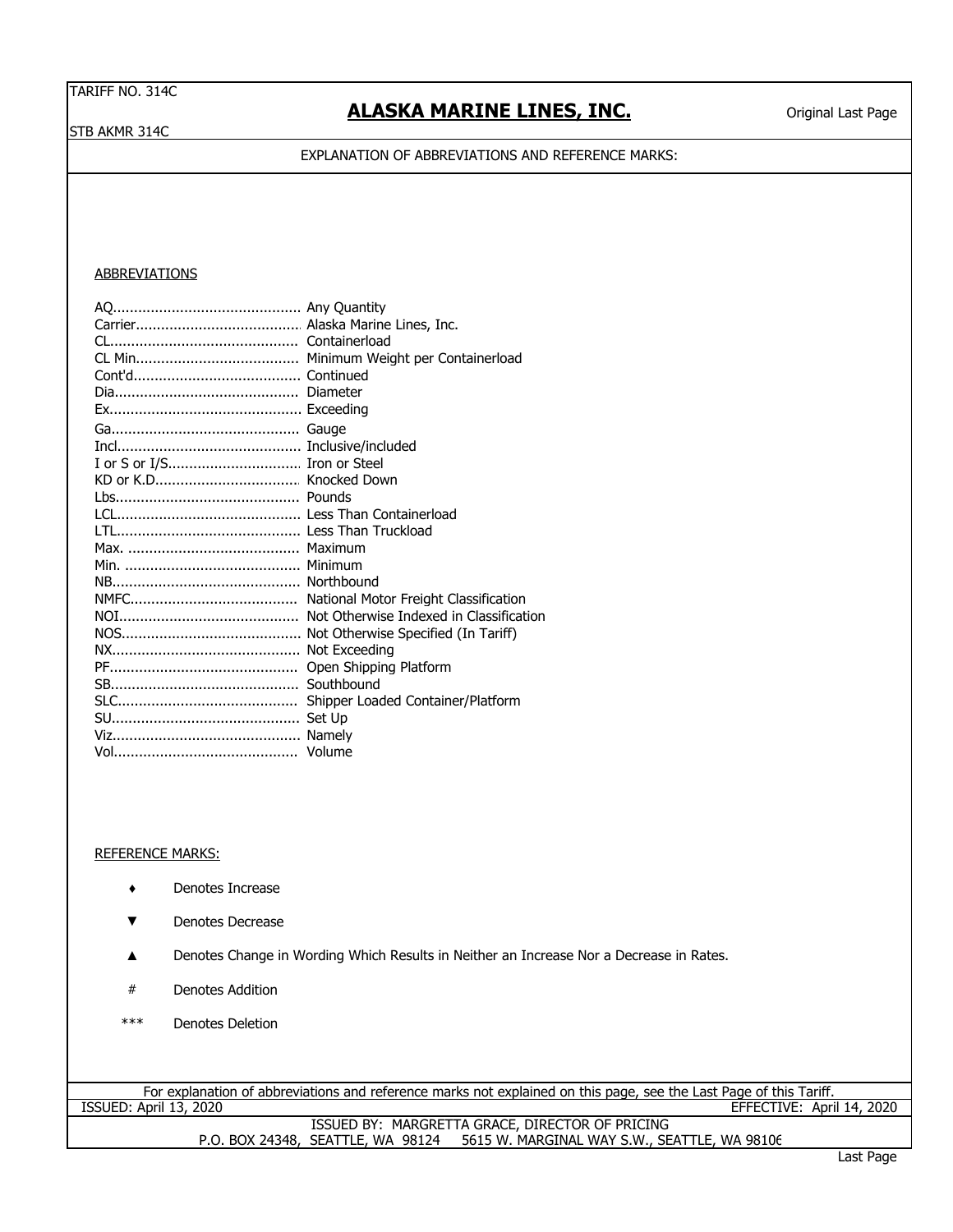## EXPLANATION OF ABBREVIATIONS AND REFERENCE MARKS:

ABBREVIATIONS

| | |
|---|---|
| AQ | Any Quantity |
| Carrier | Alaska Marine Lines, Inc. |
| CL | Containerload |
| CL Min | Minimum Weight per Containerload |
| Cont'd | Continued |
| Dia | Diameter |
| Ex | Exceeding |
| Ga | Gauge |
| Incl | Inclusive/included |
| I or S or I/S | Iron or Steel |
| KD or K.D. | Knocked Down |
| Lbs | Pounds |
| LCL | Less Than Containerload |
| LTL | Less Than Truckload |
| Max. | Maximum |
| Min. | Minimum |
| NB | Northbound |
| NMFC | National Motor Freight Classification |
| NOI | Not Otherwise Indexed in Classification |
| NOS | Not Otherwise Specified (In Tariff) |
| NX | Not Exceeding |
| PF | Open Shipping Platform |
| SB | Southbound |
| SLC | Shipper Loaded Container/Platform |
| SU | Set Up |
| Viz | Namely |
| Vol | Volume |

REFERENCE MARKS:

- ♦ Denotes Increase
- ▼ Denotes Decrease
- ▲ Denotes Change in Wording Which Results in Neither an Increase Nor a Decrease in Rates.
- # Denotes Addition
- *** Denotes Deletion

For explanation of abbreviations and reference marks not explained on this page, see the Last Page of this Tariff.

ISSUED: April 13, 2020 EFFECTIVE: April 14, 2020

ISSUED BY: MARGRETTA GRACE, DIRECTOR OF PRICING
P.O. BOX 24348, SEATTLE, WA 98124 5615 W. MARGINAL WAY S.W., SEATTLE, WA 98106